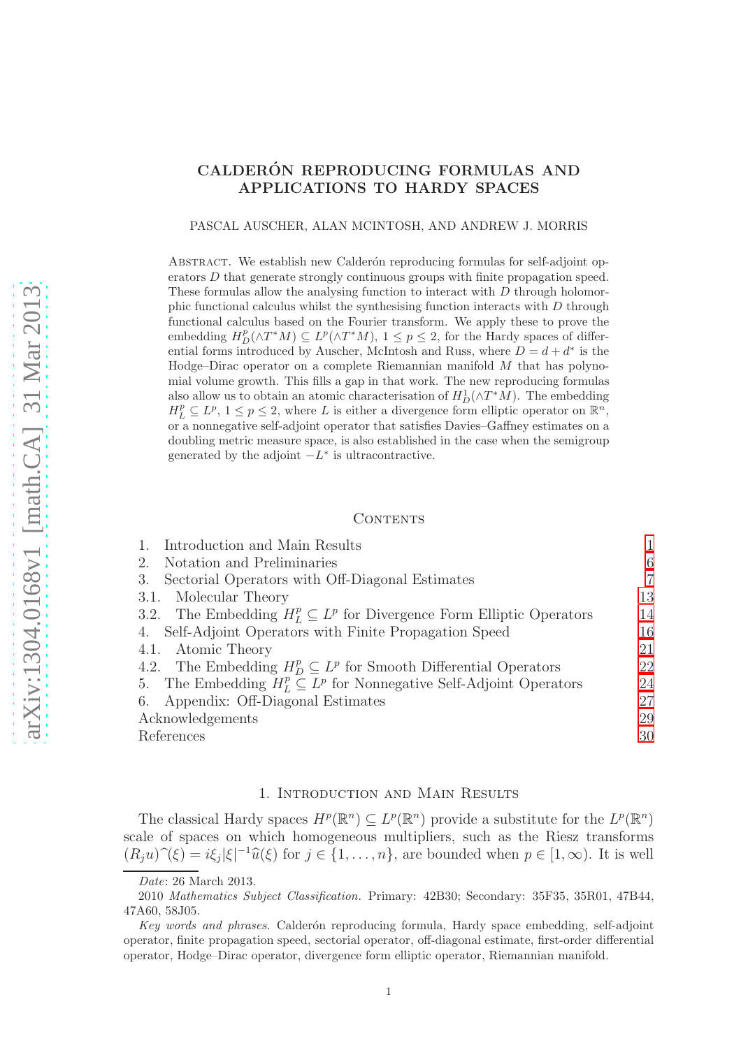# CALDERÓN REPRODUCING FORMULAS AND APPLICATIONS TO HARDY SPACES

PASCAL AUSCHER, ALAN MCINTOSH, AND ANDREW J. MORRIS

Abstract. We establish new Calderón reproducing formulas for self-adjoint operators $D$ that generate strongly continuous groups with finite propagation speed. These formulas allow the analysing function to interact with $D$ through holomorphic functional calculus whilst the synthesising function interacts with $D$ through functional calculus based on the Fourier transform. We apply these to prove the embedding $H^p_D(\wedge T^*M) \subseteq L^p(\wedge T^*M)$, $1 \leq p \leq 2$, for the Hardy spaces of differential forms introduced by Auscher, McIntosh and Russ, where $D = d + d^*$ is the Hodge–Dirac operator on a complete Riemannian manifold $M$ that has polynomial volume growth. This fills a gap in that work. The new reproducing formulas also allow us to obtain an atomic characterisation of $H^1_D(\wedge T^*M)$. The embedding $H^p_L \subseteq L^p$, $1 \leq p \leq 2$, where $L$ is either a divergence form elliptic operator on $\mathbb{R}^n$, or a nonnegative self-adjoint operator that satisfies Davies–Gaffney estimates on a doubling metric measure space, is also established in the case when the semigroup generated by the adjoint $-L^*$ is ultracontractive.

## Contents

1. Introduction and Main Results — 1
2. Notation and Preliminaries — 6
3. Sectorial Operators with Off-Diagonal Estimates — 7
   - 3.1. Molecular Theory — 13
   - 3.2. The Embedding $H^p_L \subseteq L^p$ for Divergence Form Elliptic Operators — 14
4. Self-Adjoint Operators with Finite Propagation Speed — 16
   - 4.1. Atomic Theory — 21
   - 4.2. The Embedding $H^p_D \subseteq L^p$ for Smooth Differential Operators — 22
5. The Embedding $H^p_L \subseteq L^p$ for Nonnegative Self-Adjoint Operators — 24
6. Appendix: Off-Diagonal Estimates — 27

Acknowledgements — 29

References — 30

## 1. Introduction and Main Results

The classical Hardy spaces $H^p(\mathbb{R}^n) \subseteq L^p(\mathbb{R}^n)$ provide a substitute for the $L^p(\mathbb{R}^n)$ scale of spaces on which homogeneous multipliers, such as the Riesz transforms $(R_j u)\widehat{\ }(\xi) = i\xi_j|\xi|^{-1}\widehat{u}(\xi)$ for $j \in \{1, \ldots, n\}$, are bounded when $p \in [1, \infty)$. It is well

*Date*: 26 March 2013.

2010 *Mathematics Subject Classification.* Primary: 42B30; Secondary: 35F35, 35R01, 47B44, 47A60, 58J05.

*Key words and phrases.* Calderón reproducing formula, Hardy space embedding, self-adjoint operator, finite propagation speed, sectorial operator, off-diagonal estimate, first-order differential operator, Hodge–Dirac operator, divergence form elliptic operator, Riemannian manifold.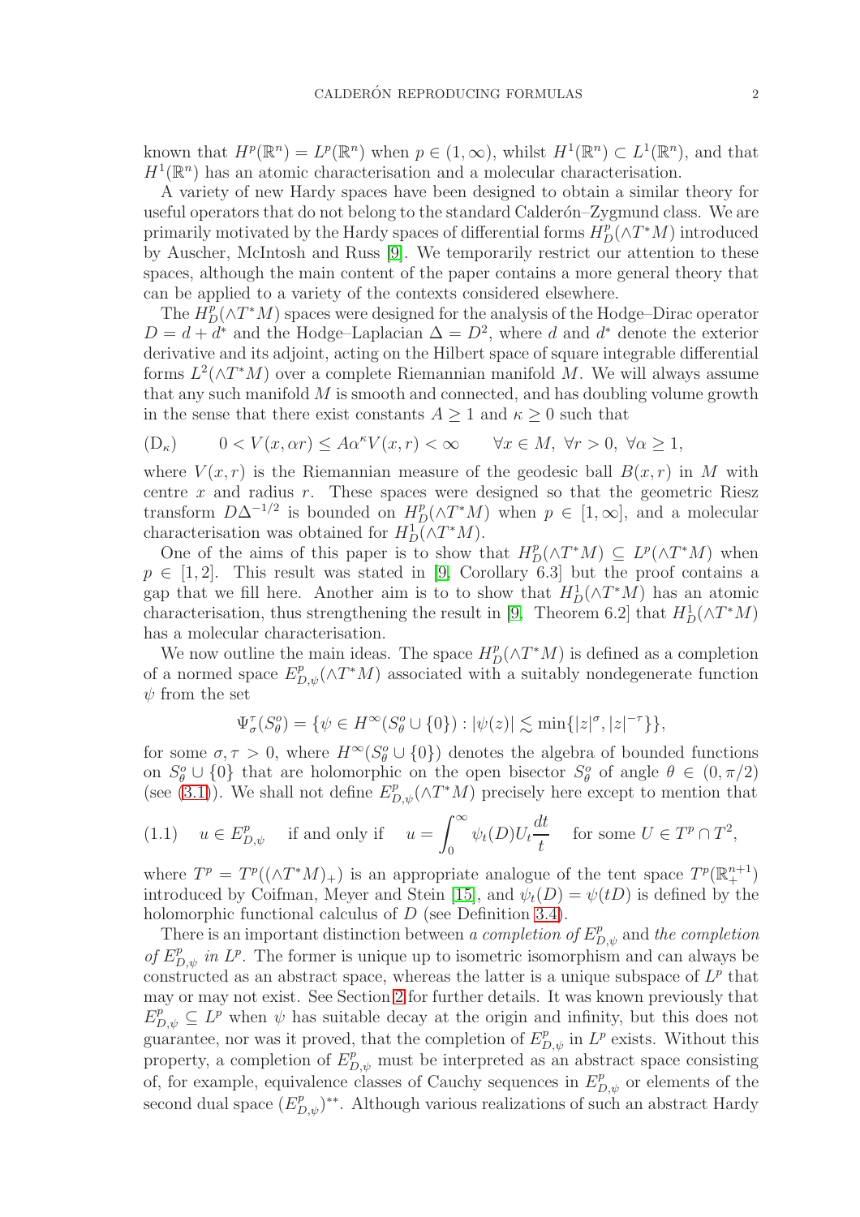known that $H^p(\mathbb{R}^n) = L^p(\mathbb{R}^n)$ when $p \in (1, \infty)$, whilst $H^1(\mathbb{R}^n) \subset L^1(\mathbb{R}^n)$, and that $H^1(\mathbb{R}^n)$ has an atomic characterisation and a molecular characterisation.

A variety of new Hardy spaces have been designed to obtain a similar theory for useful operators that do not belong to the standard Calderón–Zygmund class. We are primarily motivated by the Hardy spaces of differential forms $H^p_D(\wedge T^*M)$ introduced by Auscher, McIntosh and Russ [9]. We temporarily restrict our attention to these spaces, although the main content of the paper contains a more general theory that can be applied to a variety of the contexts considered elsewhere.

The $H^p_D(\wedge T^*M)$ spaces were designed for the analysis of the Hodge–Dirac operator $D = d + d^*$ and the Hodge–Laplacian $\Delta = D^2$, where $d$ and $d^*$ denote the exterior derivative and its adjoint, acting on the Hilbert space of square integrable differential forms $L^2(\wedge T^*M)$ over a complete Riemannian manifold $M$. We will always assume that any such manifold $M$ is smooth and connected, and has doubling volume growth in the sense that there exist constants $A \geq 1$ and $\kappa \geq 0$ such that

$$(\mathrm{D}_\kappa) \qquad 0 < V(x, \alpha r) \leq A\alpha^\kappa V(x,r) < \infty \qquad \forall x \in M,\ \forall r > 0,\ \forall \alpha \geq 1,$$

where $V(x,r)$ is the Riemannian measure of the geodesic ball $B(x,r)$ in $M$ with centre $x$ and radius $r$. These spaces were designed so that the geometric Riesz transform $D\Delta^{-1/2}$ is bounded on $H^p_D(\wedge T^*M)$ when $p \in [1, \infty]$, and a molecular characterisation was obtained for $H^1_D(\wedge T^*M)$.

One of the aims of this paper is to show that $H^p_D(\wedge T^*M) \subseteq L^p(\wedge T^*M)$ when $p \in [1,2]$. This result was stated in [9, Corollary 6.3] but the proof contains a gap that we fill here. Another aim is to show that $H^1_D(\wedge T^*M)$ has an atomic characterisation, thus strengthening the result in [9, Theorem 6.2] that $H^1_D(\wedge T^*M)$ has a molecular characterisation.

We now outline the main ideas. The space $H^p_D(\wedge T^*M)$ is defined as a completion of a normed space $E^p_{D,\psi}(\wedge T^*M)$ associated with a suitably nondegenerate function $\psi$ from the set

$$\Psi^\tau_\sigma(S^o_\theta) = \{\psi \in H^\infty(S^o_\theta \cup \{0\}) : |\psi(z)| \lesssim \min\{|z|^\sigma, |z|^{-\tau}\}\},$$

for some $\sigma, \tau > 0$, where $H^\infty(S^o_\theta \cup \{0\})$ denotes the algebra of bounded functions on $S^o_\theta \cup \{0\}$ that are holomorphic on the open bisector $S^o_\theta$ of angle $\theta \in (0, \pi/2)$ (see (3.1)). We shall not define $E^p_{D,\psi}(\wedge T^*M)$ precisely here except to mention that

$$(1.1) \quad u \in E^p_{D,\psi} \quad \text{if and only if} \quad u = \int_0^\infty \psi_t(D) U_t \frac{dt}{t} \quad \text{for some } U \in T^p \cap T^2,$$

where $T^p = T^p((\wedge T^*M)_+)$ is an appropriate analogue of the tent space $T^p(\mathbb{R}^{n+1}_+)$ introduced by Coifman, Meyer and Stein [15], and $\psi_t(D) = \psi(tD)$ is defined by the holomorphic functional calculus of $D$ (see Definition 3.4).

There is an important distinction between *a completion of* $E^p_{D,\psi}$ and *the completion of* $E^p_{D,\psi}$ *in* $L^p$. The former is unique up to isometric isomorphism and can always be constructed as an abstract space, whereas the latter is a unique subspace of $L^p$ that may or may not exist. See Section 2 for further details. It was known previously that $E^p_{D,\psi} \subseteq L^p$ when $\psi$ has suitable decay at the origin and infinity, but this does not guarantee, nor was it proved, that the completion of $E^p_{D,\psi}$ in $L^p$ exists. Without this property, a completion of $E^p_{D,\psi}$ must be interpreted as an abstract space consisting of, for example, equivalence classes of Cauchy sequences in $E^p_{D,\psi}$ or elements of the second dual space $(E^p_{D,\psi})^{**}$. Although various realizations of such an abstract Hardy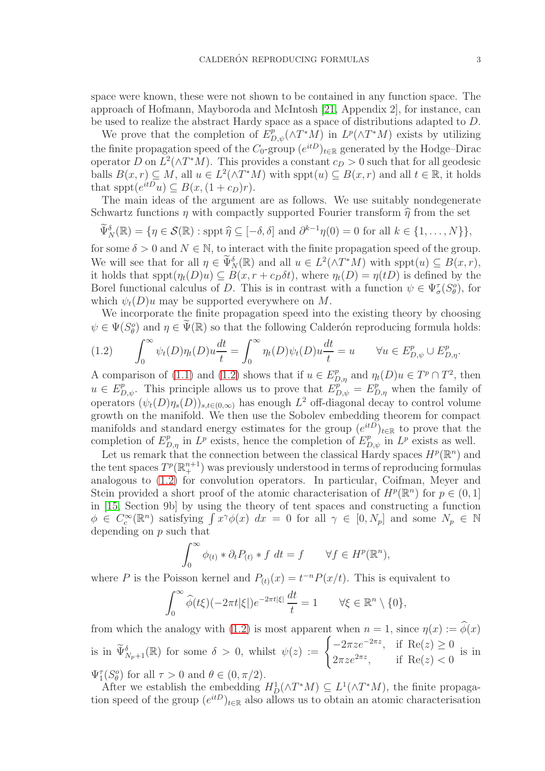space were known, these were not shown to be contained in any function space. The approach of Hofmann, Mayboroda and McIntosh [21, Appendix 2], for instance, can be used to realize the abstract Hardy space as a space of distributions adapted to $D$.

We prove that the completion of $E^p_{D,\psi}(\wedge T^*M)$ in $L^p(\wedge T^*M)$ exists by utilizing the finite propagation speed of the $C_0$-group $(e^{itD})_{t\in\mathbb{R}}$ generated by the Hodge–Dirac operator $D$ on $L^2(\wedge T^*M)$. This provides a constant $c_D > 0$ such that for all geodesic balls $B(x,r) \subseteq M$, all $u \in L^2(\wedge T^*M)$ with $\operatorname{sppt}(u) \subseteq B(x,r)$ and all $t \in \mathbb{R}$, it holds that $\operatorname{sppt}(e^{itD}u) \subseteq B(x,(1+c_D)r)$.

The main ideas of the argument are as follows. We use suitably nondegenerate Schwartz functions $\eta$ with compactly supported Fourier transform $\widehat{\eta}$ from the set

$$\widetilde{\Psi}^\delta_N(\mathbb{R}) = \{\eta \in \mathcal{S}(\mathbb{R}) : \operatorname{sppt}\widehat{\eta} \subseteq [-\delta,\delta] \text{ and } \partial^{k-1}\eta(0) = 0 \text{ for all } k \in \{1,\ldots,N\}\},$$

for some $\delta > 0$ and $N \in \mathbb{N}$, to interact with the finite propagation speed of the group. We will see that for all $\eta \in \widetilde{\Psi}^\delta_N(\mathbb{R})$ and all $u \in L^2(\wedge T^*M)$ with $\operatorname{sppt}(u) \subseteq B(x,r)$, it holds that $\operatorname{sppt}(\eta_t(D)u) \subseteq B(x, r + c_D\delta t)$, where $\eta_t(D) = \eta(tD)$ is defined by the Borel functional calculus of $D$. This is in contrast with a function $\psi \in \Psi^\tau_\sigma(S^o_\theta)$, for which $\psi_t(D)u$ may be supported everywhere on $M$.

We incorporate the finite propagation speed into the existing theory by choosing $\psi \in \Psi(S^o_\theta)$ and $\eta \in \widetilde{\Psi}(\mathbb{R})$ so that the following Calderón reproducing formula holds:

$$\int_0^\infty \psi_t(D)\eta_t(D)u\frac{dt}{t} = \int_0^\infty \eta_t(D)\psi_t(D)u\frac{dt}{t} = u \qquad \forall u \in E^p_{D,\psi} \cup E^p_{D,\eta}. \tag{1.2}$$

A comparison of (1.1) and (1.2) shows that if $u \in E^p_{D,\eta}$ and $\eta_t(D)u \in T^p \cap T^2$, then $u \in E^p_{D,\psi}$. This principle allows us to prove that $E^p_{D,\psi} = E^p_{D,\eta}$ when the family of operators $(\psi_t(D)\eta_s(D))_{s,t\in(0,\infty)}$ has enough $L^2$ off-diagonal decay to control volume growth on the manifold. We then use the Sobolev embedding theorem for compact manifolds and standard energy estimates for the group $(e^{itD})_{t\in\mathbb{R}}$ to prove that the completion of $E^p_{D,\eta}$ in $L^p$ exists, hence the completion of $E^p_{D,\psi}$ in $L^p$ exists as well.

Let us remark that the connection between the classical Hardy spaces $H^p(\mathbb{R}^n)$ and the tent spaces $T^p(\mathbb{R}^{n+1}_+)$ was previously understood in terms of reproducing formulas analogous to (1.2) for convolution operators. In particular, Coifman, Meyer and Stein provided a short proof of the atomic characterisation of $H^p(\mathbb{R}^n)$ for $p \in (0,1]$ in [15, Section 9b] by using the theory of tent spaces and constructing a function $\phi \in C^\infty_c(\mathbb{R}^n)$ satisfying $\int x^\gamma \phi(x)\ dx = 0$ for all $\gamma \in [0, N_p]$ and some $N_p \in \mathbb{N}$ depending on $p$ such that

$$\int_0^\infty \phi_{(t)} * \partial_t P_{(t)} * f\ dt = f \qquad \forall f \in H^p(\mathbb{R}^n),$$

where $P$ is the Poisson kernel and $P_{(t)}(x) = t^{-n}P(x/t)$. This is equivalent to

$$\int_0^\infty \widehat{\phi}(t\xi)(-2\pi t|\xi|)e^{-2\pi t|\xi|}\,\frac{dt}{t} = 1 \qquad \forall \xi \in \mathbb{R}^n \setminus \{0\},$$

from which the analogy with (1.2) is most apparent when $n = 1$, since $\eta(x) := \widehat{\phi}(x)$ is in $\widetilde{\Psi}^\delta_{N_p+1}(\mathbb{R})$ for some $\delta > 0$, whilst $\psi(z) := \begin{cases} -2\pi z e^{-2\pi z}, & \text{if } \operatorname{Re}(z) \geq 0 \\ 2\pi z e^{2\pi z}, & \text{if } \operatorname{Re}(z) < 0 \end{cases}$ is in $\Psi^\tau_1(S^o_\theta)$ for all $\tau > 0$ and $\theta \in (0,\pi/2)$.

After we establish the embedding $H^1_D(\wedge T^*M) \subseteq L^1(\wedge T^*M)$, the finite propagation speed of the group $(e^{itD})_{t\in\mathbb{R}}$ also allows us to obtain an atomic characterisation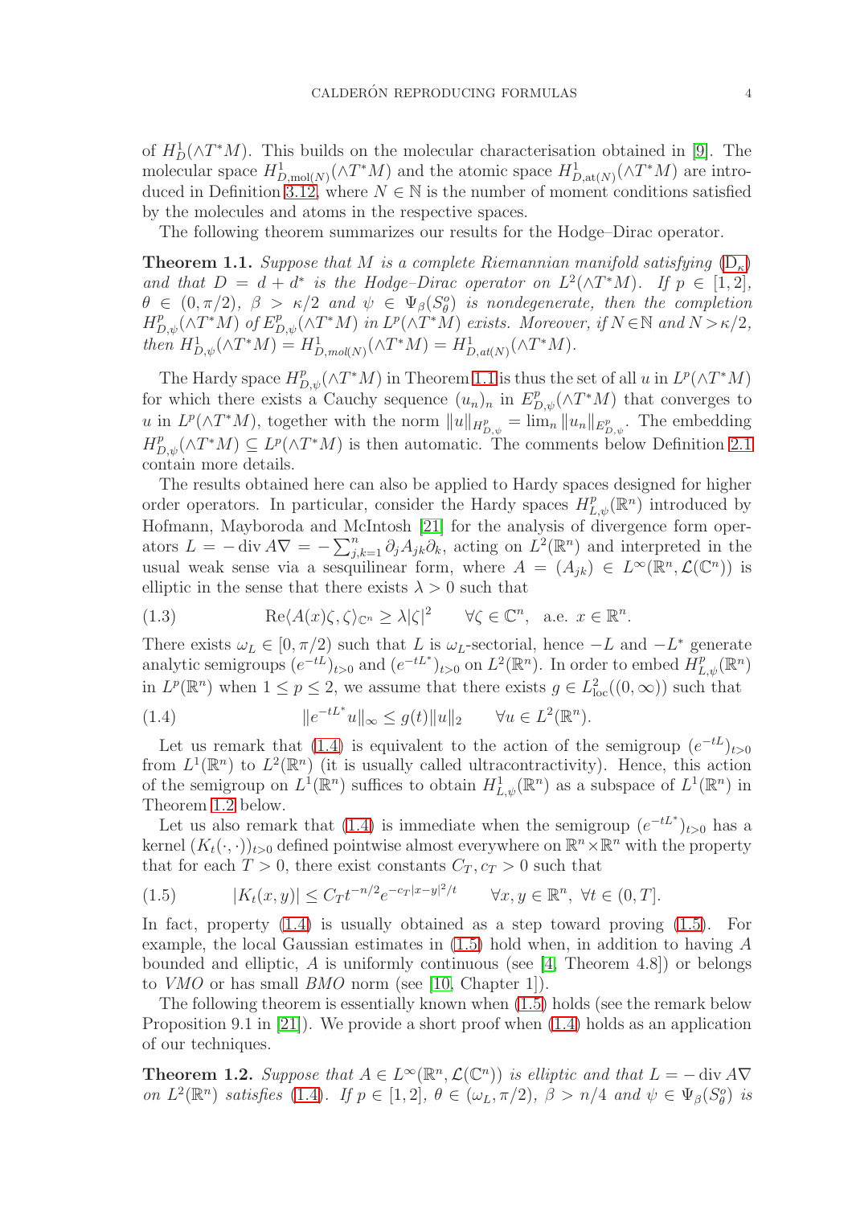of $H^1_D(\wedge T^*M)$. This builds on the molecular characterisation obtained in [9]. The molecular space $H^1_{D,\mathrm{mol}(N)}(\wedge T^*M)$ and the atomic space $H^1_{D,\mathrm{at}(N)}(\wedge T^*M)$ are introduced in Definition 3.12, where $N \in \mathbb{N}$ is the number of moment conditions satisfied by the molecules and atoms in the respective spaces.

The following theorem summarizes our results for the Hodge–Dirac operator.

**Theorem 1.1.** *Suppose that $M$ is a complete Riemannian manifold satisfying* ($\mathrm{D}_\kappa$) *and that $D = d + d^*$ is the Hodge–Dirac operator on $L^2(\wedge T^*M)$. If $p \in [1, 2]$, $\theta \in (0, \pi/2)$, $\beta > \kappa/2$ and $\psi \in \Psi_\beta(S^o_\theta)$ is nondegenerate, then the completion $H^p_{D,\psi}(\wedge T^*M)$ of $E^p_{D,\psi}(\wedge T^*M)$ in $L^p(\wedge T^*M)$ exists. Moreover, if $N\in\mathbb{N}$ and $N > \kappa/2$, then $H^1_{D,\psi}(\wedge T^*M) = H^1_{D,mol(N)}(\wedge T^*M) = H^1_{D,at(N)}(\wedge T^*M)$.*

The Hardy space $H^p_{D,\psi}(\wedge T^*M)$ in Theorem 1.1 is thus the set of all $u$ in $L^p(\wedge T^*M)$ for which there exists a Cauchy sequence $(u_n)_n$ in $E^p_{D,\psi}(\wedge T^*M)$ that converges to $u$ in $L^p(\wedge T^*M)$, together with the norm $\|u\|_{H^p_{D,\psi}} = \lim_n \|u_n\|_{E^p_{D,\psi}}$. The embedding $H^p_{D,\psi}(\wedge T^*M) \subseteq L^p(\wedge T^*M)$ is then automatic. The comments below Definition 2.1 contain more details.

The results obtained here can also be applied to Hardy spaces designed for higher order operators. In particular, consider the Hardy spaces $H^p_{L,\psi}(\mathbb{R}^n)$ introduced by Hofmann, Mayboroda and McIntosh [21] for the analysis of divergence form operators $L = -\operatorname{div} A\nabla = -\sum_{j,k=1}^n \partial_j A_{jk}\partial_k$, acting on $L^2(\mathbb{R}^n)$ and interpreted in the usual weak sense via a sesquilinear form, where $A = (A_{jk}) \in L^\infty(\mathbb{R}^n, \mathcal{L}(\mathbb{C}^n))$ is elliptic in the sense that there exists $\lambda > 0$ such that

$$\operatorname{Re}\langle A(x)\zeta, \zeta\rangle_{\mathbb{C}^n} \geq \lambda|\zeta|^2 \qquad \forall \zeta \in \mathbb{C}^n, \ \text{ a.e. } x \in \mathbb{R}^n. \tag{1.3}$$

There exists $\omega_L \in [0, \pi/2)$ such that $L$ is $\omega_L$-sectorial, hence $-L$ and $-L^*$ generate analytic semigroups $(e^{-tL})_{t>0}$ and $(e^{-tL^*})_{t>0}$ on $L^2(\mathbb{R}^n)$. In order to embed $H^p_{L,\psi}(\mathbb{R}^n)$ in $L^p(\mathbb{R}^n)$ when $1 \leq p \leq 2$, we assume that there exists $g \in L^2_{\mathrm{loc}}((0, \infty))$ such that

$$\|e^{-tL^*}u\|_\infty \leq g(t)\|u\|_2 \qquad \forall u \in L^2(\mathbb{R}^n). \tag{1.4}$$

Let us remark that (1.4) is equivalent to the action of the semigroup $(e^{-tL})_{t>0}$ from $L^1(\mathbb{R}^n)$ to $L^2(\mathbb{R}^n)$ (it is usually called ultracontractivity). Hence, this action of the semigroup on $L^1(\mathbb{R}^n)$ suffices to obtain $H^1_{L,\psi}(\mathbb{R}^n)$ as a subspace of $L^1(\mathbb{R}^n)$ in Theorem 1.2 below.

Let us also remark that (1.4) is immediate when the semigroup $(e^{-tL^*})_{t>0}$ has a kernel $(K_t(\cdot,\cdot))_{t>0}$ defined pointwise almost everywhere on $\mathbb{R}^n \times \mathbb{R}^n$ with the property that for each $T > 0$, there exist constants $C_T, c_T > 0$ such that

$$|K_t(x, y)| \leq C_T t^{-n/2} e^{-c_T|x-y|^2/t} \qquad \forall x, y \in \mathbb{R}^n, \ \forall t \in (0, T]. \tag{1.5}$$

In fact, property (1.4) is usually obtained as a step toward proving (1.5). For example, the local Gaussian estimates in (1.5) hold when, in addition to having $A$ bounded and elliptic, $A$ is uniformly continuous (see [4, Theorem 4.8]) or belongs to $VMO$ or has small $BMO$ norm (see [10, Chapter 1]).

The following theorem is essentially known when (1.5) holds (see the remark below Proposition 9.1 in [21]). We provide a short proof when (1.4) holds as an application of our techniques.

**Theorem 1.2.** *Suppose that $A \in L^\infty(\mathbb{R}^n, \mathcal{L}(\mathbb{C}^n))$ is elliptic and that $L = -\operatorname{div} A\nabla$ on $L^2(\mathbb{R}^n)$ satisfies (1.4). If $p \in [1, 2]$, $\theta \in (\omega_L, \pi/2)$, $\beta > n/4$ and $\psi \in \Psi_\beta(S^o_\theta)$ is*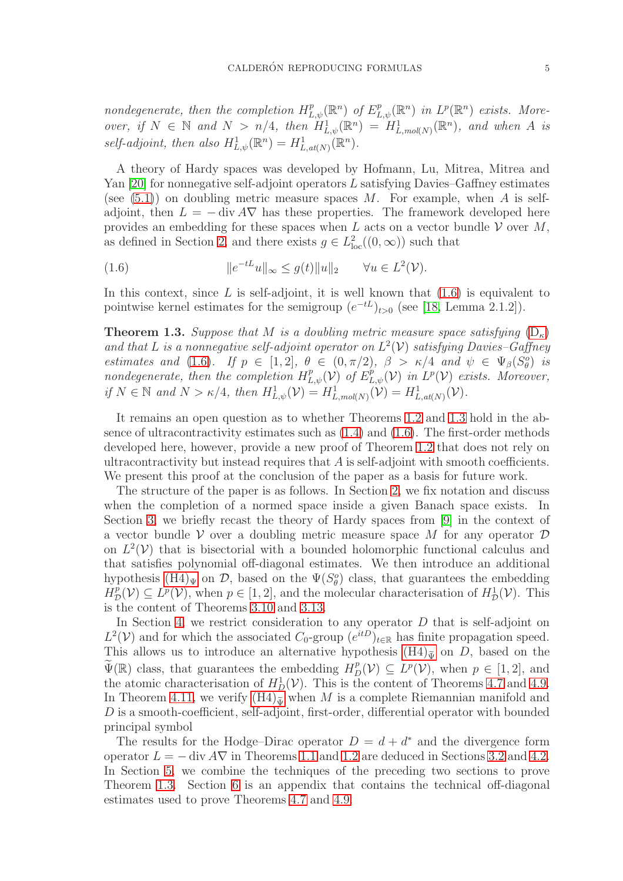*nondegenerate, then the completion $H^p_{L,\psi}(\mathbb{R}^n)$ of $E^p_{L,\psi}(\mathbb{R}^n)$ in $L^p(\mathbb{R}^n)$ exists. Moreover, if $N \in \mathbb{N}$ and $N > n/4$, then $H^1_{L,\psi}(\mathbb{R}^n) = H^1_{L,mol(N)}(\mathbb{R}^n)$, and when $A$ is self-adjoint, then also $H^1_{L,\psi}(\mathbb{R}^n) = H^1_{L,at(N)}(\mathbb{R}^n)$.*

A theory of Hardy spaces was developed by Hofmann, Lu, Mitrea, Mitrea and Yan [20] for nonnegative self-adjoint operators $L$ satisfying Davies–Gaffney estimates (see (5.1)) on doubling metric measure spaces $M$. For example, when $A$ is self-adjoint, then $L = -\operatorname{div} A\nabla$ has these properties. The framework developed here provides an embedding for these spaces when $L$ acts on a vector bundle $\mathcal{V}$ over $M$, as defined in Section 2, and there exists $g \in L^2_{\text{loc}}((0,\infty))$ such that

$$\|e^{-tL}u\|_\infty \leq g(t)\|u\|_2 \qquad \forall u \in L^2(\mathcal{V}). \tag{1.6}$$

In this context, since $L$ is self-adjoint, it is well known that (1.6) is equivalent to pointwise kernel estimates for the semigroup $(e^{-tL})_{t>0}$ (see [18, Lemma 2.1.2]).

**Theorem 1.3.** *Suppose that $M$ is a doubling metric measure space satisfying ($\mathrm{D}_\kappa$) and that $L$ is a nonnegative self-adjoint operator on $L^2(\mathcal{V})$ satisfying Davies–Gaffney estimates and (1.6). If $p \in [1,2]$, $\theta \in (0,\pi/2)$, $\beta > \kappa/4$ and $\psi \in \Psi_\beta(S^o_\theta)$ is nondegenerate, then the completion $H^p_{L,\psi}(\mathcal{V})$ of $E^p_{L,\psi}(\mathcal{V})$ in $L^p(\mathcal{V})$ exists. Moreover, if $N \in \mathbb{N}$ and $N > \kappa/4$, then $H^1_{L,\psi}(\mathcal{V}) = H^1_{L,mol(N)}(\mathcal{V}) = H^1_{L,at(N)}(\mathcal{V})$.*

It remains an open question as to whether Theorems 1.2 and 1.3 hold in the absence of ultracontractivity estimates such as (1.4) and (1.6). The first-order methods developed here, however, provide a new proof of Theorem 1.2 that does not rely on ultracontractivity but instead requires that $A$ is self-adjoint with smooth coefficients. We present this proof at the conclusion of the paper as a basis for future work.

The structure of the paper is as follows. In Section 2, we fix notation and discuss when the completion of a normed space inside a given Banach space exists. In Section 3, we briefly recast the theory of Hardy spaces from [9] in the context of a vector bundle $\mathcal{V}$ over a doubling metric measure space $M$ for any operator $\mathcal{D}$ on $L^2(\mathcal{V})$ that is bisectorial with a bounded holomorphic functional calculus and that satisfies polynomial off-diagonal estimates. We then introduce an additional hypothesis $(\mathrm{H4})_\Psi$ on $\mathcal{D}$, based on the $\Psi(S^o_\theta)$ class, that guarantees the embedding $H^p_{\mathcal{D}}(\mathcal{V}) \subseteq L^p(\mathcal{V})$, when $p \in [1,2]$, and the molecular characterisation of $H^1_{\mathcal{D}}(\mathcal{V})$. This is the content of Theorems 3.10 and 3.13.

In Section 4, we restrict consideration to any operator $D$ that is self-adjoint on $L^2(\mathcal{V})$ and for which the associated $C_0$-group $(e^{itD})_{t\in\mathbb{R}}$ has finite propagation speed. This allows us to introduce an alternative hypothesis $(\mathrm{H4})_{\widetilde{\Psi}}$ on $D$, based on the $\widetilde{\Psi}(\mathbb{R})$ class, that guarantees the embedding $H^p_D(\mathcal{V}) \subseteq L^p(\mathcal{V})$, when $p \in [1,2]$, and the atomic characterisation of $H^1_D(\mathcal{V})$. This is the content of Theorems 4.7 and 4.9. In Theorem 4.11, we verify $(\mathrm{H4})_{\widetilde{\Psi}}$ when $M$ is a complete Riemannian manifold and $D$ is a smooth-coefficient, self-adjoint, first-order, differential operator with bounded principal symbol

The results for the Hodge–Dirac operator $D = d + d^*$ and the divergence form operator $L = -\operatorname{div} A\nabla$ in Theorems 1.1 and 1.2 are deduced in Sections 3.2 and 4.2. In Section 5, we combine the techniques of the preceding two sections to prove Theorem 1.3. Section 6 is an appendix that contains the technical off-diagonal estimates used to prove Theorems 4.7 and 4.9.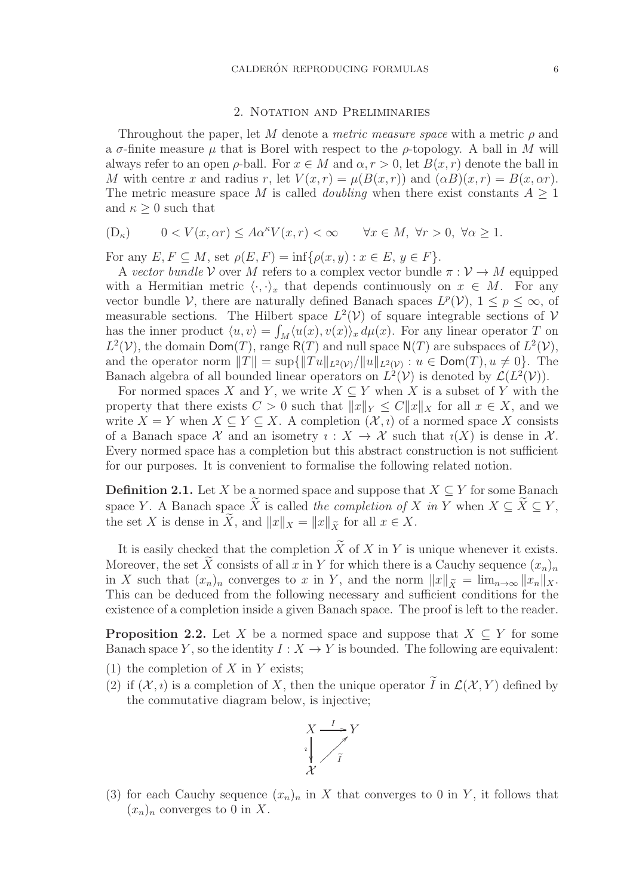## 2. Notation and Preliminaries

Throughout the paper, let $M$ denote a *metric measure space* with a metric $\rho$ and a $\sigma$-finite measure $\mu$ that is Borel with respect to the $\rho$-topology. A ball in $M$ will always refer to an open $\rho$-ball. For $x \in M$ and $\alpha, r > 0$, let $B(x,r)$ denote the ball in $M$ with centre $x$ and radius $r$, let $V(x,r) = \mu(B(x,r))$ and $(\alpha B)(x,r) = B(x, \alpha r)$. The metric measure space $M$ is called *doubling* when there exist constants $A \geq 1$ and $\kappa \geq 0$ such that

$$(\mathrm{D}_\kappa) \qquad 0 < V(x, \alpha r) \leq A\alpha^\kappa V(x,r) < \infty \qquad \forall x \in M,\ \forall r > 0,\ \forall \alpha \geq 1.$$

For any $E, F \subseteq M$, set $\rho(E,F) = \inf\{\rho(x,y) : x \in E,\ y \in F\}$.

A *vector bundle* $\mathcal{V}$ over $M$ refers to a complex vector bundle $\pi : \mathcal{V} \to M$ equipped with a Hermitian metric $\langle \cdot, \cdot \rangle_x$ that depends continuously on $x \in M$. For any vector bundle $\mathcal{V}$, there are naturally defined Banach spaces $L^p(\mathcal{V})$, $1 \leq p \leq \infty$, of measurable sections. The Hilbert space $L^2(\mathcal{V})$ of square integrable sections of $\mathcal{V}$ has the inner product $\langle u, v \rangle = \int_M \langle u(x), v(x) \rangle_x \, d\mu(x)$. For any linear operator $T$ on $L^2(\mathcal{V})$, the domain $\mathsf{Dom}(T)$, range $\mathsf{R}(T)$ and null space $\mathsf{N}(T)$ are subspaces of $L^2(\mathcal{V})$, and the operator norm $\|T\| = \sup\{\|Tu\|_{L^2(\mathcal{V})}/\|u\|_{L^2(\mathcal{V})} : u \in \mathsf{Dom}(T), u \neq 0\}$. The Banach algebra of all bounded linear operators on $L^2(\mathcal{V})$ is denoted by $\mathcal{L}(L^2(\mathcal{V}))$.

For normed spaces $X$ and $Y$, we write $X \subseteq Y$ when $X$ is a subset of $Y$ with the property that there exists $C > 0$ such that $\|x\|_Y \leq C\|x\|_X$ for all $x \in X$, and we write $X = Y$ when $X \subseteq Y \subseteq X$. A completion $(\mathcal{X}, \imath)$ of a normed space $X$ consists of a Banach space $\mathcal{X}$ and an isometry $\imath : X \to \mathcal{X}$ such that $\imath(X)$ is dense in $\mathcal{X}$. Every normed space has a completion but this abstract construction is not sufficient for our purposes. It is convenient to formalise the following related notion.

**Definition 2.1.** Let $X$ be a normed space and suppose that $X \subseteq Y$ for some Banach space $Y$. A Banach space $\widetilde{X}$ is called *the completion of $X$ in $Y$* when $X \subseteq \widetilde{X} \subseteq Y$, the set $X$ is dense in $\widetilde{X}$, and $\|x\|_X = \|x\|_{\widetilde{X}}$ for all $x \in X$.

It is easily checked that the completion $\widetilde{X}$ of $X$ in $Y$ is unique whenever it exists. Moreover, the set $\widetilde{X}$ consists of all $x$ in $Y$ for which there is a Cauchy sequence $(x_n)_n$ in $X$ such that $(x_n)_n$ converges to $x$ in $Y$, and the norm $\|x\|_{\widetilde{X}} = \lim_{n\to\infty} \|x_n\|_X$. This can be deduced from the following necessary and sufficient conditions for the existence of a completion inside a given Banach space. The proof is left to the reader.

**Proposition 2.2.** Let $X$ be a normed space and suppose that $X \subseteq Y$ for some Banach space $Y$, so the identity $I : X \to Y$ is bounded. The following are equivalent:

(1) the completion of $X$ in $Y$ exists;

(2) if $(\mathcal{X}, \imath)$ is a completion of $X$, then the unique operator $\widetilde{I}$ in $\mathcal{L}(\mathcal{X}, Y)$ defined by the commutative diagram below, is injective;

$$\begin{array}{ccc} X & \xrightarrow{I} & Y \\ {\scriptstyle \imath}\downarrow & \nearrow_{\widetilde{I}} & \\ \mathcal{X} & & \end{array}$$

(3) for each Cauchy sequence $(x_n)_n$ in $X$ that converges to $0$ in $Y$, it follows that $(x_n)_n$ converges to $0$ in $X$.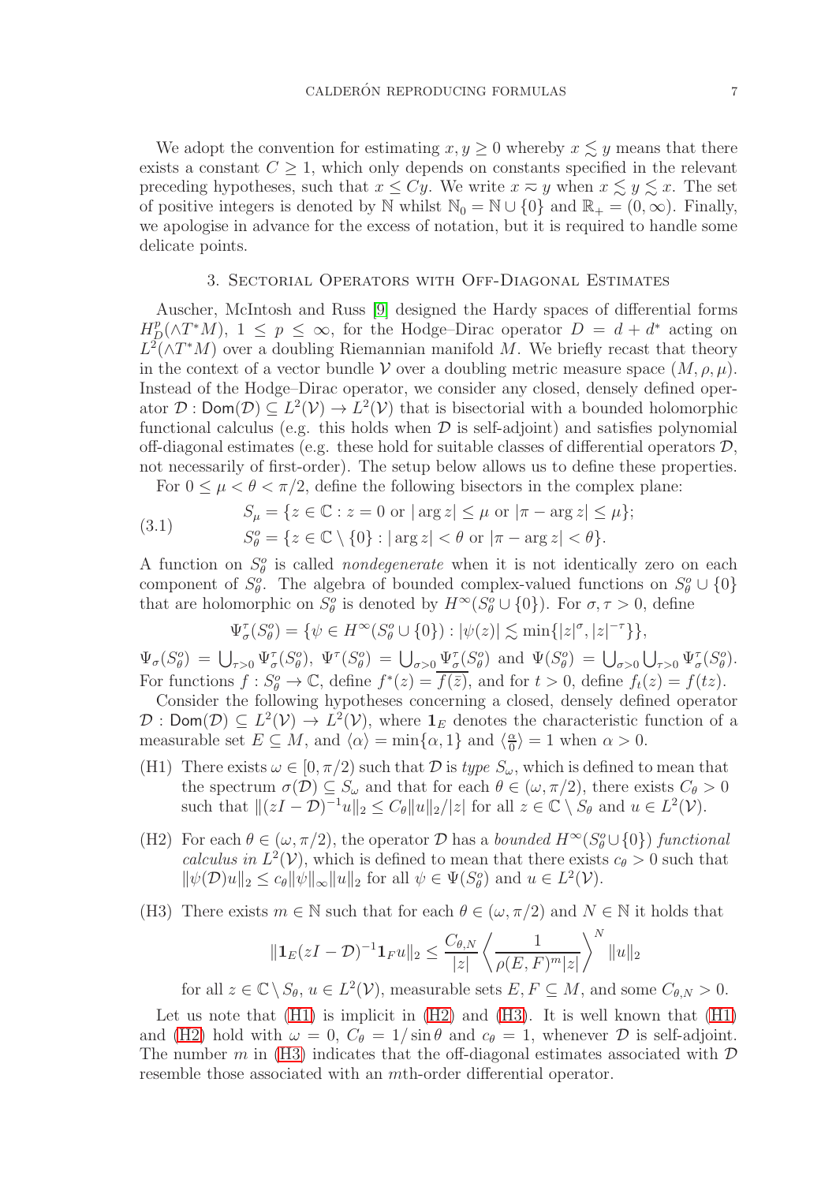We adopt the convention for estimating $x, y \geq 0$ whereby $x \lesssim y$ means that there exists a constant $C \geq 1$, which only depends on constants specified in the relevant preceding hypotheses, such that $x \leq Cy$. We write $x \eqsim y$ when $x \lesssim y \lesssim x$. The set of positive integers is denoted by $\mathbb{N}$ whilst $\mathbb{N}_0 = \mathbb{N} \cup \{0\}$ and $\mathbb{R}_+ = (0, \infty)$. Finally, we apologise in advance for the excess of notation, but it is required to handle some delicate points.

## 3. Sectorial Operators with Off-Diagonal Estimates

Auscher, McIntosh and Russ [9] designed the Hardy spaces of differential forms $H^p_D(\wedge T^*M)$, $1 \leq p \leq \infty$, for the Hodge–Dirac operator $D = d + d^*$ acting on $L^2(\wedge T^*M)$ over a doubling Riemannian manifold $M$. We briefly recast that theory in the context of a vector bundle $\mathcal{V}$ over a doubling metric measure space $(M, \rho, \mu)$. Instead of the Hodge–Dirac operator, we consider any closed, densely defined operator $\mathcal{D} : \mathsf{Dom}(\mathcal{D}) \subseteq L^2(\mathcal{V}) \to L^2(\mathcal{V})$ that is bisectorial with a bounded holomorphic functional calculus (e.g. this holds when $\mathcal{D}$ is self-adjoint) and satisfies polynomial off-diagonal estimates (e.g. these hold for suitable classes of differential operators $\mathcal{D}$, not necessarily of first-order). The setup below allows us to define these properties.

For $0 \leq \mu < \theta < \pi/2$, define the following bisectors in the complex plane:

$$
\begin{aligned}
S_\mu &= \{z \in \mathbb{C} : z = 0 \text{ or } |\arg z| \leq \mu \text{ or } |\pi - \arg z| \leq \mu\}; \\
S^o_\theta &= \{z \in \mathbb{C} \setminus \{0\} : |\arg z| < \theta \text{ or } |\pi - \arg z| < \theta\}.
\end{aligned}
\tag{3.1}
$$

A function on $S^o_\theta$ is called *nondegenerate* when it is not identically zero on each component of $S^o_\theta$. The algebra of bounded complex-valued functions on $S^o_\theta \cup \{0\}$ that are holomorphic on $S^o_\theta$ is denoted by $H^\infty(S^o_\theta \cup \{0\})$. For $\sigma, \tau > 0$, define

$$
\Psi^\tau_\sigma(S^o_\theta) = \{\psi \in H^\infty(S^o_\theta \cup \{0\}) : |\psi(z)| \lesssim \min\{|z|^\sigma, |z|^{-\tau}\}\},
$$

$\Psi_\sigma(S^o_\theta) = \bigcup_{\tau>0} \Psi^\tau_\sigma(S^o_\theta)$, $\Psi^\tau(S^o_\theta) = \bigcup_{\sigma>0} \Psi^\tau_\sigma(S^o_\theta)$ and $\Psi(S^o_\theta) = \bigcup_{\sigma>0} \bigcup_{\tau>0} \Psi^\tau_\sigma(S^o_\theta)$. For functions $f : S^o_\theta \to \mathbb{C}$, define $f^*(z) = \overline{f(\bar{z})}$, and for $t > 0$, define $f_t(z) = f(tz)$.

Consider the following hypotheses concerning a closed, densely defined operator $\mathcal{D} : \mathsf{Dom}(\mathcal{D}) \subseteq L^2(\mathcal{V}) \to L^2(\mathcal{V})$, where $\mathbf{1}_E$ denotes the characteristic function of a measurable set $E \subseteq M$, and $\langle \alpha \rangle = \min\{\alpha, 1\}$ and $\langle \frac{\alpha}{0} \rangle = 1$ when $\alpha > 0$.

- (H1) There exists $\omega \in [0, \pi/2)$ such that $\mathcal{D}$ is *type* $S_\omega$, which is defined to mean that the spectrum $\sigma(\mathcal{D}) \subseteq S_\omega$ and that for each $\theta \in (\omega, \pi/2)$, there exists $C_\theta > 0$ such that $\|(zI - \mathcal{D})^{-1}u\|_2 \leq C_\theta \|u\|_2/|z|$ for all $z \in \mathbb{C} \setminus S_\theta$ and $u \in L^2(\mathcal{V})$.
- (H2) For each $\theta \in (\omega, \pi/2)$, the operator $\mathcal{D}$ has a *bounded* $H^\infty(S^o_\theta \cup \{0\})$ *functional calculus in* $L^2(\mathcal{V})$, which is defined to mean that there exists $c_\theta > 0$ such that $\|\psi(\mathcal{D})u\|_2 \leq c_\theta \|\psi\|_\infty \|u\|_2$ for all $\psi \in \Psi(S^o_\theta)$ and $u \in L^2(\mathcal{V})$.
- (H3) There exists $m \in \mathbb{N}$ such that for each $\theta \in (\omega, \pi/2)$ and $N \in \mathbb{N}$ it holds that

$$
\|\mathbf{1}_E (zI - \mathcal{D})^{-1} \mathbf{1}_F u\|_2 \leq \frac{C_{\theta,N}}{|z|} \left\langle \frac{1}{\rho(E,F)^m |z|} \right\rangle^N \|u\|_2
$$

for all $z \in \mathbb{C} \setminus S_\theta$, $u \in L^2(\mathcal{V})$, measurable sets $E, F \subseteq M$, and some $C_{\theta,N} > 0$.

Let us note that (H1) is implicit in (H2) and (H3). It is well known that (H1) and (H2) hold with $\omega = 0$, $C_\theta = 1/\sin\theta$ and $c_\theta = 1$, whenever $\mathcal{D}$ is self-adjoint. The number $m$ in (H3) indicates that the off-diagonal estimates associated with $\mathcal{D}$ resemble those associated with an $m$th-order differential operator.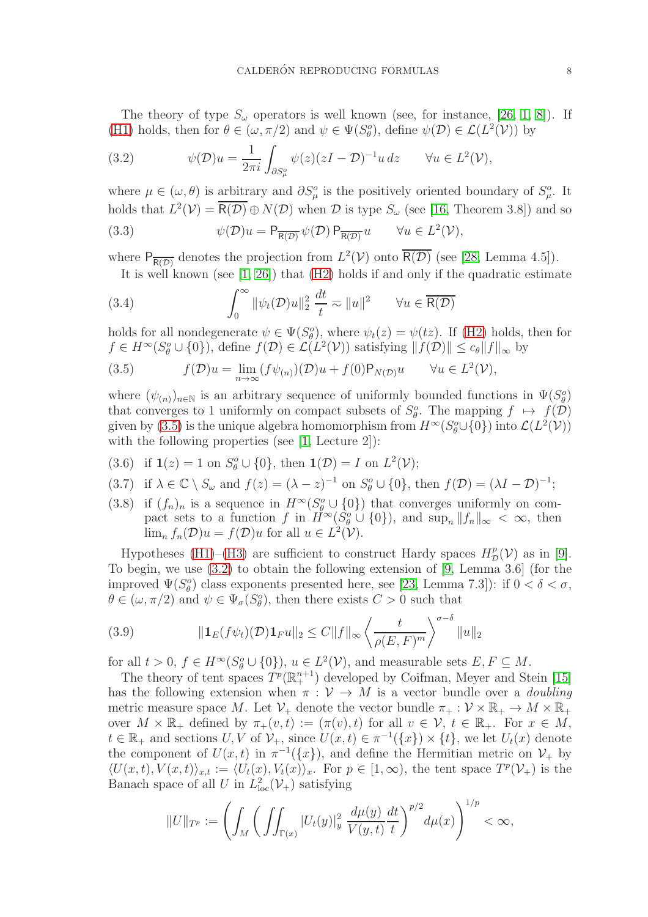The theory of type $S_\omega$ operators is well known (see, for instance, [26, 1, 8]). If (H1) holds, then for $\theta \in (\omega, \pi/2)$ and $\psi \in \Psi(S^o_\theta)$, define $\psi(\mathcal{D}) \in \mathcal{L}(L^2(\mathcal{V}))$ by

$$\psi(\mathcal{D})u = \frac{1}{2\pi i} \int_{\partial S^o_\mu} \psi(z)(zI - \mathcal{D})^{-1} u \, dz \qquad \forall u \in L^2(\mathcal{V}), \tag{3.2}$$

where $\mu \in (\omega, \theta)$ is arbitrary and $\partial S^o_\mu$ is the positively oriented boundary of $S^o_\mu$. It holds that $L^2(\mathcal{V}) = \overline{\mathsf{R}(\mathcal{D})} \oplus N(\mathcal{D})$ when $\mathcal{D}$ is type $S_\omega$ (see [16, Theorem 3.8]) and so

$$\psi(\mathcal{D})u = \mathsf{P}_{\overline{\mathsf{R}(\mathcal{D})}} \psi(\mathcal{D}) \, \mathsf{P}_{\overline{\mathsf{R}(\mathcal{D})}} u \qquad \forall u \in L^2(\mathcal{V}), \tag{3.3}$$

where $\mathsf{P}_{\overline{\mathsf{R}(\mathcal{D})}}$ denotes the projection from $L^2(\mathcal{V})$ onto $\overline{\mathsf{R}(\mathcal{D})}$ (see [28, Lemma 4.5]).

It is well known (see [1, 26]) that (H2) holds if and only if the quadratic estimate

$$\int_0^\infty \|\psi_t(\mathcal{D})u\|_2^2 \, \frac{dt}{t} \eqsim \|u\|^2 \qquad \forall u \in \overline{\mathsf{R}(\mathcal{D})} \tag{3.4}$$

holds for all nondegenerate $\psi \in \Psi(S^o_\theta)$, where $\psi_t(z) = \psi(tz)$. If (H2) holds, then for $f \in H^\infty(S^o_\theta \cup \{0\})$, define $f(\mathcal{D}) \in \mathcal{L}(L^2(\mathcal{V}))$ satisfying $\|f(\mathcal{D})\| \leq c_\theta \|f\|_\infty$ by

$$f(\mathcal{D})u = \lim_{n\to\infty} (f\psi_{(n)})(\mathcal{D})u + f(0)\mathsf{P}_{N(\mathcal{D})}u \qquad \forall u \in L^2(\mathcal{V}), \tag{3.5}$$

where $(\psi_{(n)})_{n\in\mathbb{N}}$ is an arbitrary sequence of uniformly bounded functions in $\Psi(S^o_\theta)$ that converges to 1 uniformly on compact subsets of $S^o_\theta$. The mapping $f \mapsto f(\mathcal{D})$ given by (3.5) is the unique algebra homomorphism from $H^\infty(S^o_\theta \cup \{0\})$ into $\mathcal{L}(L^2(\mathcal{V}))$ with the following properties (see [1, Lecture 2]):

(3.6) if $\mathbf{1}(z) = 1$ on $S^o_\theta \cup \{0\}$, then $\mathbf{1}(\mathcal{D}) = I$ on $L^2(\mathcal{V})$;

(3.7) if $\lambda \in \mathbb{C} \setminus S_\omega$ and $f(z) = (\lambda - z)^{-1}$ on $S^o_\theta \cup \{0\}$, then $f(\mathcal{D}) = (\lambda I - \mathcal{D})^{-1}$;

(3.8) if $(f_n)_n$ is a sequence in $H^\infty(S^o_\theta \cup \{0\})$ that converges uniformly on compact sets to a function $f$ in $H^\infty(S^o_\theta \cup \{0\})$, and $\sup_n \|f_n\|_\infty < \infty$, then $\lim_n f_n(\mathcal{D})u = f(\mathcal{D})u$ for all $u \in L^2(\mathcal{V})$.

Hypotheses (H1)–(H3) are sufficient to construct Hardy spaces $H^p_{\mathcal{D}}(\mathcal{V})$ as in [9]. To begin, we use (3.2) to obtain the following extension of [9, Lemma 3.6] (for the improved $\Psi(S^o_\theta)$ class exponents presented here, see [23, Lemma 7.3]): if $0 < \delta < \sigma$, $\theta \in (\omega, \pi/2)$ and $\psi \in \Psi_\sigma(S^o_\theta)$, then there exists $C > 0$ such that

$$\|\mathbf{1}_E (f\psi_t)(\mathcal{D}) \mathbf{1}_F u\|_2 \leq C \|f\|_\infty \left\langle \frac{t}{\rho(E,F)^m} \right\rangle^{\sigma-\delta} \|u\|_2 \tag{3.9}$$

for all $t > 0$, $f \in H^\infty(S^o_\theta \cup \{0\})$, $u \in L^2(\mathcal{V})$, and measurable sets $E, F \subseteq M$.

The theory of tent spaces $T^p(\mathbb{R}^{n+1}_+)$ developed by Coifman, Meyer and Stein [15] has the following extension when $\pi : \mathcal{V} \to M$ is a vector bundle over a *doubling* metric measure space $M$. Let $\mathcal{V}_+$ denote the vector bundle $\pi_+ : \mathcal{V} \times \mathbb{R}_+ \to M \times \mathbb{R}_+$ over $M \times \mathbb{R}_+$ defined by $\pi_+(v,t) := (\pi(v), t)$ for all $v \in \mathcal{V}$, $t \in \mathbb{R}_+$. For $x \in M$, $t \in \mathbb{R}_+$ and sections $U, V$ of $\mathcal{V}_+$, since $U(x,t) \in \pi^{-1}(\{x\}) \times \{t\}$, we let $U_t(x)$ denote the component of $U(x,t)$ in $\pi^{-1}(\{x\})$, and define the Hermitian metric on $\mathcal{V}_+$ by $\langle U(x,t), V(x,t)\rangle_{x,t} := \langle U_t(x), V_t(x)\rangle_x$. For $p \in [1, \infty)$, the tent space $T^p(\mathcal{V}_+)$ is the Banach space of all $U$ in $L^2_{\text{loc}}(\mathcal{V}_+)$ satisfying

$$\|U\|_{T^p} := \left( \int_M \left( \iint_{\Gamma(x)} |U_t(y)|_y^2 \, \frac{d\mu(y)}{V(y,t)} \frac{dt}{t} \right)^{p/2} d\mu(x) \right)^{1/p} < \infty,$$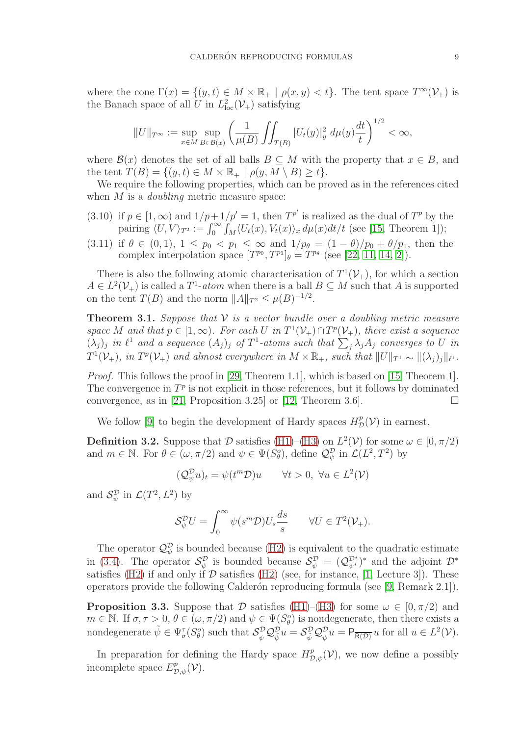where the cone $\Gamma(x) = \{(y,t) \in M \times \mathbb{R}_+ \mid \rho(x,y) < t\}$. The tent space $T^\infty(\mathcal{V}_+)$ is the Banach space of all $U$ in $L^2_{\mathrm{loc}}(\mathcal{V}_+)$ satisfying

$$\|U\|_{T^\infty} := \sup_{x\in M} \sup_{B\in\mathcal{B}(x)} \left( \frac{1}{\mu(B)} \iint_{T(B)} |U_t(y)|_y^2 \, d\mu(y) \frac{dt}{t} \right)^{1/2} < \infty,$$

where $\mathcal{B}(x)$ denotes the set of all balls $B \subseteq M$ with the property that $x \in B$, and the tent $T(B) = \{(y,t) \in M \times \mathbb{R}_+ \mid \rho(y, M\setminus B) \geq t\}$.

We require the following properties, which can be proved as in the references cited when $M$ is a *doubling* metric measure space:

(3.10) if $p \in [1,\infty)$ and $1/p + 1/p' = 1$, then $T^{p'}$ is realized as the dual of $T^p$ by the pairing $\langle U, V\rangle_{T^2} := \int_0^\infty \int_M \langle U_t(x), V_t(x)\rangle_x \, d\mu(x) dt/t$ (see [15, Theorem 1]);

(3.11) if $\theta \in (0,1)$, $1 \leq p_0 < p_1 \leq \infty$ and $1/p_\theta = (1-\theta)/p_0 + \theta/p_1$, then the complex interpolation space $[T^{p_0}, T^{p_1}]_\theta = T^{p_\theta}$ (see [22, 11, 14, 2]).

There is also the following atomic characterisation of $T^1(\mathcal{V}_+)$, for which a section $A \in L^2(\mathcal{V}_+)$ is called a $T^1$-*atom* when there is a ball $B \subseteq M$ such that $A$ is supported on the tent $T(B)$ and the norm $\|A\|_{T^2} \leq \mu(B)^{-1/2}$.

**Theorem 3.1.** *Suppose that $\mathcal{V}$ is a vector bundle over a doubling metric measure space $M$ and that $p \in [1,\infty)$. For each $U$ in $T^1(\mathcal{V}_+) \cap T^p(\mathcal{V}_+)$, there exist a sequence $(\lambda_j)_j$ in $\ell^1$ and a sequence $(A_j)_j$ of $T^1$-atoms such that $\sum_j \lambda_j A_j$ converges to $U$ in $T^1(\mathcal{V}_+)$, in $T^p(\mathcal{V}_+)$ and almost everywhere in $M \times \mathbb{R}_+$, such that $\|U\|_{T^1} \eqsim \|(\lambda_j)_j\|_{\ell^1}$.*

*Proof.* This follows the proof in [29, Theorem 1.1], which is based on [15, Theorem 1]. The convergence in $T^p$ is not explicit in those references, but it follows by dominated convergence, as in [21, Proposition 3.25] or [12, Theorem 3.6]. □

We follow [9] to begin the development of Hardy spaces $H^p_{\mathcal{D}}(\mathcal{V})$ in earnest.

**Definition 3.2.** Suppose that $\mathcal{D}$ satisfies (H1)–(H3) on $L^2(\mathcal{V})$ for some $\omega \in [0,\pi/2)$ and $m \in \mathbb{N}$. For $\theta \in (\omega, \pi/2)$ and $\psi \in \Psi(S^o_\theta)$, define $\mathcal{Q}^{\mathcal{D}}_\psi$ in $\mathcal{L}(L^2, T^2)$ by

$$(\mathcal{Q}^{\mathcal{D}}_\psi u)_t = \psi(t^m \mathcal{D})u \qquad \forall t > 0,\ \forall u \in L^2(\mathcal{V})$$

and $\mathcal{S}^{\mathcal{D}}_\psi$ in $\mathcal{L}(T^2, L^2)$ by

$$\mathcal{S}^{\mathcal{D}}_\psi U = \int_0^\infty \psi(s^m \mathcal{D}) U_s \frac{ds}{s} \qquad \forall U \in T^2(\mathcal{V}_+).$$

The operator $\mathcal{Q}^{\mathcal{D}}_\psi$ is bounded because (H2) is equivalent to the quadratic estimate in (3.4). The operator $\mathcal{S}^{\mathcal{D}}_\psi$ is bounded because $\mathcal{S}^{\mathcal{D}}_\psi = (\mathcal{Q}^{\mathcal{D}^*}_{\psi^*})^*$ and the adjoint $\mathcal{D}^*$ satisfies (H2) if and only if $\mathcal{D}$ satisfies (H2) (see, for instance, [1, Lecture 3]). These operators provide the following Calderón reproducing formula (see [9, Remark 2.1]).

**Proposition 3.3.** Suppose that $\mathcal{D}$ satisfies (H1)–(H3) for some $\omega \in [0,\pi/2)$ and $m \in \mathbb{N}$. If $\sigma, \tau > 0$, $\theta \in (\omega, \pi/2)$ and $\psi \in \Psi(S^o_\theta)$ is nondegenerate, then there exists a nondegenerate $\tilde{\psi} \in \Psi^\tau_\sigma(S^o_\theta)$ such that $\mathcal{S}^{\mathcal{D}}_\psi \mathcal{Q}^{\mathcal{D}}_{\tilde{\psi}} u = \mathcal{S}^{\mathcal{D}}_{\tilde{\psi}} \mathcal{Q}^{\mathcal{D}}_\psi u = \mathsf{P}_{\overline{\mathsf{R}(\mathcal{D})}} u$ for all $u \in L^2(\mathcal{V})$.

In preparation for defining the Hardy space $H^p_{\mathcal{D},\psi}(\mathcal{V})$, we now define a possibly incomplete space $E^p_{\mathcal{D},\psi}(\mathcal{V})$.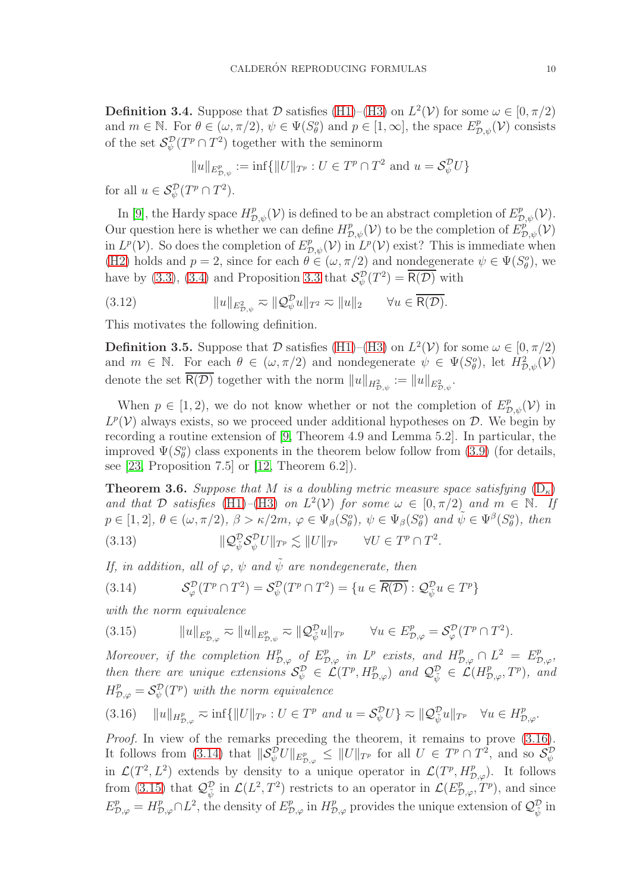**Definition 3.4.** Suppose that $\mathcal{D}$ satisfies (H1)–(H3) on $L^2(\mathcal{V})$ for some $\omega \in [0, \pi/2)$ and $m \in \mathbb{N}$. For $\theta \in (\omega, \pi/2)$, $\psi \in \Psi(S^o_\theta)$ and $p \in [1,\infty]$, the space $E^p_{\mathcal{D},\psi}(\mathcal{V})$ consists of the set $\mathcal{S}^{\mathcal{D}}_\psi(T^p \cap T^2)$ together with the seminorm

$$\|u\|_{E^p_{\mathcal{D},\psi}} := \inf\{\|U\|_{T^p} : U \in T^p \cap T^2 \text{ and } u = \mathcal{S}^{\mathcal{D}}_\psi U\}$$

for all $u \in \mathcal{S}^{\mathcal{D}}_\psi(T^p \cap T^2)$.

In [9], the Hardy space $H^p_{\mathcal{D},\psi}(\mathcal{V})$ is defined to be an abstract completion of $E^p_{\mathcal{D},\psi}(\mathcal{V})$. Our question here is whether we can define $H^p_{\mathcal{D},\psi}(\mathcal{V})$ to be the completion of $E^p_{\mathcal{D},\psi}(\mathcal{V})$ in $L^p(\mathcal{V})$. So does the completion of $E^p_{\mathcal{D},\psi}(\mathcal{V})$ in $L^p(\mathcal{V})$ exist? This is immediate when (H2) holds and $p = 2$, since for each $\theta \in (\omega, \pi/2)$ and nondegenerate $\psi \in \Psi(S^o_\theta)$, we have by (3.3), (3.4) and Proposition 3.3 that $\mathcal{S}^{\mathcal{D}}_\psi(T^2) = \overline{\mathsf{R}(\mathcal{D})}$ with

$$\|u\|_{E^2_{\mathcal{D},\psi}} \eqsim \|\mathcal{Q}^{\mathcal{D}}_\psi u\|_{T^2} \eqsim \|u\|_2 \qquad \forall u \in \overline{\mathsf{R}(\mathcal{D})}. \tag{3.12}$$

This motivates the following definition.

**Definition 3.5.** Suppose that $\mathcal{D}$ satisfies (H1)–(H3) on $L^2(\mathcal{V})$ for some $\omega \in [0, \pi/2)$ and $m \in \mathbb{N}$. For each $\theta \in (\omega, \pi/2)$ and nondegenerate $\psi \in \Psi(S^o_\theta)$, let $H^2_{\mathcal{D},\psi}(\mathcal{V})$ denote the set $\overline{\mathsf{R}(\mathcal{D})}$ together with the norm $\|u\|_{H^2_{\mathcal{D},\psi}} := \|u\|_{E^2_{\mathcal{D},\psi}}$.

When $p \in [1, 2)$, we do not know whether or not the completion of $E^p_{\mathcal{D},\psi}(\mathcal{V})$ in $L^p(\mathcal{V})$ always exists, so we proceed under additional hypotheses on $\mathcal{D}$. We begin by recording a routine extension of [9, Theorem 4.9 and Lemma 5.2]. In particular, the improved $\Psi(S^o_\theta)$ class exponents in the theorem below follow from (3.9) (for details, see [23, Proposition 7.5] or [12, Theorem 6.2]).

**Theorem 3.6.** *Suppose that $M$ is a doubling metric measure space satisfying* ($\mathrm{D}_\kappa$) *and that $\mathcal{D}$ satisfies* (H1)–(H3) *on $L^2(\mathcal{V})$ for some $\omega \in [0, \pi/2)$ and $m \in \mathbb{N}$. If $p \in [1, 2]$, $\theta \in (\omega, \pi/2)$, $\beta > \kappa/2m$, $\varphi \in \Psi_\beta(S^o_\theta)$, $\psi \in \Psi_\beta(S^o_\theta)$ and $\tilde{\psi} \in \Psi^\beta(S^o_\theta)$, then*

$$\|\mathcal{Q}^{\mathcal{D}}_{\tilde{\psi}} \mathcal{S}^{\mathcal{D}}_\psi U\|_{T^p} \lesssim \|U\|_{T^p} \qquad \forall U \in T^p \cap T^2. \tag{3.13}$$

*If, in addition, all of $\varphi$, $\psi$ and $\tilde{\psi}$ are nondegenerate, then*

$$\mathcal{S}^{\mathcal{D}}_\varphi(T^p \cap T^2) = \mathcal{S}^{\mathcal{D}}_\psi(T^p \cap T^2) = \{u \in \overline{\mathsf{R}(\mathcal{D})} : \mathcal{Q}^{\mathcal{D}}_{\tilde{\psi}} u \in T^p\} \tag{3.14}$$

*with the norm equivalence*

$$\|u\|_{E^p_{\mathcal{D},\varphi}} \eqsim \|u\|_{E^p_{\mathcal{D},\psi}} \eqsim \|\mathcal{Q}^{\mathcal{D}}_{\tilde{\psi}} u\|_{T^p} \qquad \forall u \in E^p_{\mathcal{D},\varphi} = \mathcal{S}^{\mathcal{D}}_\varphi(T^p \cap T^2). \tag{3.15}$$

*Moreover, if the completion $H^p_{\mathcal{D},\varphi}$ of $E^p_{\mathcal{D},\varphi}$ in $L^p$ exists, and $H^p_{\mathcal{D},\varphi} \cap L^2 = E^p_{\mathcal{D},\varphi}$, then there are unique extensions $\mathcal{S}^{\mathcal{D}}_\psi \in \mathcal{L}(T^p, H^p_{\mathcal{D},\varphi})$ and $\mathcal{Q}^{\mathcal{D}}_{\tilde{\psi}} \in \mathcal{L}(H^p_{\mathcal{D},\varphi}, T^p)$, and $H^p_{\mathcal{D},\varphi} = \mathcal{S}^{\mathcal{D}}_\psi(T^p)$ with the norm equivalence*

$$\|u\|_{H^p_{\mathcal{D},\varphi}} \eqsim \inf\{\|U\|_{T^p} : U \in T^p \text{ and } u = \mathcal{S}^{\mathcal{D}}_\psi U\} \eqsim \|\mathcal{Q}^{\mathcal{D}}_{\tilde{\psi}} u\|_{T^p} \quad \forall u \in H^p_{\mathcal{D},\varphi}. \tag{3.16}$$

*Proof.* In view of the remarks preceding the theorem, it remains to prove (3.16). It follows from (3.14) that $\|\mathcal{S}^{\mathcal{D}}_\psi U\|_{E^p_{\mathcal{D},\varphi}} \leq \|U\|_{T^p}$ for all $U \in T^p \cap T^2$, and so $\mathcal{S}^{\mathcal{D}}_\psi$ in $\mathcal{L}(T^2, L^2)$ extends by density to a unique operator in $\mathcal{L}(T^p, H^p_{\mathcal{D},\varphi})$. It follows from (3.15) that $\mathcal{Q}^{\mathcal{D}}_{\tilde{\psi}}$ in $\mathcal{L}(L^2, T^2)$ restricts to an operator in $\mathcal{L}(E^p_{\mathcal{D},\varphi}, T^p)$, and since $E^p_{\mathcal{D},\varphi} = H^p_{\mathcal{D},\varphi} \cap L^2$, the density of $E^p_{\mathcal{D},\varphi}$ in $H^p_{\mathcal{D},\varphi}$ provides the unique extension of $\mathcal{Q}^{\mathcal{D}}_{\tilde{\psi}}$ in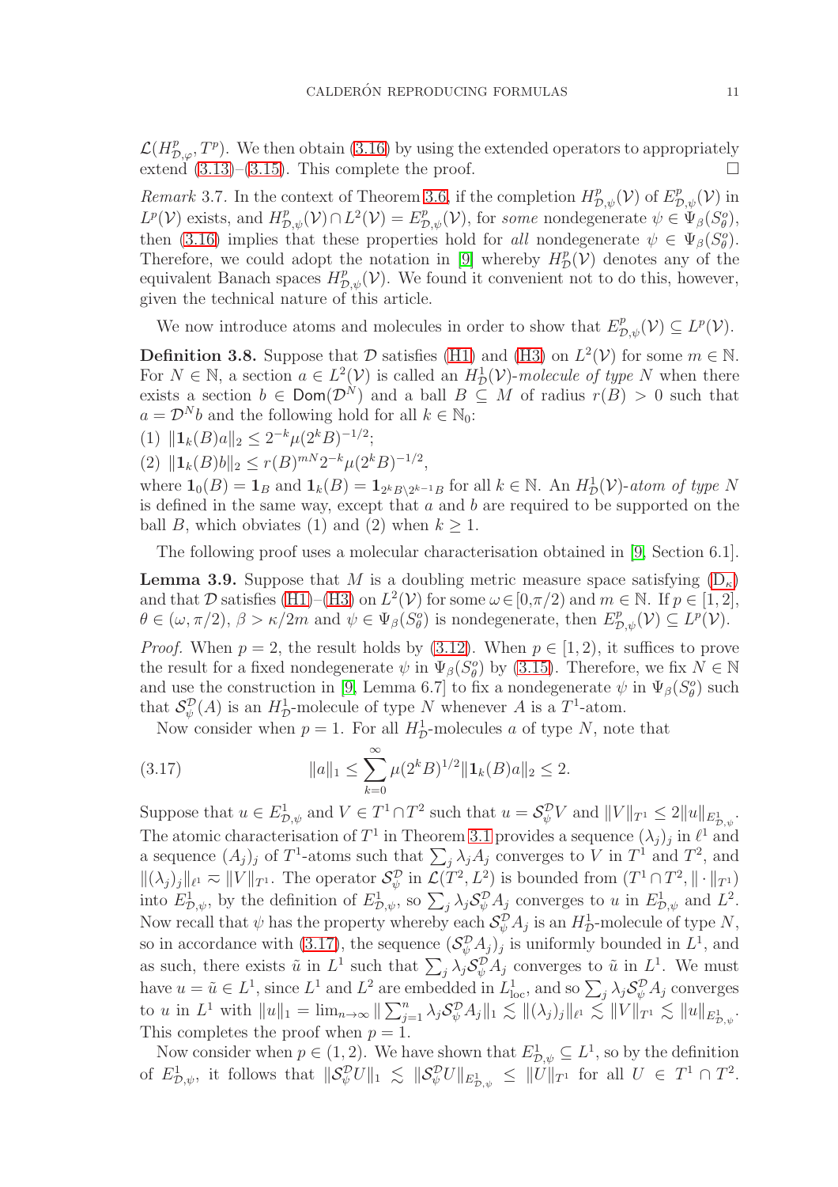$\mathcal{L}(H^p_{\mathcal{D},\varphi}, T^p)$. We then obtain (3.16) by using the extended operators to appropriately extend (3.13)–(3.15). This complete the proof. □

*Remark* 3.7. In the context of Theorem 3.6, if the completion $H^p_{\mathcal{D},\psi}(\mathcal{V})$ of $E^p_{\mathcal{D},\psi}(\mathcal{V})$ in $L^p(\mathcal{V})$ exists, and $H^p_{\mathcal{D},\psi}(\mathcal{V}) \cap L^2(\mathcal{V}) = E^p_{\mathcal{D},\psi}(\mathcal{V})$, for *some* nondegenerate $\psi \in \Psi_\beta(S^o_\theta)$, then (3.16) implies that these properties hold for *all* nondegenerate $\psi \in \Psi_\beta(S^o_\theta)$. Therefore, we could adopt the notation in [9] whereby $H^p_{\mathcal{D}}(\mathcal{V})$ denotes any of the equivalent Banach spaces $H^p_{\mathcal{D},\psi}(\mathcal{V})$. We found it convenient not to do this, however, given the technical nature of this article.

We now introduce atoms and molecules in order to show that $E^p_{\mathcal{D},\psi}(\mathcal{V}) \subseteq L^p(\mathcal{V})$.

**Definition 3.8.** Suppose that $\mathcal{D}$ satisfies (H1) and (H3) on $L^2(\mathcal{V})$ for some $m \in \mathbb{N}$. For $N \in \mathbb{N}$, a section $a \in L^2(\mathcal{V})$ is called an $H^1_{\mathcal{D}}(\mathcal{V})$*-molecule of type* $N$ when there exists a section $b \in \mathsf{Dom}(\mathcal{D}^N)$ and a ball $B \subseteq M$ of radius $r(B) > 0$ such that $a = \mathcal{D}^N b$ and the following hold for all $k \in \mathbb{N}_0$:

(1) $\|\mathbf{1}_k(B)a\|_2 \leq 2^{-k}\mu(2^k B)^{-1/2}$;

(2) $\|\mathbf{1}_k(B)b\|_2 \leq r(B)^{mN}2^{-k}\mu(2^k B)^{-1/2}$,

where $\mathbf{1}_0(B) = \mathbf{1}_B$ and $\mathbf{1}_k(B) = \mathbf{1}_{2^k B\setminus 2^{k-1}B}$ for all $k \in \mathbb{N}$. An $H^1_{\mathcal{D}}(\mathcal{V})$*-atom of type* $N$ is defined in the same way, except that $a$ and $b$ are required to be supported on the ball $B$, which obviates (1) and (2) when $k \geq 1$.

The following proof uses a molecular characterisation obtained in [9, Section 6.1].

**Lemma 3.9.** *Suppose that* $M$ *is a doubling metric measure space satisfying* ($\mathrm{D}_\kappa$) *and that* $\mathcal{D}$ *satisfies* (H1)–(H3) *on* $L^2(\mathcal{V})$ *for some* $\omega \in [0,\pi/2)$ *and* $m \in \mathbb{N}$*. If* $p \in [1,2]$*,* $\theta \in (\omega,\pi/2)$*,* $\beta > \kappa/2m$ *and* $\psi \in \Psi_\beta(S^o_\theta)$ *is nondegenerate, then* $E^p_{\mathcal{D},\psi}(\mathcal{V}) \subseteq L^p(\mathcal{V})$*.*

*Proof.* When $p = 2$, the result holds by (3.12). When $p \in [1,2)$, it suffices to prove the result for a fixed nondegenerate $\psi$ in $\Psi_\beta(S^o_\theta)$ by (3.15). Therefore, we fix $N \in \mathbb{N}$ and use the construction in [9, Lemma 6.7] to fix a nondegenerate $\psi$ in $\Psi_\beta(S^o_\theta)$ such that $\mathcal{S}^{\mathcal{D}}_\psi(A)$ is an $H^1_{\mathcal{D}}$-molecule of type $N$ whenever $A$ is a $T^1$-atom.

Now consider when $p = 1$. For all $H^1_{\mathcal{D}}$-molecules $a$ of type $N$, note that

$$\|a\|_1 \leq \sum_{k=0}^{\infty} \mu(2^k B)^{1/2}\|\mathbf{1}_k(B)a\|_2 \leq 2. \tag{3.17}$$

Suppose that $u \in E^1_{\mathcal{D},\psi}$ and $V \in T^1 \cap T^2$ such that $u = \mathcal{S}^{\mathcal{D}}_\psi V$ and $\|V\|_{T^1} \leq 2\|u\|_{E^1_{\mathcal{D},\psi}}$. The atomic characterisation of $T^1$ in Theorem 3.1 provides a sequence $(\lambda_j)_j$ in $\ell^1$ and a sequence $(A_j)_j$ of $T^1$-atoms such that $\sum_j \lambda_j A_j$ converges to $V$ in $T^1$ and $T^2$, and $\|(\lambda_j)_j\|_{\ell^1} \eqsim \|V\|_{T^1}$. The operator $\mathcal{S}^{\mathcal{D}}_\psi$ in $\mathcal{L}(T^2, L^2)$ is bounded from $(T^1 \cap T^2, \|\cdot\|_{T^1})$ into $E^1_{\mathcal{D},\psi}$, by the definition of $E^1_{\mathcal{D},\psi}$, so $\sum_j \lambda_j \mathcal{S}^{\mathcal{D}}_\psi A_j$ converges to $u$ in $E^1_{\mathcal{D},\psi}$ and $L^2$. Now recall that $\psi$ has the property whereby each $\mathcal{S}^{\mathcal{D}}_\psi A_j$ is an $H^1_{\mathcal{D}}$-molecule of type $N$, so in accordance with (3.17), the sequence $(\mathcal{S}^{\mathcal{D}}_\psi A_j)_j$ is uniformly bounded in $L^1$, and as such, there exists $\tilde{u}$ in $L^1$ such that $\sum_j \lambda_j \mathcal{S}^{\mathcal{D}}_\psi A_j$ converges to $\tilde{u}$ in $L^1$. We must have $u = \tilde{u} \in L^1$, since $L^1$ and $L^2$ are embedded in $L^1_{\mathrm{loc}}$, and so $\sum_j \lambda_j \mathcal{S}^{\mathcal{D}}_\psi A_j$ converges to $u$ in $L^1$ with $\|u\|_1 = \lim_{n\to\infty} \|\sum_{j=1}^n \lambda_j \mathcal{S}^{\mathcal{D}}_\psi A_j\|_1 \lesssim \|(\lambda_j)_j\|_{\ell^1} \lesssim \|V\|_{T^1} \lesssim \|u\|_{E^1_{\mathcal{D},\psi}}$. This completes the proof when $p = 1$.

Now consider when $p \in (1,2)$. We have shown that $E^1_{\mathcal{D},\psi} \subseteq L^1$, so by the definition of $E^1_{\mathcal{D},\psi}$, it follows that $\|\mathcal{S}^{\mathcal{D}}_\psi U\|_1 \lesssim \|\mathcal{S}^{\mathcal{D}}_\psi U\|_{E^1_{\mathcal{D},\psi}} \leq \|U\|_{T^1}$ for all $U \in T^1 \cap T^2$.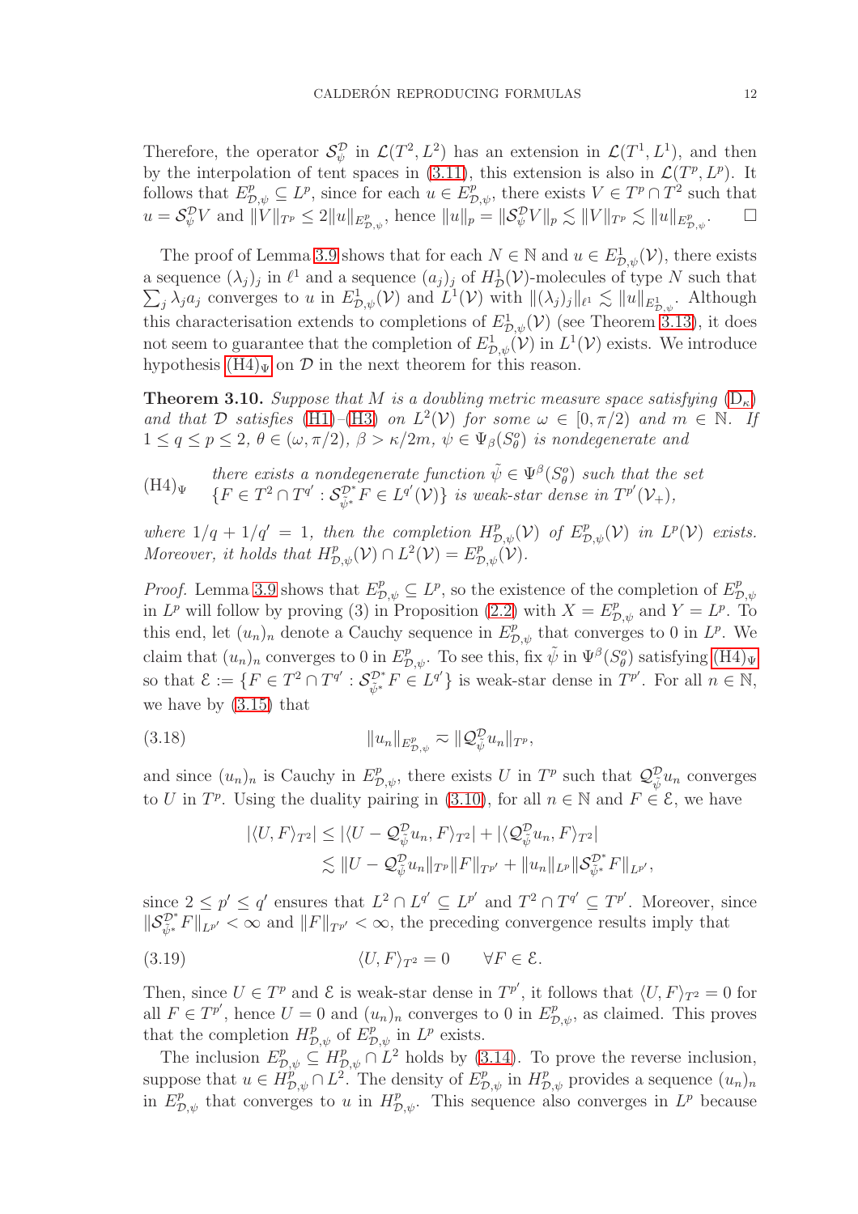Therefore, the operator $\mathcal{S}_{\psi}^{\mathcal{D}}$ in $\mathcal{L}(T^2, L^2)$ has an extension in $\mathcal{L}(T^1, L^1)$, and then by the interpolation of tent spaces in (3.11), this extension is also in $\mathcal{L}(T^p, L^p)$. It follows that $E^p_{\mathcal{D},\psi} \subseteq L^p$, since for each $u \in E^p_{\mathcal{D},\psi}$, there exists $V \in T^p \cap T^2$ such that $u = \mathcal{S}_{\psi}^{\mathcal{D}} V$ and $\|V\|_{T^p} \leq 2\|u\|_{E^p_{\mathcal{D},\psi}}$, hence $\|u\|_p = \|\mathcal{S}_{\psi}^{\mathcal{D}} V\|_p \lesssim \|V\|_{T^p} \lesssim \|u\|_{E^p_{\mathcal{D},\psi}}$. □

The proof of Lemma 3.9 shows that for each $N \in \mathbb{N}$ and $u \in E^1_{\mathcal{D},\psi}(\mathcal{V})$, there exists a sequence $(\lambda_j)_j$ in $\ell^1$ and a sequence $(a_j)_j$ of $H^1_{\mathcal{D}}(\mathcal{V})$-molecules of type $N$ such that $\sum_j \lambda_j a_j$ converges to $u$ in $E^1_{\mathcal{D},\psi}(\mathcal{V})$ and $L^1(\mathcal{V})$ with $\|(\lambda_j)_j\|_{\ell^1} \lesssim \|u\|_{E^1_{\mathcal{D},\psi}}$. Although this characterisation extends to completions of $E^1_{\mathcal{D},\psi}(\mathcal{V})$ (see Theorem 3.13), it does not seem to guarantee that the completion of $E^1_{\mathcal{D},\psi}(\mathcal{V})$ in $L^1(\mathcal{V})$ exists. We introduce hypothesis $(\mathrm{H4})_\Psi$ on $\mathcal{D}$ in the next theorem for this reason.

**Theorem 3.10.** *Suppose that $M$ is a doubling metric measure space satisfying ($\mathrm{D}_\kappa$) and that $\mathcal{D}$ satisfies (H1)–(H3) on $L^2(\mathcal{V})$ for some $\omega \in [0, \pi/2)$ and $m \in \mathbb{N}$. If $1 \leq q \leq p \leq 2$, $\theta \in (\omega, \pi/2)$, $\beta > \kappa/2m$, $\psi \in \Psi_\beta(S^o_\theta)$ is nondegenerate and*

$(\mathrm{H4})_\Psi$ *there exists a nondegenerate function $\tilde{\psi} \in \Psi^\beta(S^o_\theta)$ such that the set $\{F \in T^2 \cap T^{q'} : \mathcal{S}_{\tilde{\psi}^*}^{\mathcal{D}^*} F \in L^{q'}(\mathcal{V})\}$ is weak-star dense in $T^{p'}(\mathcal{V}_+)$,*

*where $1/q + 1/q' = 1$, then the completion $H^p_{\mathcal{D},\psi}(\mathcal{V})$ of $E^p_{\mathcal{D},\psi}(\mathcal{V})$ in $L^p(\mathcal{V})$ exists. Moreover, it holds that $H^p_{\mathcal{D},\psi}(\mathcal{V}) \cap L^2(\mathcal{V}) = E^p_{\mathcal{D},\psi}(\mathcal{V})$.*

*Proof.* Lemma 3.9 shows that $E^p_{\mathcal{D},\psi} \subseteq L^p$, so the existence of the completion of $E^p_{\mathcal{D},\psi}$ in $L^p$ will follow by proving (3) in Proposition (2.2) with $X = E^p_{\mathcal{D},\psi}$ and $Y = L^p$. To this end, let $(u_n)_n$ denote a Cauchy sequence in $E^p_{\mathcal{D},\psi}$ that converges to 0 in $L^p$. We claim that $(u_n)_n$ converges to 0 in $E^p_{\mathcal{D},\psi}$. To see this, fix $\tilde{\psi}$ in $\Psi^\beta(S^o_\theta)$ satisfying $(\mathrm{H4})_\Psi$ so that $\mathcal{E} := \{F \in T^2 \cap T^{q'} : \mathcal{S}_{\tilde{\psi}^*}^{\mathcal{D}^*} F \in L^{q'}\}$ is weak-star dense in $T^{p'}$. For all $n \in \mathbb{N}$, we have by (3.15) that

$$\|u_n\|_{E^p_{\mathcal{D},\psi}} \eqsim \|\mathcal{Q}_{\tilde{\psi}}^{\mathcal{D}} u_n\|_{T^p}, \tag{3.18}$$

and since $(u_n)_n$ is Cauchy in $E^p_{\mathcal{D},\psi}$, there exists $U$ in $T^p$ such that $\mathcal{Q}_{\tilde{\psi}}^{\mathcal{D}} u_n$ converges to $U$ in $T^p$. Using the duality pairing in (3.10), for all $n \in \mathbb{N}$ and $F \in \mathcal{E}$, we have

$$\begin{aligned}
|\langle U, F\rangle_{T^2}| &\leq |\langle U - \mathcal{Q}_{\tilde{\psi}}^{\mathcal{D}} u_n, F\rangle_{T^2}| + |\langle \mathcal{Q}_{\tilde{\psi}}^{\mathcal{D}} u_n, F\rangle_{T^2}| \\
&\lesssim \|U - \mathcal{Q}_{\tilde{\psi}}^{\mathcal{D}} u_n\|_{T^p} \|F\|_{T^{p'}} + \|u_n\|_{L^p} \|\mathcal{S}_{\tilde{\psi}^*}^{\mathcal{D}^*} F\|_{L^{p'}},
\end{aligned}$$

since $2 \leq p' \leq q'$ ensures that $L^2 \cap L^{q'} \subseteq L^{p'}$ and $T^2 \cap T^{q'} \subseteq T^{p'}$. Moreover, since $\|\mathcal{S}_{\tilde{\psi}^*}^{\mathcal{D}^*} F\|_{L^{p'}} < \infty$ and $\|F\|_{T^{p'}} < \infty$, the preceding convergence results imply that

$$\langle U, F\rangle_{T^2} = 0 \qquad \forall F \in \mathcal{E}. \tag{3.19}$$

Then, since $U \in T^p$ and $\mathcal{E}$ is weak-star dense in $T^{p'}$, it follows that $\langle U, F\rangle_{T^2} = 0$ for all $F \in T^{p'}$, hence $U = 0$ and $(u_n)_n$ converges to 0 in $E^p_{\mathcal{D},\psi}$, as claimed. This proves that the completion $H^p_{\mathcal{D},\psi}$ of $E^p_{\mathcal{D},\psi}$ in $L^p$ exists.

The inclusion $E^p_{\mathcal{D},\psi} \subseteq H^p_{\mathcal{D},\psi} \cap L^2$ holds by (3.14). To prove the reverse inclusion, suppose that $u \in H^p_{\mathcal{D},\psi} \cap L^2$. The density of $E^p_{\mathcal{D},\psi}$ in $H^p_{\mathcal{D},\psi}$ provides a sequence $(u_n)_n$ in $E^p_{\mathcal{D},\psi}$ that converges to $u$ in $H^p_{\mathcal{D},\psi}$. This sequence also converges in $L^p$ because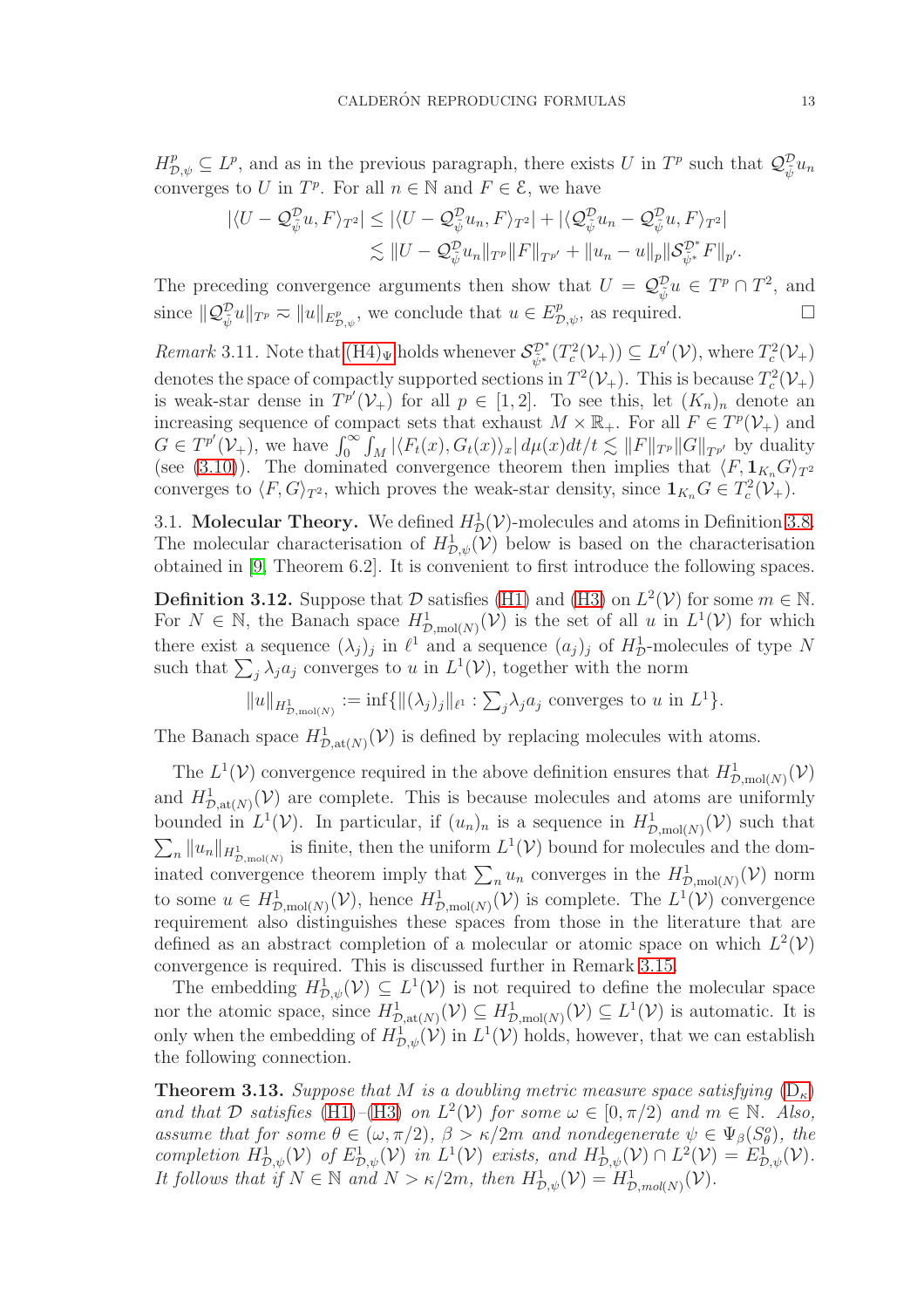$H^p_{\mathcal{D},\psi} \subseteq L^p$, and as in the previous paragraph, there exists $U$ in $T^p$ such that $\mathcal{Q}^{\mathcal{D}}_{\tilde{\psi}} u_n$ converges to $U$ in $T^p$. For all $n \in \mathbb{N}$ and $F \in \mathcal{E}$, we have

$$
\begin{aligned}
|\langle U - \mathcal{Q}^{\mathcal{D}}_{\tilde{\psi}} u, F\rangle_{T^2}| &\leq |\langle U - \mathcal{Q}^{\mathcal{D}}_{\tilde{\psi}} u_n, F\rangle_{T^2}| + |\langle \mathcal{Q}^{\mathcal{D}}_{\tilde{\psi}} u_n - \mathcal{Q}^{\mathcal{D}}_{\tilde{\psi}} u, F\rangle_{T^2}| \\
&\lesssim \|U - \mathcal{Q}^{\mathcal{D}}_{\tilde{\psi}} u_n\|_{T^p} \|F\|_{T^{p'}} + \|u_n - u\|_p \|\mathcal{S}^{\mathcal{D}^*}_{\tilde{\psi}^*} F\|_{p'}.
\end{aligned}
$$

The preceding convergence arguments then show that $U = \mathcal{Q}^{\mathcal{D}}_{\tilde{\psi}} u \in T^p \cap T^2$, and since $\|\mathcal{Q}^{\mathcal{D}}_{\tilde{\psi}} u\|_{T^p} \eqsim \|u\|_{E^p_{\mathcal{D},\psi}}$, we conclude that $u \in E^p_{\mathcal{D},\psi}$, as required. $\square$

*Remark* 3.11. Note that (H4)$_\Psi$ holds whenever $\mathcal{S}^{\mathcal{D}^*}_{\tilde{\psi}^*}(T^2_c(\mathcal{V}_+)) \subseteq L^{q'}(\mathcal{V})$, where $T^2_c(\mathcal{V}_+)$ denotes the space of compactly supported sections in $T^2(\mathcal{V}_+)$. This is because $T^2_c(\mathcal{V}_+)$ is weak-star dense in $T^{p'}(\mathcal{V}_+)$ for all $p \in [1,2]$. To see this, let $(K_n)_n$ denote an increasing sequence of compact sets that exhaust $M \times \mathbb{R}_+$. For all $F \in T^p(\mathcal{V}_+)$ and $G \in T^{p'}(\mathcal{V}_+)$, we have $\int_0^\infty \int_M |\langle F_t(x), G_t(x)\rangle_x| \, d\mu(x) dt/t \lesssim \|F\|_{T^p} \|G\|_{T^{p'}}$ by duality (see (3.10)). The dominated convergence theorem then implies that $\langle F, \mathbf{1}_{K_n} G\rangle_{T^2}$ converges to $\langle F, G\rangle_{T^2}$, which proves the weak-star density, since $\mathbf{1}_{K_n} G \in T^2_c(\mathcal{V}_+)$.

## 3.1. Molecular Theory.

We defined $H^1_{\mathcal{D}}(\mathcal{V})$-molecules and atoms in Definition 3.8. The molecular characterisation of $H^1_{\mathcal{D},\psi}(\mathcal{V})$ below is based on the characterisation obtained in [9, Theorem 6.2]. It is convenient to first introduce the following spaces.

**Definition 3.12.** Suppose that $\mathcal{D}$ satisfies (H1) and (H3) on $L^2(\mathcal{V})$ for some $m \in \mathbb{N}$. For $N \in \mathbb{N}$, the Banach space $H^1_{\mathcal{D},\mathrm{mol}(N)}(\mathcal{V})$ is the set of all $u$ in $L^1(\mathcal{V})$ for which there exist a sequence $(\lambda_j)_j$ in $\ell^1$ and a sequence $(a_j)_j$ of $H^1_{\mathcal{D}}$-molecules of type $N$ such that $\sum_j \lambda_j a_j$ converges to $u$ in $L^1(\mathcal{V})$, together with the norm

$$
\|u\|_{H^1_{\mathcal{D},\mathrm{mol}(N)}} := \inf\{\|(\lambda_j)_j\|_{\ell^1} : \textstyle\sum_j \lambda_j a_j \text{ converges to } u \text{ in } L^1\}.
$$

The Banach space $H^1_{\mathcal{D},\mathrm{at}(N)}(\mathcal{V})$ is defined by replacing molecules with atoms.

The $L^1(\mathcal{V})$ convergence required in the above definition ensures that $H^1_{\mathcal{D},\mathrm{mol}(N)}(\mathcal{V})$ and $H^1_{\mathcal{D},\mathrm{at}(N)}(\mathcal{V})$ are complete. This is because molecules and atoms are uniformly bounded in $L^1(\mathcal{V})$. In particular, if $(u_n)_n$ is a sequence in $H^1_{\mathcal{D},\mathrm{mol}(N)}(\mathcal{V})$ such that $\sum_n \|u_n\|_{H^1_{\mathcal{D},\mathrm{mol}(N)}}$ is finite, then the uniform $L^1(\mathcal{V})$ bound for molecules and the dominated convergence theorem imply that $\sum_n u_n$ converges in the $H^1_{\mathcal{D},\mathrm{mol}(N)}(\mathcal{V})$ norm to some $u \in H^1_{\mathcal{D},\mathrm{mol}(N)}(\mathcal{V})$, hence $H^1_{\mathcal{D},\mathrm{mol}(N)}(\mathcal{V})$ is complete. The $L^1(\mathcal{V})$ convergence requirement also distinguishes these spaces from those in the literature that are defined as an abstract completion of a molecular or atomic space on which $L^2(\mathcal{V})$ convergence is required. This is discussed further in Remark 3.15.

The embedding $H^1_{\mathcal{D},\psi}(\mathcal{V}) \subseteq L^1(\mathcal{V})$ is not required to define the molecular space nor the atomic space, since $H^1_{\mathcal{D},\mathrm{at}(N)}(\mathcal{V}) \subseteq H^1_{\mathcal{D},\mathrm{mol}(N)}(\mathcal{V}) \subseteq L^1(\mathcal{V})$ is automatic. It is only when the embedding of $H^1_{\mathcal{D},\psi}(\mathcal{V})$ in $L^1(\mathcal{V})$ holds, however, that we can establish the following connection.

**Theorem 3.13.** *Suppose that $M$ is a doubling metric measure space satisfying* ($\mathrm{D}_\kappa$) *and that $\mathcal{D}$ satisfies* (H1)–(H3) *on $L^2(\mathcal{V})$ for some $\omega \in [0,\pi/2)$ and $m \in \mathbb{N}$. Also, assume that for some $\theta \in (\omega, \pi/2)$, $\beta > \kappa/2m$ and nondegenerate $\psi \in \Psi_\beta(S^o_\theta)$, the completion $H^1_{\mathcal{D},\psi}(\mathcal{V})$ of $E^1_{\mathcal{D},\psi}(\mathcal{V})$ in $L^1(\mathcal{V})$ exists, and $H^1_{\mathcal{D},\psi}(\mathcal{V}) \cap L^2(\mathcal{V}) = E^1_{\mathcal{D},\psi}(\mathcal{V})$. It follows that if $N \in \mathbb{N}$ and $N > \kappa/2m$, then $H^1_{\mathcal{D},\psi}(\mathcal{V}) = H^1_{\mathcal{D},mol(N)}(\mathcal{V})$.*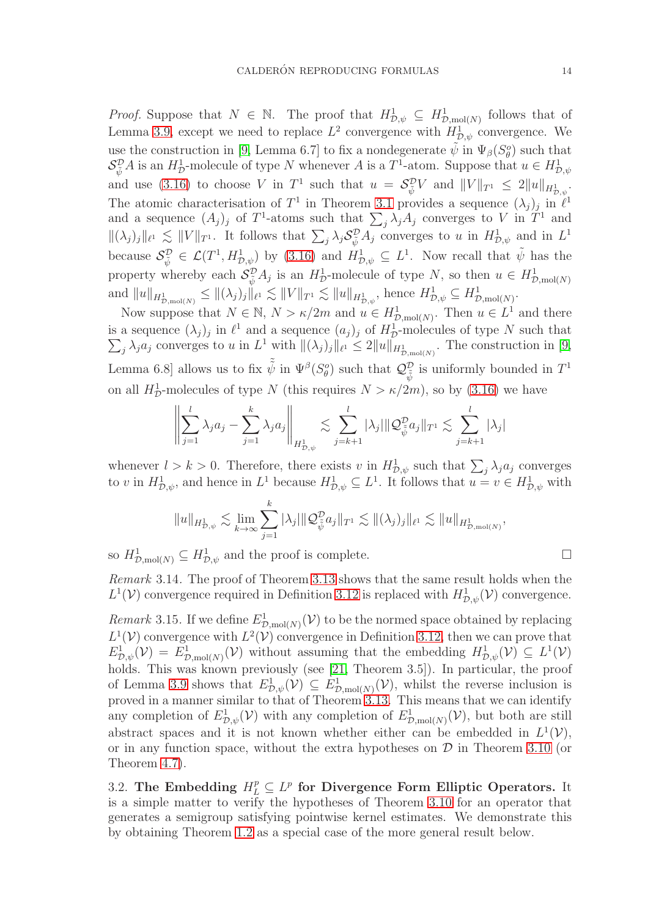*Proof.* Suppose that $N \in \mathbb{N}$. The proof that $H^1_{\mathcal{D},\psi} \subseteq H^1_{\mathcal{D},\mathrm{mol}(N)}$ follows that of Lemma 3.9, except we need to replace $L^2$ convergence with $H^1_{\mathcal{D},\psi}$ convergence. We use the construction in [9, Lemma 6.7] to fix a nondegenerate $\tilde{\psi}$ in $\Psi_\beta(S^o_\theta)$ such that $\mathcal{S}^{\mathcal{D}}_{\tilde{\psi}} A$ is an $H^1_{\mathcal{D}}$-molecule of type $N$ whenever $A$ is a $T^1$-atom. Suppose that $u \in H^1_{\mathcal{D},\psi}$ and use (3.16) to choose $V$ in $T^1$ such that $u = \mathcal{S}^{\mathcal{D}}_{\tilde{\psi}} V$ and $\|V\|_{T^1} \leq 2\|u\|_{H^1_{\mathcal{D},\psi}}$. The atomic characterisation of $T^1$ in Theorem 3.1 provides a sequence $(\lambda_j)_j$ in $\ell^1$ and a sequence $(A_j)_j$ of $T^1$-atoms such that $\sum_j \lambda_j A_j$ converges to $V$ in $T^1$ and $\|(\lambda_j)_j\|_{\ell^1} \lesssim \|V\|_{T^1}$. It follows that $\sum_j \lambda_j \mathcal{S}^{\mathcal{D}}_{\tilde{\psi}} A_j$ converges to $u$ in $H^1_{\mathcal{D},\psi}$ and in $L^1$ because $\mathcal{S}^{\mathcal{D}}_{\tilde{\psi}} \in \mathcal{L}(T^1, H^1_{\mathcal{D},\psi})$ by (3.16) and $H^1_{\mathcal{D},\psi} \subseteq L^1$. Now recall that $\tilde{\psi}$ has the property whereby each $\mathcal{S}^{\mathcal{D}}_{\tilde{\psi}} A_j$ is an $H^1_{\mathcal{D}}$-molecule of type $N$, so then $u \in H^1_{\mathcal{D},\mathrm{mol}(N)}$ and $\|u\|_{H^1_{\mathcal{D},\mathrm{mol}(N)}} \leq \|(\lambda_j)_j\|_{\ell^1} \lesssim \|V\|_{T^1} \lesssim \|u\|_{H^1_{\mathcal{D},\psi}}$, hence $H^1_{\mathcal{D},\psi} \subseteq H^1_{\mathcal{D},\mathrm{mol}(N)}$.

Now suppose that $N \in \mathbb{N}$, $N > \kappa/2m$ and $u \in H^1_{\mathcal{D},\mathrm{mol}(N)}$. Then $u \in L^1$ and there is a sequence $(\lambda_j)_j$ in $\ell^1$ and a sequence $(a_j)_j$ of $H^1_{\mathcal{D}}$-molecules of type $N$ such that $\sum_j \lambda_j a_j$ converges to $u$ in $L^1$ with $\|(\lambda_j)_j\|_{\ell^1} \leq 2\|u\|_{H^1_{\mathcal{D},\mathrm{mol}(N)}}$. The construction in [9, Lemma 6.8] allows us to fix $\tilde{\tilde{\psi}}$ in $\Psi^\beta(S^o_\theta)$ such that $\mathcal{Q}^{\mathcal{D}}_{\tilde{\tilde{\psi}}}$ is uniformly bounded in $T^1$ on all $H^1_{\mathcal{D}}$-molecules of type $N$ (this requires $N > \kappa/2m$), so by (3.16) we have

$$\left\| \sum_{j=1}^{l} \lambda_j a_j - \sum_{j=1}^{k} \lambda_j a_j \right\|_{H^1_{\mathcal{D},\psi}} \lesssim \sum_{j=k+1}^{l} |\lambda_j| \|\mathcal{Q}^{\mathcal{D}}_{\tilde{\tilde{\psi}}} a_j\|_{T^1} \lesssim \sum_{j=k+1}^{l} |\lambda_j|$$

whenever $l > k > 0$. Therefore, there exists $v$ in $H^1_{\mathcal{D},\psi}$ such that $\sum_j \lambda_j a_j$ converges to $v$ in $H^1_{\mathcal{D},\psi}$, and hence in $L^1$ because $H^1_{\mathcal{D},\psi} \subseteq L^1$. It follows that $u = v \in H^1_{\mathcal{D},\psi}$ with

$$\|u\|_{H^1_{\mathcal{D},\psi}} \lesssim \lim_{k\to\infty} \sum_{j=1}^{k} |\lambda_j| \|\mathcal{Q}^{\mathcal{D}}_{\tilde{\tilde{\psi}}} a_j\|_{T^1} \lesssim \|(\lambda_j)_j\|_{\ell^1} \lesssim \|u\|_{H^1_{\mathcal{D},\mathrm{mol}(N)}},$$

so $H^1_{\mathcal{D},\mathrm{mol}(N)} \subseteq H^1_{\mathcal{D},\psi}$ and the proof is complete. □

*Remark* 3.14. The proof of Theorem 3.13 shows that the same result holds when the $L^1(\mathcal{V})$ convergence required in Definition 3.12 is replaced with $H^1_{\mathcal{D},\psi}(\mathcal{V})$ convergence.

*Remark* 3.15. If we define $E^1_{\mathcal{D},\mathrm{mol}(N)}(\mathcal{V})$ to be the normed space obtained by replacing $L^1(\mathcal{V})$ convergence with $L^2(\mathcal{V})$ convergence in Definition 3.12, then we can prove that $E^1_{\mathcal{D},\psi}(\mathcal{V}) = E^1_{\mathcal{D},\mathrm{mol}(N)}(\mathcal{V})$ without assuming that the embedding $H^1_{\mathcal{D},\psi}(\mathcal{V}) \subseteq L^1(\mathcal{V})$ holds. This was known previously (see [21, Theorem 3.5]). In particular, the proof of Lemma 3.9 shows that $E^1_{\mathcal{D},\psi}(\mathcal{V}) \subseteq E^1_{\mathcal{D},\mathrm{mol}(N)}(\mathcal{V})$, whilst the reverse inclusion is proved in a manner similar to that of Theorem 3.13. This means that we can identify any completion of $E^1_{\mathcal{D},\psi}(\mathcal{V})$ with any completion of $E^1_{\mathcal{D},\mathrm{mol}(N)}(\mathcal{V})$, but both are still abstract spaces and it is not known whether either can be embedded in $L^1(\mathcal{V})$, or in any function space, without the extra hypotheses on $\mathcal{D}$ in Theorem 3.10 (or Theorem 4.7).

### 3.2. The Embedding $H^p_L \subseteq L^p$ for Divergence Form Elliptic Operators.

It is a simple matter to verify the hypotheses of Theorem 3.10 for an operator that generates a semigroup satisfying pointwise kernel estimates. We demonstrate this by obtaining Theorem 1.2 as a special case of the more general result below.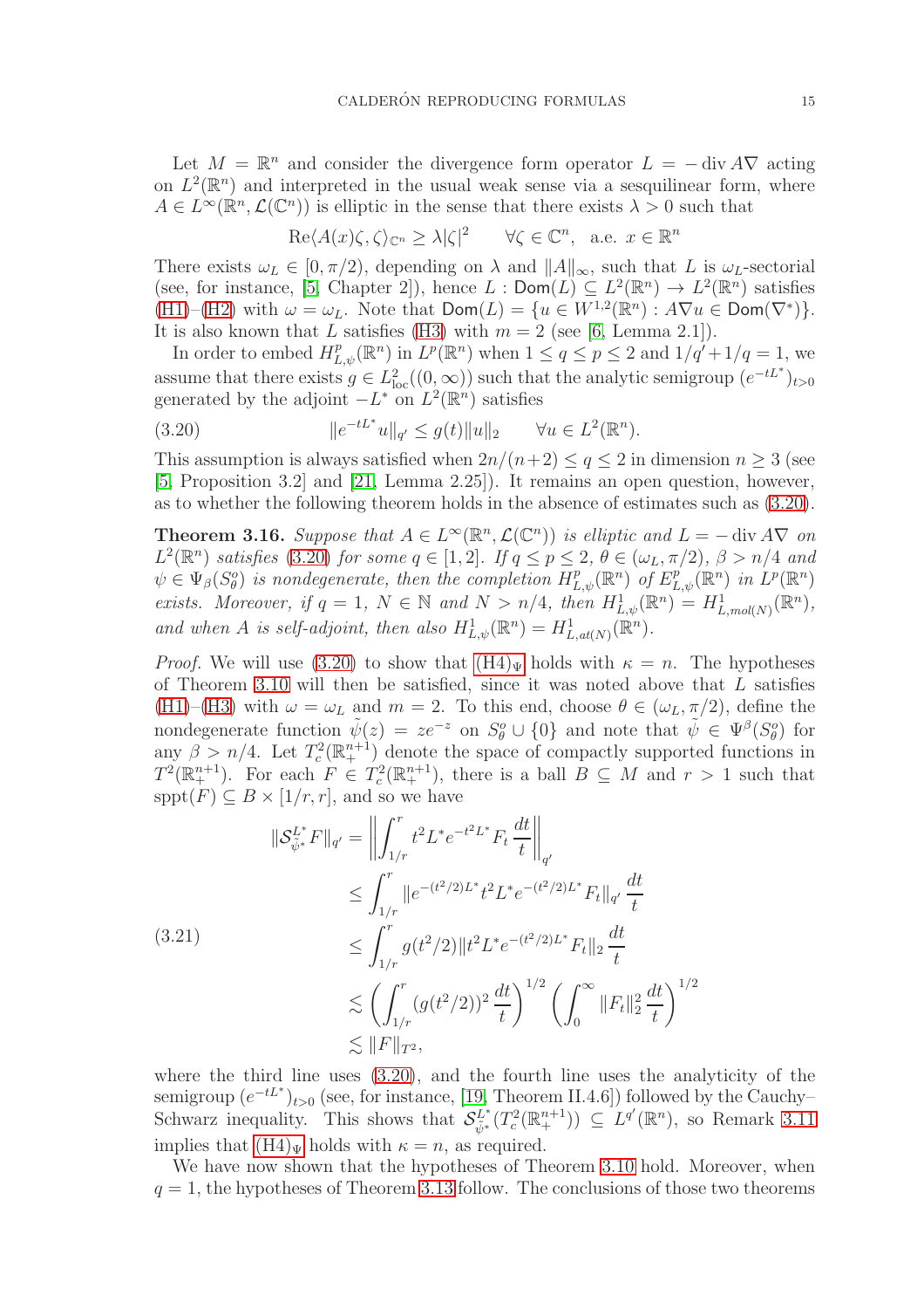Let $M = \mathbb{R}^n$ and consider the divergence form operator $L = -\operatorname{div} A\nabla$ acting on $L^2(\mathbb{R}^n)$ and interpreted in the usual weak sense via a sesquilinear form, where $A \in L^\infty(\mathbb{R}^n, \mathcal{L}(\mathbb{C}^n))$ is elliptic in the sense that there exists $\lambda > 0$ such that

$$\operatorname{Re}\langle A(x)\zeta, \zeta\rangle_{\mathbb{C}^n} \geq \lambda|\zeta|^2 \qquad \forall \zeta \in \mathbb{C}^n, \quad \text{a.e. } x \in \mathbb{R}^n$$

There exists $\omega_L \in [0, \pi/2)$, depending on $\lambda$ and $\|A\|_\infty$, such that $L$ is $\omega_L$-sectorial (see, for instance, [5, Chapter 2]), hence $L : \mathsf{Dom}(L) \subseteq L^2(\mathbb{R}^n) \to L^2(\mathbb{R}^n)$ satisfies (H1)–(H2) with $\omega = \omega_L$. Note that $\mathsf{Dom}(L) = \{u \in W^{1,2}(\mathbb{R}^n) : A\nabla u \in \mathsf{Dom}(\nabla^*)\}$. It is also known that $L$ satisfies (H3) with $m = 2$ (see [6, Lemma 2.1]).

In order to embed $H^p_{L,\psi}(\mathbb{R}^n)$ in $L^p(\mathbb{R}^n)$ when $1 \leq q \leq p \leq 2$ and $1/q' + 1/q = 1$, we assume that there exists $g \in L^2_{\text{loc}}((0,\infty))$ such that the analytic semigroup $(e^{-tL^*})_{t>0}$ generated by the adjoint $-L^*$ on $L^2(\mathbb{R}^n)$ satisfies

$$\|e^{-tL^*}u\|_{q'} \leq g(t)\|u\|_2 \qquad \forall u \in L^2(\mathbb{R}^n). \tag{3.20}$$

This assumption is always satisfied when $2n/(n+2) \leq q \leq 2$ in dimension $n \geq 3$ (see [5, Proposition 3.2] and [21, Lemma 2.25]). It remains an open question, however, as to whether the following theorem holds in the absence of estimates such as (3.20).

**Theorem 3.16.** *Suppose that $A \in L^\infty(\mathbb{R}^n, \mathcal{L}(\mathbb{C}^n))$ is elliptic and $L = -\operatorname{div} A\nabla$ on $L^2(\mathbb{R}^n)$ satisfies (3.20) for some $q \in [1, 2]$. If $q \leq p \leq 2$, $\theta \in (\omega_L, \pi/2)$, $\beta > n/4$ and $\psi \in \Psi_\beta(S^o_\theta)$ is nondegenerate, then the completion $H^p_{L,\psi}(\mathbb{R}^n)$ of $E^p_{L,\psi}(\mathbb{R}^n)$ in $L^p(\mathbb{R}^n)$ exists. Moreover, if $q = 1$, $N \in \mathbb{N}$ and $N > n/4$, then $H^1_{L,\psi}(\mathbb{R}^n) = H^1_{L,mol(N)}(\mathbb{R}^n)$, and when $A$ is self-adjoint, then also $H^1_{L,\psi}(\mathbb{R}^n) = H^1_{L,at(N)}(\mathbb{R}^n)$.*

*Proof.* We will use (3.20) to show that $(\mathrm{H4})_\Psi$ holds with $\kappa = n$. The hypotheses of Theorem 3.10 will then be satisfied, since it was noted above that $L$ satisfies (H1)–(H3) with $\omega = \omega_L$ and $m = 2$. To this end, choose $\theta \in (\omega_L, \pi/2)$, define the nondegenerate function $\tilde{\psi}(z) = ze^{-z}$ on $S^o_\theta \cup \{0\}$ and note that $\tilde{\psi} \in \Psi^\beta(S^o_\theta)$ for any $\beta > n/4$. Let $T^2_c(\mathbb{R}^{n+1}_+)$ denote the space of compactly supported functions in $T^2(\mathbb{R}^{n+1}_+)$. For each $F \in T^2_c(\mathbb{R}^{n+1}_+)$, there is a ball $B \subseteq M$ and $r > 1$ such that $\operatorname{sppt}(F) \subseteq B \times [1/r, r]$, and so we have

$$\begin{aligned}
\|\mathcal{S}^{L^*}_{\tilde{\psi}^*} F\|_{q'} &= \left\| \int_{1/r}^r t^2 L^* e^{-t^2 L^*} F_t \,\frac{dt}{t} \right\|_{q'} \\
&\leq \int_{1/r}^r \|e^{-(t^2/2)L^*} t^2 L^* e^{-(t^2/2)L^*} F_t\|_{q'} \,\frac{dt}{t} \\
&\leq \int_{1/r}^r g(t^2/2) \|t^2 L^* e^{-(t^2/2)L^*} F_t\|_2 \,\frac{dt}{t} \\
&\lesssim \left( \int_{1/r}^r (g(t^2/2))^2 \,\frac{dt}{t} \right)^{1/2} \left( \int_0^\infty \|F_t\|_2^2 \,\frac{dt}{t} \right)^{1/2} \\
&\lesssim \|F\|_{T^2},
\end{aligned} \tag{3.21}$$

where the third line uses (3.20), and the fourth line uses the analyticity of the semigroup $(e^{-tL^*})_{t>0}$ (see, for instance, [19, Theorem II.4.6]) followed by the Cauchy–Schwarz inequality. This shows that $\mathcal{S}^{L^*}_{\tilde{\psi}^*}(T^2_c(\mathbb{R}^{n+1}_+)) \subseteq L^{q'}(\mathbb{R}^n)$, so Remark 3.11 implies that $(\mathrm{H4})_\Psi$ holds with $\kappa = n$, as required.

We have now shown that the hypotheses of Theorem 3.10 hold. Moreover, when $q = 1$, the hypotheses of Theorem 3.13 follow. The conclusions of those two theorems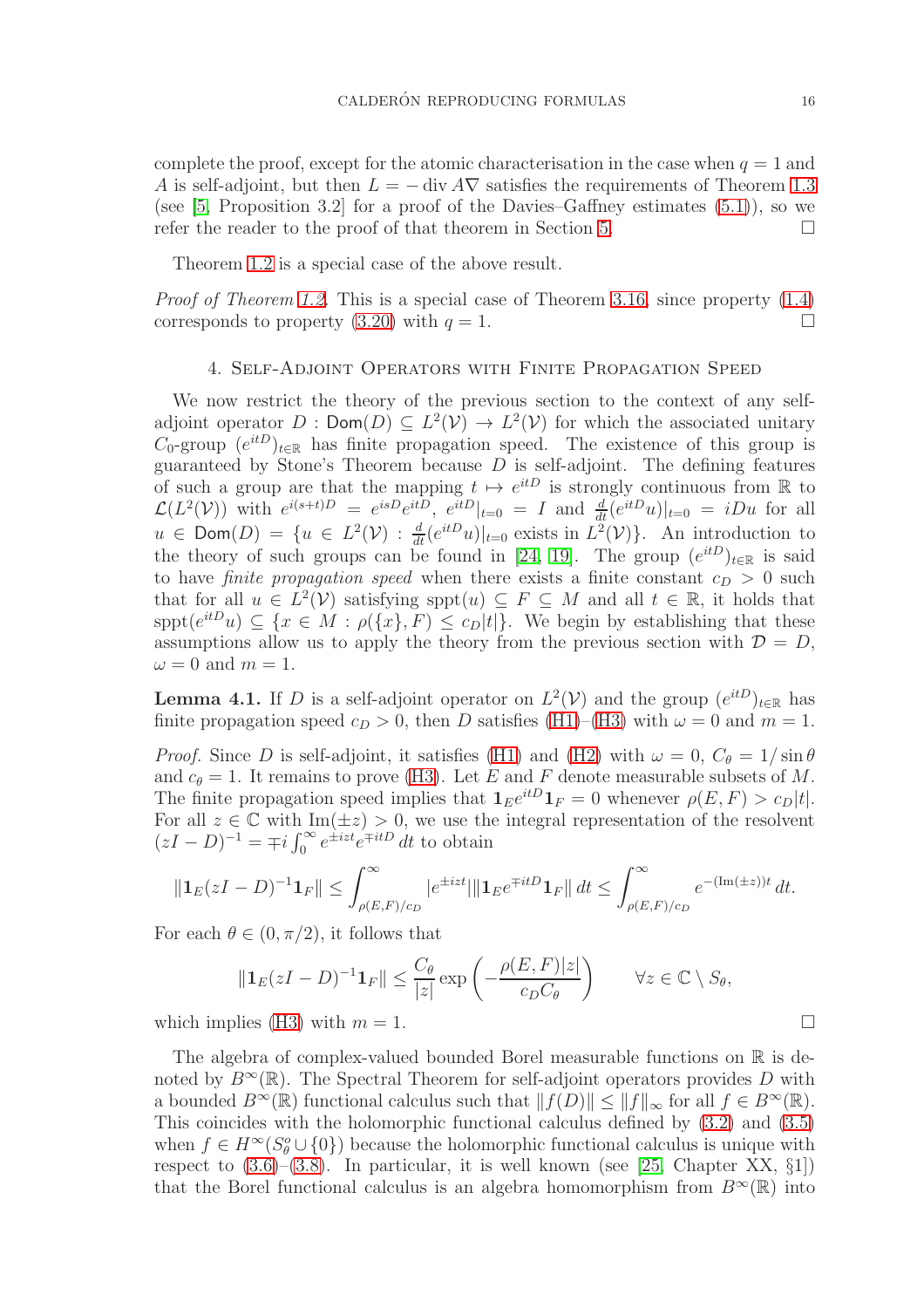complete the proof, except for the atomic characterisation in the case when $q = 1$ and $A$ is self-adjoint, but then $L = -\operatorname{div} A\nabla$ satisfies the requirements of Theorem 1.3 (see [5, Proposition 3.2] for a proof of the Davies–Gaffney estimates (5.1)), so we refer the reader to the proof of that theorem in Section 5. $\square$

Theorem 1.2 is a special case of the above result.

*Proof of Theorem 1.2.* This is a special case of Theorem 3.16, since property (1.4) corresponds to property (3.20) with $q = 1$. $\square$

## 4. Self-Adjoint Operators with Finite Propagation Speed

We now restrict the theory of the previous section to the context of any self-adjoint operator $D : \mathsf{Dom}(D) \subseteq L^2(\mathcal{V}) \to L^2(\mathcal{V})$ for which the associated unitary $C_0$-group $(e^{itD})_{t\in\mathbb{R}}$ has finite propagation speed. The existence of this group is guaranteed by Stone's Theorem because $D$ is self-adjoint. The defining features of such a group are that the mapping $t \mapsto e^{itD}$ is strongly continuous from $\mathbb{R}$ to $\mathcal{L}(L^2(\mathcal{V}))$ with $e^{i(s+t)D} = e^{isD}e^{itD}$, $e^{itD}|_{t=0} = I$ and $\frac{d}{dt}(e^{itD}u)|_{t=0} = iDu$ for all $u \in \mathsf{Dom}(D) = \{u \in L^2(\mathcal{V}) : \frac{d}{dt}(e^{itD}u)|_{t=0} \text{ exists in } L^2(\mathcal{V})\}$. An introduction to the theory of such groups can be found in [24, 19]. The group $(e^{itD})_{t\in\mathbb{R}}$ is said to have *finite propagation speed* when there exists a finite constant $c_D > 0$ such that for all $u \in L^2(\mathcal{V})$ satisfying $\operatorname{sppt}(u) \subseteq F \subseteq M$ and all $t \in \mathbb{R}$, it holds that $\operatorname{sppt}(e^{itD}u) \subseteq \{x \in M : \rho(\{x\}, F) \leq c_D|t|\}$. We begin by establishing that these assumptions allow us to apply the theory from the previous section with $\mathcal{D} = D$, $\omega = 0$ and $m = 1$.

**Lemma 4.1.** If $D$ is a self-adjoint operator on $L^2(\mathcal{V})$ and the group $(e^{itD})_{t\in\mathbb{R}}$ has finite propagation speed $c_D > 0$, then $D$ satisfies (H1)–(H3) with $\omega = 0$ and $m = 1$.

*Proof.* Since $D$ is self-adjoint, it satisfies (H1) and (H2) with $\omega = 0$, $C_\theta = 1/\sin\theta$ and $c_\theta = 1$. It remains to prove (H3). Let $E$ and $F$ denote measurable subsets of $M$. The finite propagation speed implies that $\mathbf{1}_E e^{itD}\mathbf{1}_F = 0$ whenever $\rho(E,F) > c_D|t|$. For all $z \in \mathbb{C}$ with $\operatorname{Im}(\pm z) > 0$, we use the integral representation of the resolvent $(zI - D)^{-1} = \mp i \int_0^\infty e^{\pm izt} e^{\mp itD}\, dt$ to obtain

$$\|\mathbf{1}_E(zI - D)^{-1}\mathbf{1}_F\| \leq \int_{\rho(E,F)/c_D}^\infty |e^{\pm izt}| \|\mathbf{1}_E e^{\mp itD}\mathbf{1}_F\|\, dt \leq \int_{\rho(E,F)/c_D}^\infty e^{-(\operatorname{Im}(\pm z))t}\, dt.$$

For each $\theta \in (0, \pi/2)$, it follows that

$$\|\mathbf{1}_E(zI - D)^{-1}\mathbf{1}_F\| \leq \frac{C_\theta}{|z|} \exp\left(-\frac{\rho(E,F)|z|}{c_D C_\theta}\right) \qquad \forall z \in \mathbb{C} \setminus S_\theta,$$

which implies (H3) with $m = 1$. $\square$

The algebra of complex-valued bounded Borel measurable functions on $\mathbb{R}$ is denoted by $B^\infty(\mathbb{R})$. The Spectral Theorem for self-adjoint operators provides $D$ with a bounded $B^\infty(\mathbb{R})$ functional calculus such that $\|f(D)\| \leq \|f\|_\infty$ for all $f \in B^\infty(\mathbb{R})$. This coincides with the holomorphic functional calculus defined by (3.2) and (3.5) when $f \in H^\infty(S_\theta^o \cup \{0\})$ because the holomorphic functional calculus is unique with respect to (3.6)–(3.8). In particular, it is well known (see [25, Chapter XX, §1]) that the Borel functional calculus is an algebra homomorphism from $B^\infty(\mathbb{R})$ into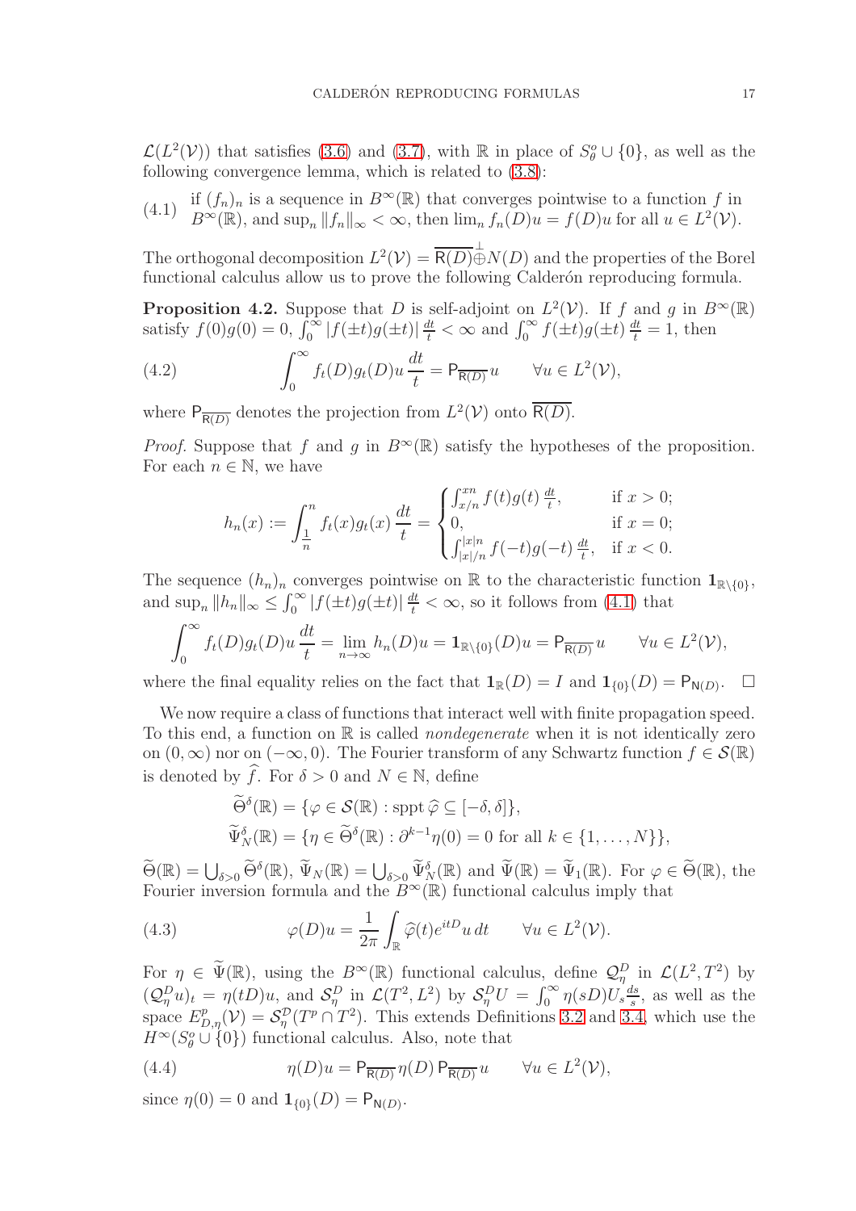$\mathcal{L}(L^2(\mathcal{V}))$ that satisfies (3.6) and (3.7), with $\mathbb{R}$ in place of $S^o_\theta \cup \{0\}$, as well as the following convergence lemma, which is related to (3.8):

$$
\text{(4.1)} \quad \begin{array}{l}\text{if } (f_n)_n \text{ is a sequence in } B^\infty(\mathbb{R}) \text{ that converges pointwise to a function } f \text{ in} \\ B^\infty(\mathbb{R}), \text{ and } \sup_n \|f_n\|_\infty < \infty, \text{ then } \lim_n f_n(D)u = f(D)u \text{ for all } u \in L^2(\mathcal{V}).\end{array}
$$

The orthogonal decomposition $L^2(\mathcal{V}) = \overline{\mathsf{R}(D)} \overset{\perp}{\oplus} N(D)$ and the properties of the Borel functional calculus allow us to prove the following Calderón reproducing formula.

**Proposition 4.2.** Suppose that $D$ is self-adjoint on $L^2(\mathcal{V})$. If $f$ and $g$ in $B^\infty(\mathbb{R})$ satisfy $f(0)g(0) = 0$, $\int_0^\infty |f(\pm t)g(\pm t)| \frac{dt}{t} < \infty$ and $\int_0^\infty f(\pm t)g(\pm t) \frac{dt}{t} = 1$, then

$$
\int_0^\infty f_t(D)g_t(D)u \, \frac{dt}{t} = \mathsf{P}_{\overline{\mathsf{R}(D)}} u \qquad \forall u \in L^2(\mathcal{V}), \tag{4.2}
$$

where $\mathsf{P}_{\overline{\mathsf{R}(D)}}$ denotes the projection from $L^2(\mathcal{V})$ onto $\overline{\mathsf{R}(D)}$.

*Proof.* Suppose that $f$ and $g$ in $B^\infty(\mathbb{R})$ satisfy the hypotheses of the proposition. For each $n \in \mathbb{N}$, we have

$$
h_n(x) := \int_{\frac{1}{n}}^n f_t(x)g_t(x) \, \frac{dt}{t} = \begin{cases} \int_{x/n}^{xn} f(t)g(t) \, \frac{dt}{t}, & \text{if } x > 0; \\ 0, & \text{if } x = 0; \\ \int_{|x|/n}^{|x|n} f(-t)g(-t) \, \frac{dt}{t}, & \text{if } x < 0. \end{cases}
$$

The sequence $(h_n)_n$ converges pointwise on $\mathbb{R}$ to the characteristic function $\mathbf{1}_{\mathbb{R}\setminus\{0\}}$, and $\sup_n \|h_n\|_\infty \leq \int_0^\infty |f(\pm t)g(\pm t)| \frac{dt}{t} < \infty$, so it follows from (4.1) that

$$
\int_0^\infty f_t(D)g_t(D)u \, \frac{dt}{t} = \lim_{n\to\infty} h_n(D)u = \mathbf{1}_{\mathbb{R}\setminus\{0\}}(D)u = \mathsf{P}_{\overline{\mathsf{R}(D)}} u \qquad \forall u \in L^2(\mathcal{V}),
$$

where the final equality relies on the fact that $\mathbf{1}_{\mathbb{R}}(D) = I$ and $\mathbf{1}_{\{0\}}(D) = \mathsf{P}_{\mathsf{N}(D)}$. $\square$

We now require a class of functions that interact well with finite propagation speed. To this end, a function on $\mathbb{R}$ is called *nondegenerate* when it is not identically zero on $(0,\infty)$ nor on $(-\infty, 0)$. The Fourier transform of any Schwartz function $f \in \mathcal{S}(\mathbb{R})$ is denoted by $\widehat{f}$. For $\delta > 0$ and $N \in \mathbb{N}$, define

$$
\begin{aligned}
\widetilde{\Theta}^\delta(\mathbb{R}) &= \{\varphi \in \mathcal{S}(\mathbb{R}) : \operatorname{sppt} \widehat{\varphi} \subseteq [-\delta, \delta]\}, \\
\widetilde{\Psi}^\delta_N(\mathbb{R}) &= \{\eta \in \widetilde{\Theta}^\delta(\mathbb{R}) : \partial^{k-1}\eta(0) = 0 \text{ for all } k \in \{1, \ldots, N\}\},
\end{aligned}
$$

$\widetilde{\Theta}(\mathbb{R}) = \bigcup_{\delta>0} \widetilde{\Theta}^\delta(\mathbb{R})$, $\widetilde{\Psi}_N(\mathbb{R}) = \bigcup_{\delta>0} \widetilde{\Psi}^\delta_N(\mathbb{R})$ and $\widetilde{\Psi}(\mathbb{R}) = \widetilde{\Psi}_1(\mathbb{R})$. For $\varphi \in \widetilde{\Theta}(\mathbb{R})$, the Fourier inversion formula and the $B^\infty(\mathbb{R})$ functional calculus imply that

$$
\varphi(D)u = \frac{1}{2\pi} \int_{\mathbb{R}} \widehat{\varphi}(t) e^{itD} u \, dt \qquad \forall u \in L^2(\mathcal{V}). \tag{4.3}
$$

For $\eta \in \widetilde{\Psi}(\mathbb{R})$, using the $B^\infty(\mathbb{R})$ functional calculus, define $\mathcal{Q}^D_\eta$ in $\mathcal{L}(L^2, T^2)$ by $(\mathcal{Q}^D_\eta u)_t = \eta(tD)u$, and $\mathcal{S}^D_\eta$ in $\mathcal{L}(T^2, L^2)$ by $\mathcal{S}^D_\eta U = \int_0^\infty \eta(sD)U_s \frac{ds}{s}$, as well as the space $E^p_{D,\eta}(\mathcal{V}) = \mathcal{S}^{\mathcal{D}}_\eta(T^p \cap T^2)$. This extends Definitions 3.2 and 3.4, which use the $H^\infty(S^o_\theta \cup \{0\})$ functional calculus. Also, note that

$$
\eta(D)u = \mathsf{P}_{\overline{\mathsf{R}(D)}} \eta(D) \, \mathsf{P}_{\overline{\mathsf{R}(D)}} u \qquad \forall u \in L^2(\mathcal{V}), \tag{4.4}
$$

since $\eta(0) = 0$ and $\mathbf{1}_{\{0\}}(D) = \mathsf{P}_{\mathsf{N}(D)}$.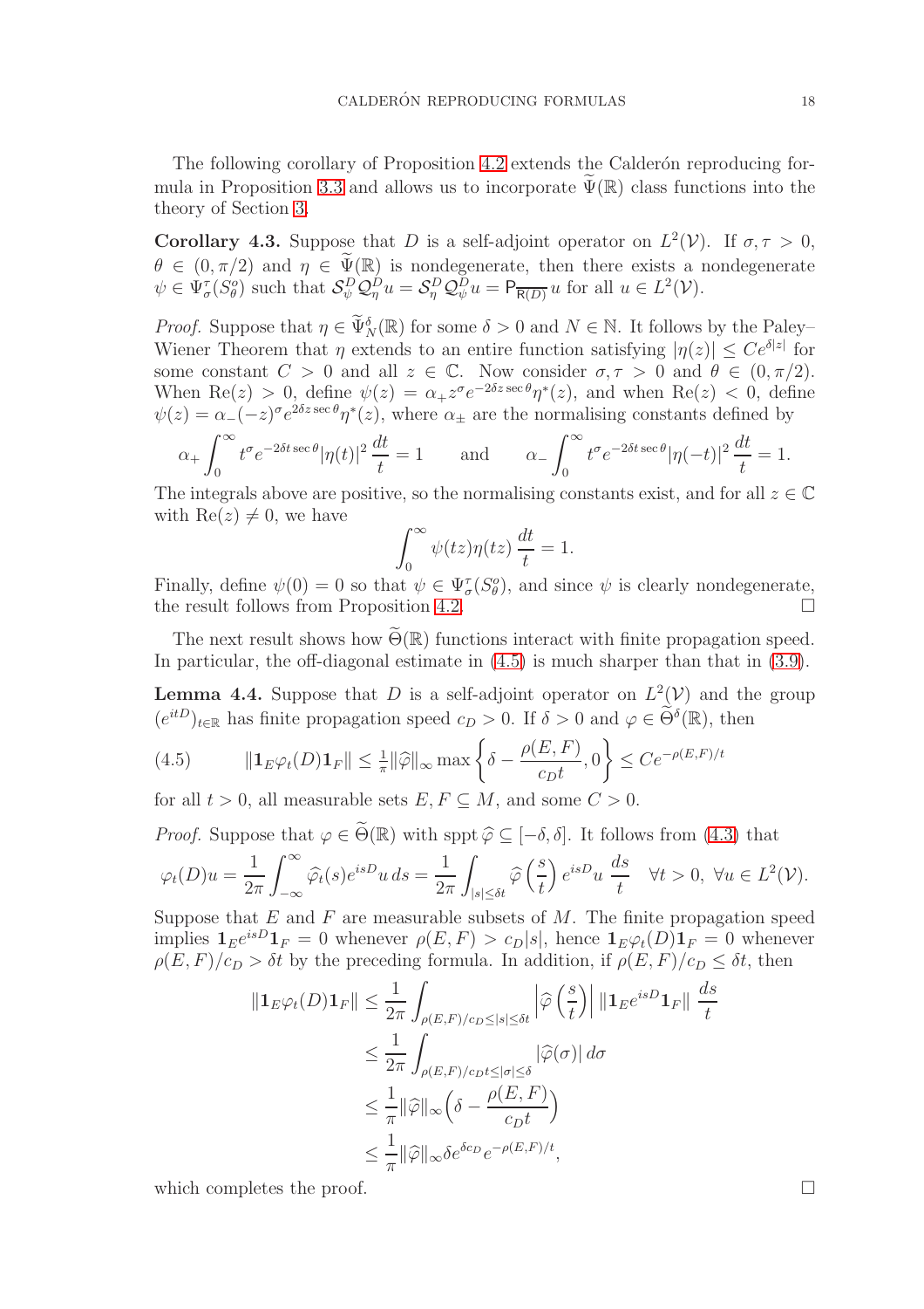The following corollary of Proposition 4.2 extends the Calderón reproducing formula in Proposition 3.3 and allows us to incorporate $\widetilde{\Psi}(\mathbb{R})$ class functions into the theory of Section 3.

**Corollary 4.3.** Suppose that $D$ is a self-adjoint operator on $L^2(\mathcal{V})$. If $\sigma, \tau > 0$, $\theta \in (0, \pi/2)$ and $\eta \in \widetilde{\Psi}(\mathbb{R})$ is nondegenerate, then there exists a nondegenerate $\psi \in \Psi_\sigma^\tau(S_\theta^o)$ such that $\mathcal{S}_\psi^D \mathcal{Q}_\eta^D u = \mathcal{S}_\eta^D \mathcal{Q}_\psi^D u = \mathsf{P}_{\overline{\mathsf{R}(D)}} u$ for all $u \in L^2(\mathcal{V})$.

*Proof.* Suppose that $\eta \in \widetilde{\Psi}_N^\delta(\mathbb{R})$ for some $\delta > 0$ and $N \in \mathbb{N}$. It follows by the Paley–Wiener Theorem that $\eta$ extends to an entire function satisfying $|\eta(z)| \leq Ce^{\delta|z|}$ for some constant $C > 0$ and all $z \in \mathbb{C}$. Now consider $\sigma, \tau > 0$ and $\theta \in (0, \pi/2)$. When $\mathrm{Re}(z) > 0$, define $\psi(z) = \alpha_+ z^\sigma e^{-2\delta z \sec\theta} \eta^*(z)$, and when $\mathrm{Re}(z) < 0$, define $\psi(z) = \alpha_-(-z)^\sigma e^{2\delta z \sec\theta} \eta^*(z)$, where $\alpha_\pm$ are the normalising constants defined by

$$\alpha_+ \int_0^\infty t^\sigma e^{-2\delta t \sec\theta} |\eta(t)|^2 \, \frac{dt}{t} = 1 \qquad \text{and} \qquad \alpha_- \int_0^\infty t^\sigma e^{-2\delta t \sec\theta} |\eta(-t)|^2 \, \frac{dt}{t} = 1.$$

The integrals above are positive, so the normalising constants exist, and for all $z \in \mathbb{C}$ with $\mathrm{Re}(z) \neq 0$, we have

$$\int_0^\infty \psi(tz)\eta(tz) \, \frac{dt}{t} = 1.$$

Finally, define $\psi(0) = 0$ so that $\psi \in \Psi_\sigma^\tau(S_\theta^o)$, and since $\psi$ is clearly nondegenerate, the result follows from Proposition 4.2. $\square$

The next result shows how $\widetilde{\Theta}(\mathbb{R})$ functions interact with finite propagation speed. In particular, the off-diagonal estimate in (4.5) is much sharper than that in (3.9).

**Lemma 4.4.** Suppose that $D$ is a self-adjoint operator on $L^2(\mathcal{V})$ and the group $(e^{itD})_{t\in\mathbb{R}}$ has finite propagation speed $c_D > 0$. If $\delta > 0$ and $\varphi \in \widetilde{\Theta}^\delta(\mathbb{R})$, then

$$\|\mathbf{1}_E \varphi_t(D) \mathbf{1}_F\| \leq \tfrac{1}{\pi} \|\widehat{\varphi}\|_\infty \max\left\{\delta - \frac{\rho(E,F)}{c_D t}, 0\right\} \leq Ce^{-\rho(E,F)/t} \tag{4.5}$$

for all $t > 0$, all measurable sets $E, F \subseteq M$, and some $C > 0$.

*Proof.* Suppose that $\varphi \in \widetilde{\Theta}(\mathbb{R})$ with sppt $\widehat{\varphi} \subseteq [-\delta, \delta]$. It follows from (4.3) that

$$\varphi_t(D)u = \frac{1}{2\pi} \int_{-\infty}^\infty \widehat{\varphi}_t(s) e^{isD} u \, ds = \frac{1}{2\pi} \int_{|s|\leq\delta t} \widehat{\varphi}\left(\frac{s}{t}\right) e^{isD} u \, \frac{ds}{t} \quad \forall t > 0, \ \forall u \in L^2(\mathcal{V}).$$

Suppose that $E$ and $F$ are measurable subsets of $M$. The finite propagation speed implies $\mathbf{1}_E e^{isD} \mathbf{1}_F = 0$ whenever $\rho(E,F) > c_D|s|$, hence $\mathbf{1}_E \varphi_t(D) \mathbf{1}_F = 0$ whenever $\rho(E,F)/c_D > \delta t$ by the preceding formula. In addition, if $\rho(E,F)/c_D \leq \delta t$, then

$$\begin{aligned}
\|\mathbf{1}_E \varphi_t(D) \mathbf{1}_F\| &\leq \frac{1}{2\pi} \int_{\rho(E,F)/c_D \leq |s| \leq \delta t} \left|\widehat{\varphi}\left(\frac{s}{t}\right)\right| \|\mathbf{1}_E e^{isD} \mathbf{1}_F\| \, \frac{ds}{t} \\
&\leq \frac{1}{2\pi} \int_{\rho(E,F)/c_D t \leq |\sigma| \leq \delta} |\widehat{\varphi}(\sigma)| \, d\sigma \\
&\leq \frac{1}{\pi} \|\widehat{\varphi}\|_\infty \Big(\delta - \frac{\rho(E,F)}{c_D t}\Big) \\
&\leq \frac{1}{\pi} \|\widehat{\varphi}\|_\infty \delta e^{\delta c_D} e^{-\rho(E,F)/t},
\end{aligned}$$

which completes the proof. $\square$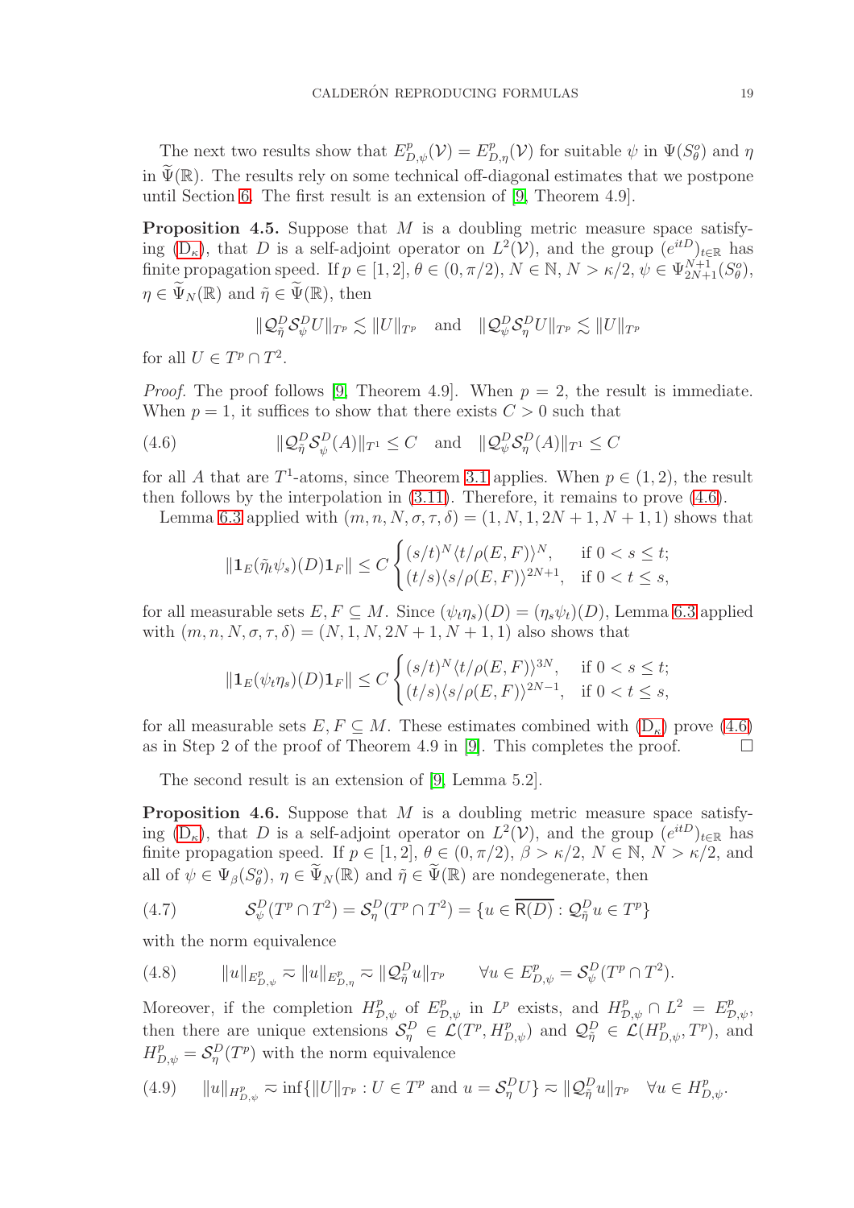The next two results show that $E^p_{D,\psi}(\mathcal{V}) = E^p_{D,\eta}(\mathcal{V})$ for suitable $\psi$ in $\Psi(S^o_\theta)$ and $\eta$ in $\widetilde{\Psi}(\mathbb{R})$. The results rely on some technical off-diagonal estimates that we postpone until Section 6. The first result is an extension of [9, Theorem 4.9].

**Proposition 4.5.** Suppose that $M$ is a doubling metric measure space satisfying ($\mathrm{D}_\kappa$), that $D$ is a self-adjoint operator on $L^2(\mathcal{V})$, and the group $(e^{itD})_{t\in\mathbb{R}}$ has finite propagation speed. If $p \in [1,2]$, $\theta \in (0,\pi/2)$, $N \in \mathbb{N}$, $N > \kappa/2$, $\psi \in \Psi^{N+1}_{2N+1}(S^o_\theta)$, $\eta \in \widetilde{\Psi}_N(\mathbb{R})$ and $\tilde{\eta} \in \widetilde{\Psi}(\mathbb{R})$, then

$$\|\mathcal{Q}^D_{\tilde{\eta}} \mathcal{S}^D_\psi U\|_{T^p} \lesssim \|U\|_{T^p} \quad \text{and} \quad \|\mathcal{Q}^D_\psi \mathcal{S}^D_\eta U\|_{T^p} \lesssim \|U\|_{T^p}$$

for all $U \in T^p \cap T^2$.

*Proof.* The proof follows [9, Theorem 4.9]. When $p = 2$, the result is immediate. When $p = 1$, it suffices to show that there exists $C > 0$ such that

$$\|\mathcal{Q}^D_{\tilde{\eta}} \mathcal{S}^D_\psi (A)\|_{T^1} \le C \quad \text{and} \quad \|\mathcal{Q}^D_\psi \mathcal{S}^D_\eta (A)\|_{T^1} \le C \tag{4.6}$$

for all $A$ that are $T^1$-atoms, since Theorem 3.1 applies. When $p \in (1,2)$, the result then follows by the interpolation in (3.11). Therefore, it remains to prove (4.6).

Lemma 6.3 applied with $(m,n,N,\sigma,\tau,\delta) = (1,N,1,2N+1,N+1,1)$ shows that

$$\|\mathbf{1}_E (\tilde{\eta}_t \psi_s)(D) \mathbf{1}_F\| \le C \begin{cases} (s/t)^N \langle t/\rho(E,F)\rangle^N, & \text{if } 0 < s \le t; \\ (t/s) \langle s/\rho(E,F)\rangle^{2N+1}, & \text{if } 0 < t \le s, \end{cases}$$

for all measurable sets $E, F \subseteq M$. Since $(\psi_t \eta_s)(D) = (\eta_s \psi_t)(D)$, Lemma 6.3 applied with $(m,n,N,\sigma,\tau,\delta) = (N,1,N,2N+1,N+1,1)$ also shows that

$$\|\mathbf{1}_E (\psi_t \eta_s)(D) \mathbf{1}_F\| \le C \begin{cases} (s/t)^N \langle t/\rho(E,F)\rangle^{3N}, & \text{if } 0 < s \le t; \\ (t/s) \langle s/\rho(E,F)\rangle^{2N-1}, & \text{if } 0 < t \le s, \end{cases}$$

for all measurable sets $E, F \subseteq M$. These estimates combined with ($\mathrm{D}_\kappa$) prove (4.6) as in Step 2 of the proof of Theorem 4.9 in [9]. This completes the proof. $\square$

The second result is an extension of [9, Lemma 5.2].

**Proposition 4.6.** Suppose that $M$ is a doubling metric measure space satisfying ($\mathrm{D}_\kappa$), that $D$ is a self-adjoint operator on $L^2(\mathcal{V})$, and the group $(e^{itD})_{t\in\mathbb{R}}$ has finite propagation speed. If $p \in [1,2]$, $\theta \in (0,\pi/2)$, $\beta > \kappa/2$, $N \in \mathbb{N}$, $N > \kappa/2$, and all of $\psi \in \Psi_\beta(S^o_\theta)$, $\eta \in \widetilde{\Psi}_N(\mathbb{R})$ and $\tilde{\eta} \in \widetilde{\Psi}(\mathbb{R})$ are nondegenerate, then

$$\mathcal{S}^D_\psi(T^p \cap T^2) = \mathcal{S}^D_\eta(T^p \cap T^2) = \{u \in \overline{\mathsf{R}(D)} : \mathcal{Q}^D_{\tilde{\eta}} u \in T^p\} \tag{4.7}$$

with the norm equivalence

$$\|u\|_{E^p_{D,\psi}} \eqsim \|u\|_{E^p_{D,\eta}} \eqsim \|\mathcal{Q}^D_{\tilde{\eta}} u\|_{T^p} \qquad \forall u \in E^p_{D,\psi} = \mathcal{S}^D_\psi(T^p \cap T^2). \tag{4.8}$$

Moreover, if the completion $H^p_{\mathcal{D},\psi}$ of $E^p_{\mathcal{D},\psi}$ in $L^p$ exists, and $H^p_{\mathcal{D},\psi} \cap L^2 = E^p_{\mathcal{D},\psi}$, then there are unique extensions $\mathcal{S}^D_\eta \in \mathcal{L}(T^p, H^p_{D,\psi})$ and $\mathcal{Q}^D_{\tilde{\eta}} \in \mathcal{L}(H^p_{D,\psi}, T^p)$, and $H^p_{D,\psi} = \mathcal{S}^D_\eta(T^p)$ with the norm equivalence

$$\|u\|_{H^p_{D,\psi}} \eqsim \inf\{\|U\|_{T^p} : U \in T^p \text{ and } u = \mathcal{S}^D_\eta U\} \eqsim \|\mathcal{Q}^D_{\tilde{\eta}} u\|_{T^p} \quad \forall u \in H^p_{D,\psi}. \tag{4.9}$$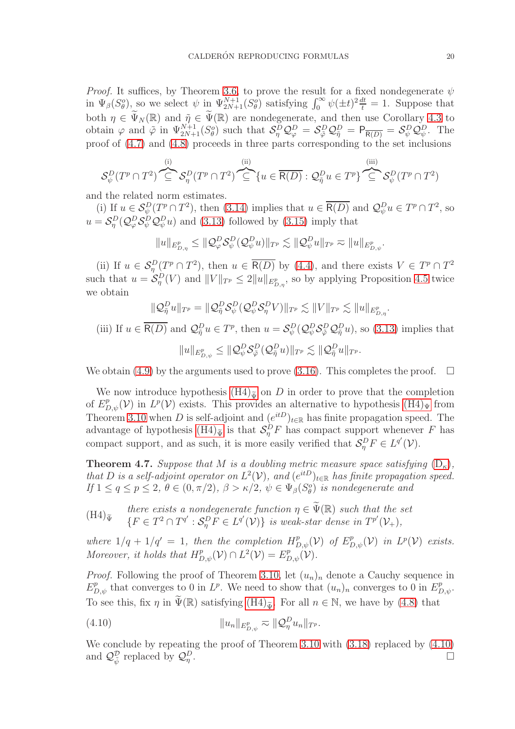*Proof.* It suffices, by Theorem 3.6, to prove the result for a fixed nondegenerate $\psi$ in $\Psi_\beta(S^o_\theta)$, so we select $\psi$ in $\Psi^{N+1}_{2N+1}(S^o_\theta)$ satisfying $\int_0^\infty \psi(\pm t)^2 \frac{dt}{t} = 1$. Suppose that both $\eta \in \widetilde{\Psi}_N(\mathbb{R})$ and $\tilde{\eta} \in \widetilde{\Psi}(\mathbb{R})$ are nondegenerate, and then use Corollary 4.3 to obtain $\varphi$ and $\tilde{\varphi}$ in $\Psi^{N+1}_{2N+1}(S^o_\theta)$ such that $\mathcal{S}^D_\eta \mathcal{Q}^D_\varphi = \mathcal{S}^D_{\tilde{\varphi}} \mathcal{Q}^D_{\tilde{\eta}} = \mathsf{P}_{\overline{\mathsf{R}(D)}} = \mathcal{S}^D_\psi \mathcal{Q}^D_\psi$. The proof of (4.7) and (4.8) proceeds in three parts corresponding to the set inclusions

$$\mathcal{S}^D_\psi(T^p \cap T^2) \overbrace{\subseteq}^{\text{(i)}} \mathcal{S}^D_\eta(T^p \cap T^2) \overbrace{\subseteq}^{\text{(ii)}} \{u \in \overline{\mathsf{R}(D)} : \mathcal{Q}^D_{\tilde{\eta}} u \in T^p\} \overbrace{\subseteq}^{\text{(iii)}} \mathcal{S}^D_\psi(T^p \cap T^2)$$

and the related norm estimates.

(i) If $u \in \mathcal{S}^D_\psi(T^p \cap T^2)$, then (3.14) implies that $u \in \overline{\mathsf{R}(D)}$ and $\mathcal{Q}^D_\psi u \in T^p \cap T^2$, so $u = \mathcal{S}^D_\eta(\mathcal{Q}^D_\varphi \mathcal{S}^D_\psi \mathcal{Q}^D_\psi u)$ and (3.13) followed by (3.15) imply that

$$\|u\|_{E^p_{D,\eta}} \leq \|\mathcal{Q}^D_\varphi \mathcal{S}^D_\psi(\mathcal{Q}^D_\psi u)\|_{T^p} \lesssim \|\mathcal{Q}^D_\psi u\|_{T^p} \eqsim \|u\|_{E^p_{D,\psi}}.$$

(ii) If $u \in \mathcal{S}^D_\eta(T^p \cap T^2)$, then $u \in \overline{\mathsf{R}(D)}$ by (4.4), and there exists $V \in T^p \cap T^2$ such that $u = \mathcal{S}^D_\eta(V)$ and $\|V\|_{T^p} \leq 2\|u\|_{E^p_{D,\eta}}$, so by applying Proposition 4.5 twice we obtain

$$\|\mathcal{Q}^D_{\tilde{\eta}} u\|_{T^p} = \|\mathcal{Q}^D_{\tilde{\eta}} \mathcal{S}^D_\psi(\mathcal{Q}^D_\psi \mathcal{S}^D_\eta V)\|_{T^p} \lesssim \|V\|_{T^p} \lesssim \|u\|_{E^p_{D,\eta}}.$$

(iii) If $u \in \overline{\mathsf{R}(D)}$ and $\mathcal{Q}^D_{\tilde{\eta}} u \in T^p$, then $u = \mathcal{S}^D_\psi(\mathcal{Q}^D_\psi \mathcal{S}^D_{\tilde{\varphi}} \mathcal{Q}^D_{\tilde{\eta}} u)$, so (3.13) implies that

$$\|u\|_{E^p_{D,\psi}} \leq \|\mathcal{Q}^D_\psi \mathcal{S}^D_{\tilde{\varphi}}(\mathcal{Q}^D_{\tilde{\eta}} u)\|_{T^p} \lesssim \|\mathcal{Q}^D_{\tilde{\eta}} u\|_{T^p}.$$

We obtain (4.9) by the arguments used to prove (3.16). This completes the proof. $\square$

We now introduce hypothesis $(\mathrm{H4})_{\widetilde{\Psi}}$ on $D$ in order to prove that the completion of $E^p_{D,\psi}(\mathcal{V})$ in $L^p(\mathcal{V})$ exists. This provides an alternative to hypothesis $(\mathrm{H4})_\Psi$ from Theorem 3.10 when $D$ is self-adjoint and $(e^{itD})_{t\in\mathbb{R}}$ has finite propagation speed. The advantage of hypothesis $(\mathrm{H4})_{\widetilde{\Psi}}$ is that $\mathcal{S}^D_\eta F$ has compact support whenever $F$ has compact support, and as such, it is more easily verified that $\mathcal{S}^D_\eta F \in L^{q'}(\mathcal{V})$.

**Theorem 4.7.** *Suppose that $M$ is a doubling metric measure space satisfying $(\mathrm{D}_\kappa)$, that $D$ is a self-adjoint operator on $L^2(\mathcal{V})$, and $(e^{itD})_{t\in\mathbb{R}}$ has finite propagation speed. If $1 \leq q \leq p \leq 2$, $\theta \in (0, \pi/2)$, $\beta > \kappa/2$, $\psi \in \Psi_\beta(S^o_\theta)$ is nondegenerate and*

$(\mathrm{H4})_{\widetilde{\Psi}}$ *there exists a nondegenerate function $\eta \in \widetilde{\Psi}(\mathbb{R})$ such that the set $\{F \in T^2 \cap T^{q'} : \mathcal{S}^D_\eta F \in L^{q'}(\mathcal{V})\}$ is weak-star dense in $T^{p'}(\mathcal{V}_+)$,*

*where $1/q + 1/q' = 1$, then the completion $H^p_{D,\psi}(\mathcal{V})$ of $E^p_{D,\psi}(\mathcal{V})$ in $L^p(\mathcal{V})$ exists. Moreover, it holds that $H^p_{D,\psi}(\mathcal{V}) \cap L^2(\mathcal{V}) = E^p_{D,\psi}(\mathcal{V})$.*

*Proof.* Following the proof of Theorem 3.10, let $(u_n)_n$ denote a Cauchy sequence in $E^p_{D,\psi}$ that converges to 0 in $L^p$. We need to show that $(u_n)_n$ converges to 0 in $E^p_{D,\psi}$. To see this, fix $\eta$ in $\widetilde{\Psi}(\mathbb{R})$ satisfying $(\mathrm{H4})_{\widetilde{\Psi}}$. For all $n \in \mathbb{N}$, we have by (4.8) that

$$\|u_n\|_{E^p_{D,\psi}} \eqsim \|\mathcal{Q}^D_\eta u_n\|_{T^p}. \tag{4.10}$$

We conclude by repeating the proof of Theorem 3.10 with (3.18) replaced by (4.10) and $\mathcal{Q}^{\mathcal{D}}_{\tilde{\psi}}$ replaced by $\mathcal{Q}^D_\eta$. $\square$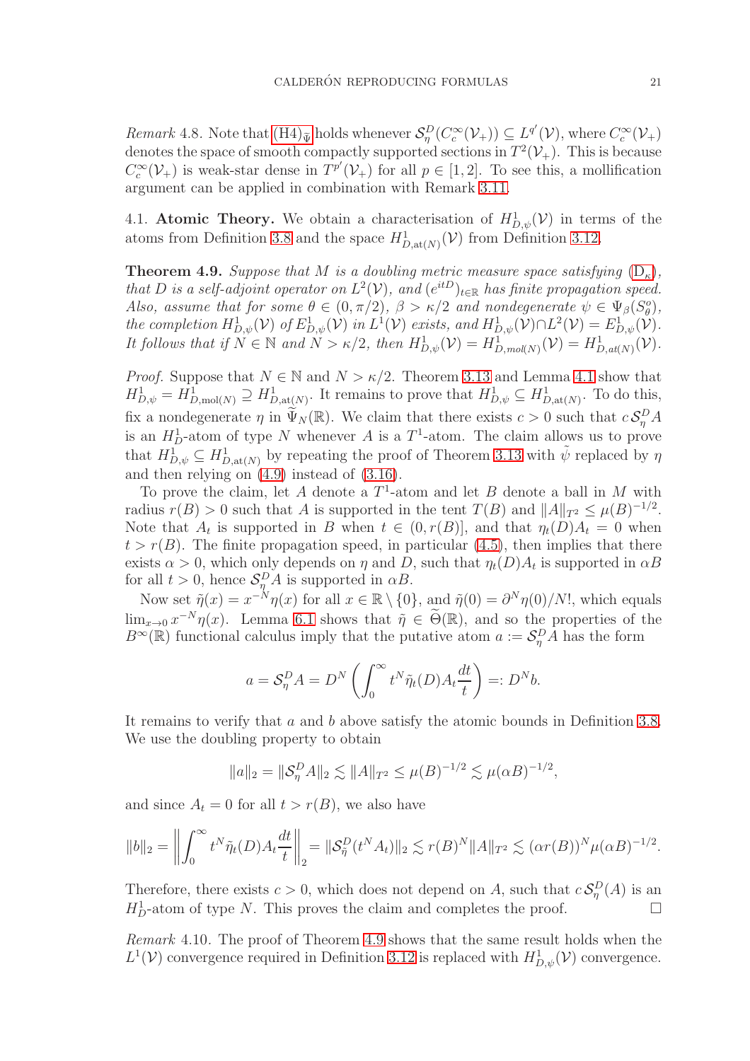*Remark* 4.8. Note that (H4)$_{\widetilde{\Psi}}$ holds whenever $\mathcal{S}_\eta^D(C_c^\infty(\mathcal{V}_+)) \subseteq L^{q'}(\mathcal{V})$, where $C_c^\infty(\mathcal{V}_+)$ denotes the space of smooth compactly supported sections in $T^2(\mathcal{V}_+)$. This is because $C_c^\infty(\mathcal{V}_+)$ is weak-star dense in $T^{p'}(\mathcal{V}_+)$ for all $p \in [1,2]$. To see this, a mollification argument can be applied in combination with Remark 3.11.

4.1. **Atomic Theory.** We obtain a characterisation of $H^1_{D,\psi}(\mathcal{V})$ in terms of the atoms from Definition 3.8 and the space $H^1_{D,\mathrm{at}(N)}(\mathcal{V})$ from Definition 3.12.

**Theorem 4.9.** *Suppose that $M$ is a doubling metric measure space satisfying* ($\mathrm{D}_\kappa$)*, that $D$ is a self-adjoint operator on $L^2(\mathcal{V})$, and $(e^{itD})_{t\in\mathbb{R}}$ has finite propagation speed. Also, assume that for some $\theta \in (0,\pi/2)$, $\beta > \kappa/2$ and nondegenerate $\psi \in \Psi_\beta(S_\theta^o)$, the completion $H^1_{D,\psi}(\mathcal{V})$ of $E^1_{D,\psi}(\mathcal{V})$ in $L^1(\mathcal{V})$ exists, and $H^1_{D,\psi}(\mathcal{V}) \cap L^2(\mathcal{V}) = E^1_{D,\psi}(\mathcal{V})$. It follows that if $N \in \mathbb{N}$ and $N > \kappa/2$, then $H^1_{D,\psi}(\mathcal{V}) = H^1_{D,mol(N)}(\mathcal{V}) = H^1_{D,at(N)}(\mathcal{V})$.*

*Proof.* Suppose that $N \in \mathbb{N}$ and $N > \kappa/2$. Theorem 3.13 and Lemma 4.1 show that $H^1_{D,\psi} = H^1_{D,\mathrm{mol}(N)} \supseteq H^1_{D,\mathrm{at}(N)}$. It remains to prove that $H^1_{D,\psi} \subseteq H^1_{D,\mathrm{at}(N)}$. To do this, fix a nondegenerate $\eta$ in $\widetilde{\Psi}_N(\mathbb{R})$. We claim that there exists $c > 0$ such that $c\,\mathcal{S}_\eta^D A$ is an $H^1_D$-atom of type $N$ whenever $A$ is a $T^1$-atom. The claim allows us to prove that $H^1_{D,\psi} \subseteq H^1_{D,\mathrm{at}(N)}$ by repeating the proof of Theorem 3.13 with $\tilde{\psi}$ replaced by $\eta$ and then relying on (4.9) instead of (3.16).

To prove the claim, let $A$ denote a $T^1$-atom and let $B$ denote a ball in $M$ with radius $r(B) > 0$ such that $A$ is supported in the tent $T(B)$ and $\|A\|_{T^2} \leq \mu(B)^{-1/2}$. Note that $A_t$ is supported in $B$ when $t \in (0, r(B)]$, and that $\eta_t(D)A_t = 0$ when $t > r(B)$. The finite propagation speed, in particular (4.5), then implies that there exists $\alpha > 0$, which only depends on $\eta$ and $D$, such that $\eta_t(D)A_t$ is supported in $\alpha B$ for all $t > 0$, hence $\mathcal{S}_\eta^D A$ is supported in $\alpha B$.

Now set $\tilde{\eta}(x) = x^{-N}\eta(x)$ for all $x \in \mathbb{R}\setminus\{0\}$, and $\tilde{\eta}(0) = \partial^N\eta(0)/N!$, which equals $\lim_{x\to 0} x^{-N}\eta(x)$. Lemma 6.1 shows that $\tilde{\eta} \in \widetilde{\Theta}(\mathbb{R})$, and so the properties of the $B^\infty(\mathbb{R})$ functional calculus imply that the putative atom $a := \mathcal{S}_\eta^D A$ has the form

$$a = \mathcal{S}_\eta^D A = D^N\left(\int_0^\infty t^N \tilde{\eta}_t(D) A_t \frac{dt}{t}\right) =: D^N b.$$

It remains to verify that $a$ and $b$ above satisfy the atomic bounds in Definition 3.8. We use the doubling property to obtain

$$\|a\|_2 = \|\mathcal{S}_\eta^D A\|_2 \lesssim \|A\|_{T^2} \leq \mu(B)^{-1/2} \lesssim \mu(\alpha B)^{-1/2},$$

and since $A_t = 0$ for all $t > r(B)$, we also have

$$\|b\|_2 = \left\|\int_0^\infty t^N \tilde{\eta}_t(D) A_t \frac{dt}{t}\right\|_2 = \|\mathcal{S}_{\tilde{\eta}}^D(t^N A_t)\|_2 \lesssim r(B)^N \|A\|_{T^2} \lesssim (\alpha r(B))^N \mu(\alpha B)^{-1/2}.$$

Therefore, there exists $c > 0$, which does not depend on $A$, such that $c\,\mathcal{S}_\eta^D(A)$ is an $H^1_D$-atom of type $N$. This proves the claim and completes the proof. $\square$

*Remark* 4.10. The proof of Theorem 4.9 shows that the same result holds when the $L^1(\mathcal{V})$ convergence required in Definition 3.12 is replaced with $H^1_{D,\psi}(\mathcal{V})$ convergence.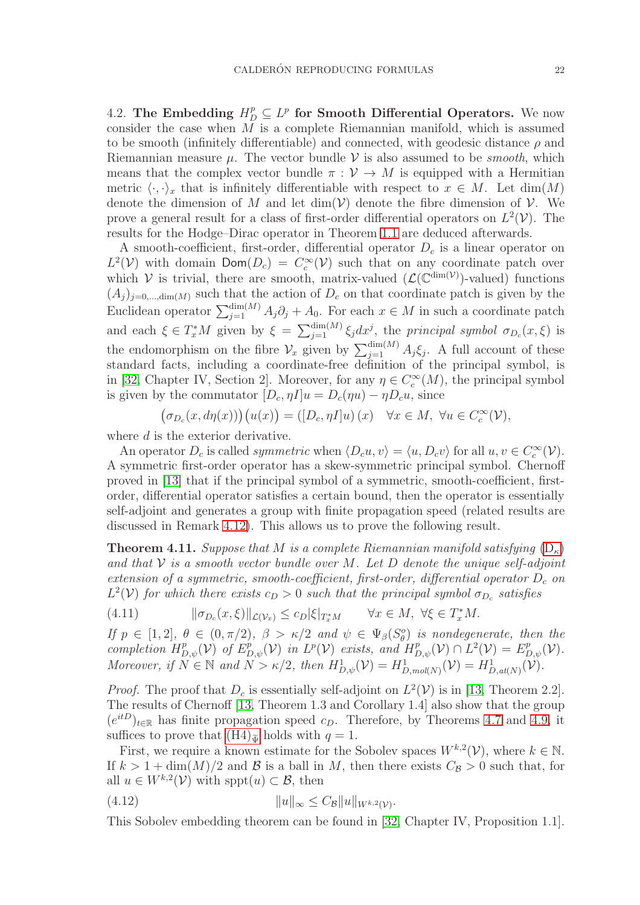4.2. **The Embedding $H^p_D \subseteq L^p$ for Smooth Differential Operators.** We now consider the case when $M$ is a complete Riemannian manifold, which is assumed to be smooth (infinitely differentiable) and connected, with geodesic distance $\rho$ and Riemannian measure $\mu$. The vector bundle $\mathcal{V}$ is also assumed to be *smooth*, which means that the complex vector bundle $\pi : \mathcal{V} \to M$ is equipped with a Hermitian metric $\langle \cdot, \cdot \rangle_x$ that is infinitely differentiable with respect to $x \in M$. Let $\dim(M)$ denote the dimension of $M$ and let $\dim(\mathcal{V})$ denote the fibre dimension of $\mathcal{V}$. We prove a general result for a class of first-order differential operators on $L^2(\mathcal{V})$. The results for the Hodge–Dirac operator in Theorem 1.1 are deduced afterwards.

A smooth-coefficient, first-order, differential operator $D_c$ is a linear operator on $L^2(\mathcal{V})$ with domain $\mathsf{Dom}(D_c) = C^\infty_c(\mathcal{V})$ such that on any coordinate patch over which $\mathcal{V}$ is trivial, there are smooth, matrix-valued ($\mathcal{L}(\mathbb{C}^{\dim(\mathcal{V})})$-valued) functions $(A_j)_{j=0,\ldots,\dim(M)}$ such that the action of $D_c$ on that coordinate patch is given by the Euclidean operator $\sum_{j=1}^{\dim(M)} A_j \partial_j + A_0$. For each $x \in M$ in such a coordinate patch and each $\xi \in T^*_x M$ given by $\xi = \sum_{j=1}^{\dim(M)} \xi_j dx^j$, the *principal symbol* $\sigma_{D_c}(x, \xi)$ is the endomorphism on the fibre $\mathcal{V}_x$ given by $\sum_{j=1}^{\dim(M)} A_j \xi_j$. A full account of these standard facts, including a coordinate-free definition of the principal symbol, is in [32, Chapter IV, Section 2]. Moreover, for any $\eta \in C^\infty_c(M)$, the principal symbol is given by the commutator $[D_c, \eta I]u = D_c(\eta u) - \eta D_c u$, since

$$\big(\sigma_{D_c}(x, d\eta(x))\big)\big(u(x)\big) = \left([D_c, \eta I]u\right)(x) \quad \forall x \in M,\ \forall u \in C^\infty_c(\mathcal{V}),$$

where $d$ is the exterior derivative.

An operator $D_c$ is called *symmetric* when $\langle D_c u, v\rangle = \langle u, D_c v\rangle$ for all $u, v \in C^\infty_c(\mathcal{V})$. A symmetric first-order operator has a skew-symmetric principal symbol. Chernoff proved in [13] that if the principal symbol of a symmetric, smooth-coefficient, first-order, differential operator satisfies a certain bound, then the operator is essentially self-adjoint and generates a group with finite propagation speed (related results are discussed in Remark 4.12). This allows us to prove the following result.

**Theorem 4.11.** *Suppose that $M$ is a complete Riemannian manifold satisfying* ($\mathrm{D}_\kappa$) *and that $\mathcal{V}$ is a smooth vector bundle over $M$. Let $D$ denote the unique self-adjoint extension of a symmetric, smooth-coefficient, first-order, differential operator $D_c$ on $L^2(\mathcal{V})$ for which there exists $c_D > 0$ such that the principal symbol $\sigma_{D_c}$ satisfies*

$$\|\sigma_{D_c}(x, \xi)\|_{\mathcal{L}(\mathcal{V}_x)} \leq c_D |\xi|_{T^*_x M} \qquad \forall x \in M,\ \forall \xi \in T^*_x M. \tag{4.11}$$

*If $p \in [1, 2]$, $\theta \in (0, \pi/2)$, $\beta > \kappa/2$ and $\psi \in \Psi_\beta(S^o_\theta)$ is nondegenerate, then the completion $H^p_{D,\psi}(\mathcal{V})$ of $E^p_{D,\psi}(\mathcal{V})$ in $L^p(\mathcal{V})$ exists, and $H^p_{D,\psi}(\mathcal{V}) \cap L^2(\mathcal{V}) = E^p_{D,\psi}(\mathcal{V})$. Moreover, if $N \in \mathbb{N}$ and $N > \kappa/2$, then $H^1_{D,\psi}(\mathcal{V}) = H^1_{D,mol(N)}(\mathcal{V}) = H^1_{D,at(N)}(\mathcal{V})$.*

*Proof.* The proof that $D_c$ is essentially self-adjoint on $L^2(\mathcal{V})$ is in [13, Theorem 2.2]. The results of Chernoff [13, Theorem 1.3 and Corollary 1.4] also show that the group $(e^{itD})_{t\in\mathbb{R}}$ has finite propagation speed $c_D$. Therefore, by Theorems 4.7 and 4.9, it suffices to prove that $\text{(H4)}_{\tilde{\Psi}}$ holds with $q = 1$.

First, we require a known estimate for the Sobolev spaces $W^{k,2}(\mathcal{V})$, where $k \in \mathbb{N}$. If $k > 1 + \dim(M)/2$ and $\mathcal{B}$ is a ball in $M$, then there exists $C_\mathcal{B} > 0$ such that, for all $u \in W^{k,2}(\mathcal{V})$ with $\operatorname{sppt}(u) \subset \mathcal{B}$, then

$$\|u\|_\infty \leq C_\mathcal{B} \|u\|_{W^{k,2}(\mathcal{V})}. \tag{4.12}$$

This Sobolev embedding theorem can be found in [32, Chapter IV, Proposition 1.1].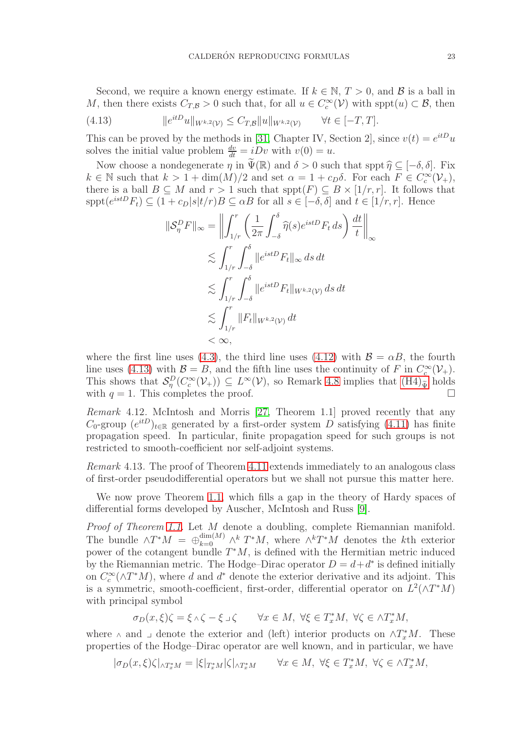Second, we require a known energy estimate. If $k \in \mathbb{N}$, $T > 0$, and $\mathcal{B}$ is a ball in $M$, then there exists $C_{T,\mathcal{B}} > 0$ such that, for all $u \in C_c^\infty(\mathcal{V})$ with $\operatorname{sppt}(u) \subset \mathcal{B}$, then

$$\|e^{itD}u\|_{W^{k,2}(\mathcal{V})} \leq C_{T,\mathcal{B}}\|u\|_{W^{k,2}(\mathcal{V})} \qquad \forall t \in [-T, T]. \tag{4.13}$$

This can be proved by the methods in [31, Chapter IV, Section 2], since $v(t) = e^{itD}u$ solves the initial value problem $\frac{dv}{dt} = iDv$ with $v(0) = u$.

Now choose a nondegenerate $\eta$ in $\widetilde{\Psi}(\mathbb{R})$ and $\delta > 0$ such that $\operatorname{sppt}\widehat{\eta} \subseteq [-\delta, \delta]$. Fix $k \in \mathbb{N}$ such that $k > 1 + \dim(M)/2$ and set $\alpha = 1 + c_D\delta$. For each $F \in C_c^\infty(\mathcal{V}_+)$, there is a ball $B \subseteq M$ and $r > 1$ such that $\operatorname{sppt}(F) \subseteq B \times [1/r, r]$. It follows that $\operatorname{sppt}(e^{istD}F_t) \subseteq (1 + c_D|s|t/r)B \subseteq \alpha B$ for all $s \in [-\delta, \delta]$ and $t \in [1/r, r]$. Hence

$$\begin{aligned}
\|\mathcal{S}_\eta^D F\|_\infty &= \left\| \int_{1/r}^r \left( \frac{1}{2\pi} \int_{-\delta}^\delta \widehat{\eta}(s) e^{istD} F_t \, ds \right) \frac{dt}{t} \right\|_\infty \\
&\lesssim \int_{1/r}^r \int_{-\delta}^\delta \|e^{istD}F_t\|_\infty \, ds \, dt \\
&\lesssim \int_{1/r}^r \int_{-\delta}^\delta \|e^{istD}F_t\|_{W^{k,2}(\mathcal{V})} \, ds \, dt \\
&\lesssim \int_{1/r}^r \|F_t\|_{W^{k,2}(\mathcal{V})} \, dt \\
&< \infty,
\end{aligned}$$

where the first line uses (4.3), the third line uses (4.12) with $\mathcal{B} = \alpha B$, the fourth line uses (4.13) with $\mathcal{B} = B$, and the fifth line uses the continuity of $F$ in $C_c^\infty(\mathcal{V}_+)$. This shows that $\mathcal{S}_\eta^D(C_c^\infty(\mathcal{V}_+)) \subseteq L^\infty(\mathcal{V})$, so Remark 4.8 implies that (H4)$_{\tilde{\Psi}}$ holds with $q = 1$. This completes the proof. $\square$

*Remark* 4.12. McIntosh and Morris [27, Theorem 1.1] proved recently that any $C_0$-group $(e^{itD})_{t\in\mathbb{R}}$ generated by a first-order system $D$ satisfying (4.11) has finite propagation speed. In particular, finite propagation speed for such groups is not restricted to smooth-coefficient nor self-adjoint systems.

*Remark* 4.13. The proof of Theorem 4.11 extends immediately to an analogous class of first-order pseudodifferential operators but we shall not pursue this matter here.

We now prove Theorem 1.1, which fills a gap in the theory of Hardy spaces of differential forms developed by Auscher, McIntosh and Russ [9].

*Proof of Theorem 1.1.* Let $M$ denote a doubling, complete Riemannian manifold. The bundle $\wedge T^*M = \oplus_{k=0}^{\dim(M)} \wedge^k T^*M$, where $\wedge^k T^*M$ denotes the $k$th exterior power of the cotangent bundle $T^*M$, is defined with the Hermitian metric induced by the Riemannian metric. The Hodge–Dirac operator $D = d + d^*$ is defined initially on $C_c^\infty(\wedge T^*M)$, where $d$ and $d^*$ denote the exterior derivative and its adjoint. This is a symmetric, smooth-coefficient, first-order, differential operator on $L^2(\wedge T^*M)$ with principal symbol

$$\sigma_D(x, \xi)\zeta = \xi \wedge \zeta - \xi \lrcorner \zeta \qquad \forall x \in M,\ \forall \xi \in T_x^*M,\ \forall \zeta \in \wedge T_x^*M,$$

where $\wedge$ and $\lrcorner$ denote the exterior and (left) interior products on $\wedge T_x^*M$. These properties of the Hodge–Dirac operator are well known, and in particular, we have

$$|\sigma_D(x, \xi)\zeta|_{\wedge T_x^*M} = |\xi|_{T_x^*M}|\zeta|_{\wedge T_x^*M} \qquad \forall x \in M,\ \forall \xi \in T_x^*M,\ \forall \zeta \in \wedge T_x^*M,$$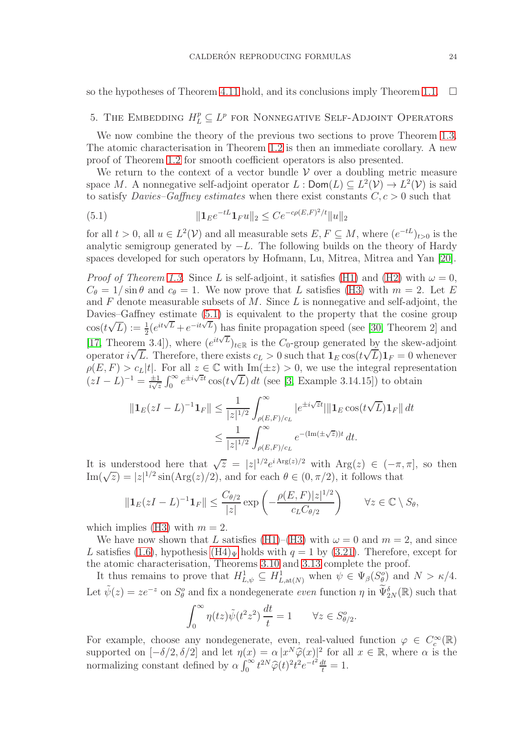so the hypotheses of Theorem 4.11 hold, and its conclusions imply Theorem 1.1. $\square$

## 5. The Embedding $H^p_L \subseteq L^p$ for Nonnegative Self-Adjoint Operators

We now combine the theory of the previous two sections to prove Theorem 1.3. The atomic characterisation in Theorem 1.2 is then an immediate corollary. A new proof of Theorem 1.2 for smooth coefficient operators is also presented.

We return to the context of a vector bundle $\mathcal{V}$ over a doubling metric measure space $M$. A nonnegative self-adjoint operator $L : \mathsf{Dom}(L) \subseteq L^2(\mathcal{V}) \to L^2(\mathcal{V})$ is said to satisfy *Davies–Gaffney estimates* when there exist constants $C, c > 0$ such that

$$\|\mathbf{1}_E e^{-tL} \mathbf{1}_F u\|_2 \leq C e^{-c\rho(E,F)^2/t} \|u\|_2 \tag{5.1}$$

for all $t > 0$, all $u \in L^2(\mathcal{V})$ and all measurable sets $E, F \subseteq M$, where $(e^{-tL})_{t>0}$ is the analytic semigroup generated by $-L$. The following builds on the theory of Hardy spaces developed for such operators by Hofmann, Lu, Mitrea, Mitrea and Yan [20].

*Proof of Theorem 1.3.* Since $L$ is self-adjoint, it satisfies (H1) and (H2) with $\omega = 0$, $C_\theta = 1/\sin\theta$ and $c_\theta = 1$. We now prove that $L$ satisfies (H3) with $m = 2$. Let $E$ and $F$ denote measurable subsets of $M$. Since $L$ is nonnegative and self-adjoint, the Davies–Gaffney estimate (5.1) is equivalent to the property that the cosine group $\cos(t\sqrt{L}) := \frac{1}{2}(e^{it\sqrt{L}} + e^{-it\sqrt{L}})$ has finite propagation speed (see [30, Theorem 2] and [17, Theorem 3.4]), where $(e^{it\sqrt{L}})_{t\in\mathbb{R}}$ is the $C_0$-group generated by the skew-adjoint operator $i\sqrt{L}$. Therefore, there exists $c_L > 0$ such that $\mathbf{1}_E \cos(t\sqrt{L})\mathbf{1}_F = 0$ whenever $\rho(E,F) > c_L|t|$. For all $z \in \mathbb{C}$ with $\mathrm{Im}(\pm z) > 0$, we use the integral representation $(zI - L)^{-1} = \frac{\pm 1}{i\sqrt{z}} \int_0^\infty e^{\pm i\sqrt{z}t} \cos(t\sqrt{L})\, dt$ (see [3, Example 3.14.15]) to obtain

$$\begin{aligned}
\|\mathbf{1}_E (zI - L)^{-1} \mathbf{1}_F\| &\leq \frac{1}{|z|^{1/2}} \int_{\rho(E,F)/c_L}^\infty |e^{\pm i\sqrt{z}t}| \|\mathbf{1}_E \cos(t\sqrt{L})\mathbf{1}_F\|\, dt \\
&\leq \frac{1}{|z|^{1/2}} \int_{\rho(E,F)/c_L}^\infty e^{-(\mathrm{Im}(\pm\sqrt{z}))t}\, dt.
\end{aligned}$$

It is understood here that $\sqrt{z} = |z|^{1/2} e^{i\,\mathrm{Arg}(z)/2}$ with $\mathrm{Arg}(z) \in (-\pi, \pi]$, so then $\mathrm{Im}(\sqrt{z}) = |z|^{1/2} \sin(\mathrm{Arg}(z)/2)$, and for each $\theta \in (0, \pi/2)$, it follows that

$$\|\mathbf{1}_E (zI - L)^{-1} \mathbf{1}_F\| \leq \frac{C_{\theta/2}}{|z|} \exp\left(-\frac{\rho(E,F)|z|^{1/2}}{c_L C_{\theta/2}}\right) \qquad \forall z \in \mathbb{C} \setminus S_\theta,$$

which implies (H3) with $m = 2$.

We have now shown that $L$ satisfies (H1)–(H3) with $\omega = 0$ and $m = 2$, and since $L$ satisfies (1.6), hypothesis $(\mathrm{H4})_\Psi$ holds with $q = 1$ by (3.21). Therefore, except for the atomic characterisation, Theorems 3.10 and 3.13 complete the proof.

It thus remains to prove that $H^1_{L,\psi} \subseteq H^1_{L,\mathrm{at}(N)}$ when $\psi \in \Psi_\beta(S^o_\theta)$ and $N > \kappa/4$. Let $\tilde{\psi}(z) = ze^{-z}$ on $S^o_\theta$ and fix a nondegenerate *even* function $\eta$ in $\widetilde{\Psi}^\delta_{2N}(\mathbb{R})$ such that

$$\int_0^\infty \eta(tz)\tilde{\psi}(t^2z^2)\, \frac{dt}{t} = 1 \qquad \forall z \in S^o_{\theta/2}.$$

For example, choose any nondegenerate, even, real-valued function $\varphi \in C^\infty_c(\mathbb{R})$ supported on $[-\delta/2, \delta/2]$ and let $\eta(x) = \alpha\, |x^N \widehat{\varphi}(x)|^2$ for all $x \in \mathbb{R}$, where $\alpha$ is the normalizing constant defined by $\alpha \int_0^\infty t^{2N} \widehat{\varphi}(t)^2 t^2 e^{-t^2} \frac{dt}{t} = 1$.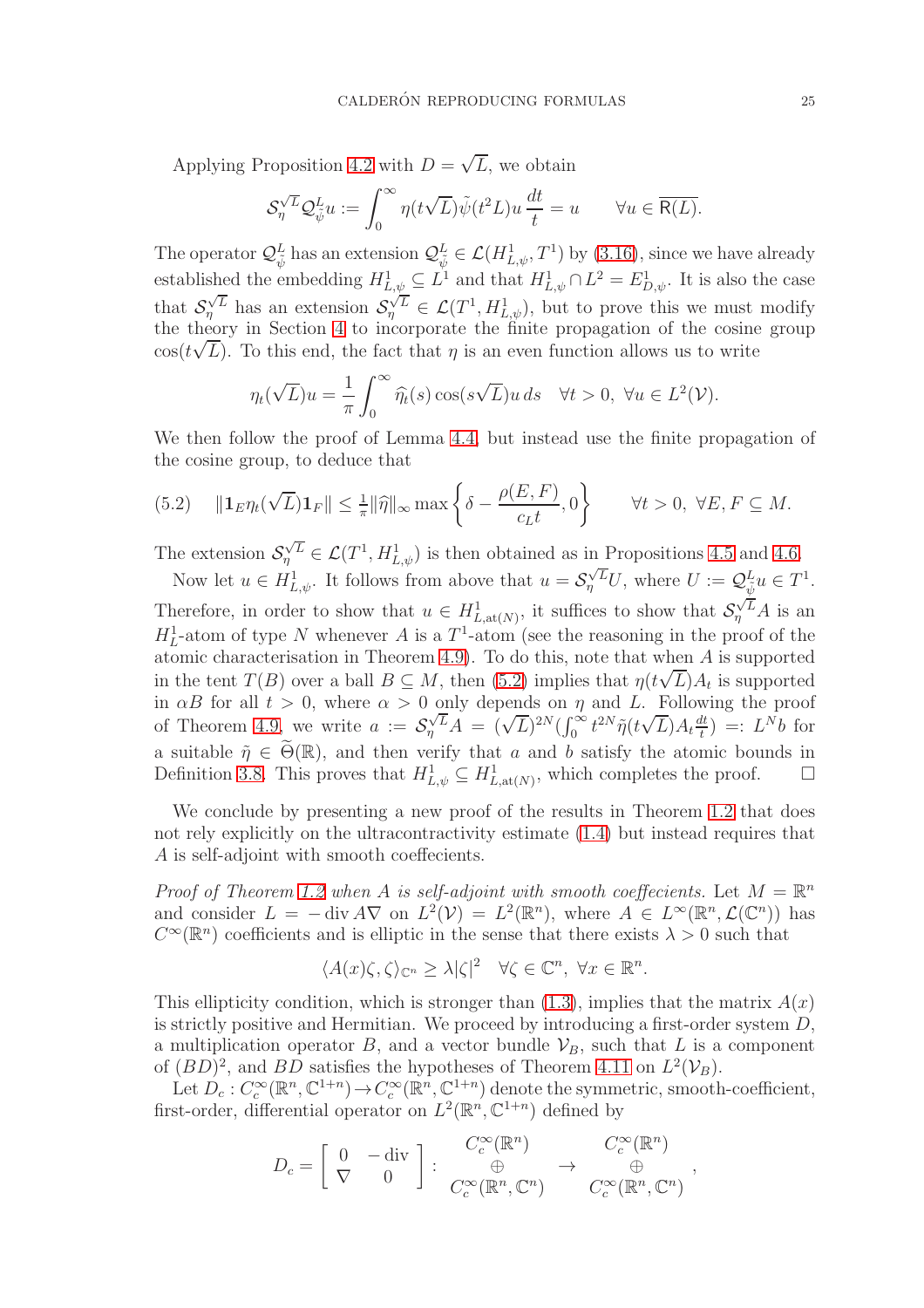Applying Proposition 4.2 with $D = \sqrt{L}$, we obtain

$$\mathcal{S}_\eta^{\sqrt{L}} \mathcal{Q}_{\tilde{\psi}}^L u := \int_0^\infty \eta(t\sqrt{L})\tilde{\psi}(t^2 L)u \,\frac{dt}{t} = u \qquad \forall u \in \overline{\mathsf{R}(L)}.$$

The operator $\mathcal{Q}_{\tilde{\psi}}^L$ has an extension $\mathcal{Q}_{\tilde{\psi}}^L \in \mathcal{L}(H^1_{L,\psi}, T^1)$ by (3.16), since we have already established the embedding $H^1_{L,\psi} \subseteq L^1$ and that $H^1_{L,\psi} \cap L^2 = E^1_{D,\psi}$. It is also the case that $\mathcal{S}_\eta^{\sqrt{L}}$ has an extension $\mathcal{S}_\eta^{\sqrt{L}} \in \mathcal{L}(T^1, H^1_{L,\psi})$, but to prove this we must modify the theory in Section 4 to incorporate the finite propagation of the cosine group $\cos(t\sqrt{L})$. To this end, the fact that $\eta$ is an even function allows us to write

$$\eta_t(\sqrt{L})u = \frac{1}{\pi}\int_0^\infty \widehat{\eta}_t(s)\cos(s\sqrt{L})u \,ds \quad \forall t > 0,\ \forall u \in L^2(\mathcal{V}).$$

We then follow the proof of Lemma 4.4, but instead use the finite propagation of the cosine group, to deduce that

$$\|\mathbf{1}_E \eta_t(\sqrt{L})\mathbf{1}_F\| \leq \tfrac{1}{\pi}\|\widehat{\eta}\|_\infty \max\left\{\delta - \frac{\rho(E,F)}{c_L t}, 0\right\} \qquad \forall t > 0,\ \forall E, F \subseteq M. \tag{5.2}$$

The extension $\mathcal{S}_\eta^{\sqrt{L}} \in \mathcal{L}(T^1, H^1_{L,\psi})$ is then obtained as in Propositions 4.5 and 4.6.

Now let $u \in H^1_{L,\psi}$. It follows from above that $u = \mathcal{S}_\eta^{\sqrt{L}} U$, where $U := \mathcal{Q}_{\tilde{\psi}}^L u \in T^1$. Therefore, in order to show that $u \in H^1_{L,\mathrm{at}(N)}$, it suffices to show that $\mathcal{S}_\eta^{\sqrt{L}} A$ is an $H^1_L$-atom of type $N$ whenever $A$ is a $T^1$-atom (see the reasoning in the proof of the atomic characterisation in Theorem 4.9). To do this, note that when $A$ is supported in the tent $T(B)$ over a ball $B \subseteq M$, then (5.2) implies that $\eta(t\sqrt{L})A_t$ is supported in $\alpha B$ for all $t > 0$, where $\alpha > 0$ only depends on $\eta$ and $L$. Following the proof of Theorem 4.9, we write $a := \mathcal{S}_\eta^{\sqrt{L}} A = (\sqrt{L})^{2N}(\int_0^\infty t^{2N}\tilde{\eta}(t\sqrt{L})A_t \frac{dt}{t}) =: L^N b$ for a suitable $\tilde{\eta} \in \widetilde{\Theta}(\mathbb{R})$, and then verify that $a$ and $b$ satisfy the atomic bounds in Definition 3.8. This proves that $H^1_{L,\psi} \subseteq H^1_{L,\mathrm{at}(N)}$, which completes the proof. $\square$

We conclude by presenting a new proof of the results in Theorem 1.2 that does not rely explicitly on the ultracontractivity estimate (1.4) but instead requires that $A$ is self-adjoint with smooth coeffecients.

*Proof of Theorem 1.2 when A is self-adjoint with smooth coeffecients.* Let $M = \mathbb{R}^n$ and consider $L = -\operatorname{div} A\nabla$ on $L^2(\mathcal{V}) = L^2(\mathbb{R}^n)$, where $A \in L^\infty(\mathbb{R}^n, \mathcal{L}(\mathbb{C}^n))$ has $C^\infty(\mathbb{R}^n)$ coefficients and is elliptic in the sense that there exists $\lambda > 0$ such that

$$\langle A(x)\zeta, \zeta\rangle_{\mathbb{C}^n} \geq \lambda|\zeta|^2 \quad \forall \zeta \in \mathbb{C}^n,\ \forall x \in \mathbb{R}^n.$$

This ellipticity condition, which is stronger than (1.3), implies that the matrix $A(x)$ is strictly positive and Hermitian. We proceed by introducing a first-order system $D$, a multiplication operator $B$, and a vector bundle $\mathcal{V}_B$, such that $L$ is a component of $(BD)^2$, and $BD$ satisfies the hypotheses of Theorem 4.11 on $L^2(\mathcal{V}_B)$.

Let $D_c : C_c^\infty(\mathbb{R}^n, \mathbb{C}^{1+n}) \to C_c^\infty(\mathbb{R}^n, \mathbb{C}^{1+n})$ denote the symmetric, smooth-coefficient, first-order, differential operator on $L^2(\mathbb{R}^n, \mathbb{C}^{1+n})$ defined by

$$D_c = \begin{bmatrix} 0 & -\operatorname{div} \\ \nabla & 0 \end{bmatrix} : \begin{matrix} C_c^\infty(\mathbb{R}^n) \\ \oplus \\ C_c^\infty(\mathbb{R}^n, \mathbb{C}^n) \end{matrix} \to \begin{matrix} C_c^\infty(\mathbb{R}^n) \\ \oplus \\ C_c^\infty(\mathbb{R}^n, \mathbb{C}^n) \end{matrix},$$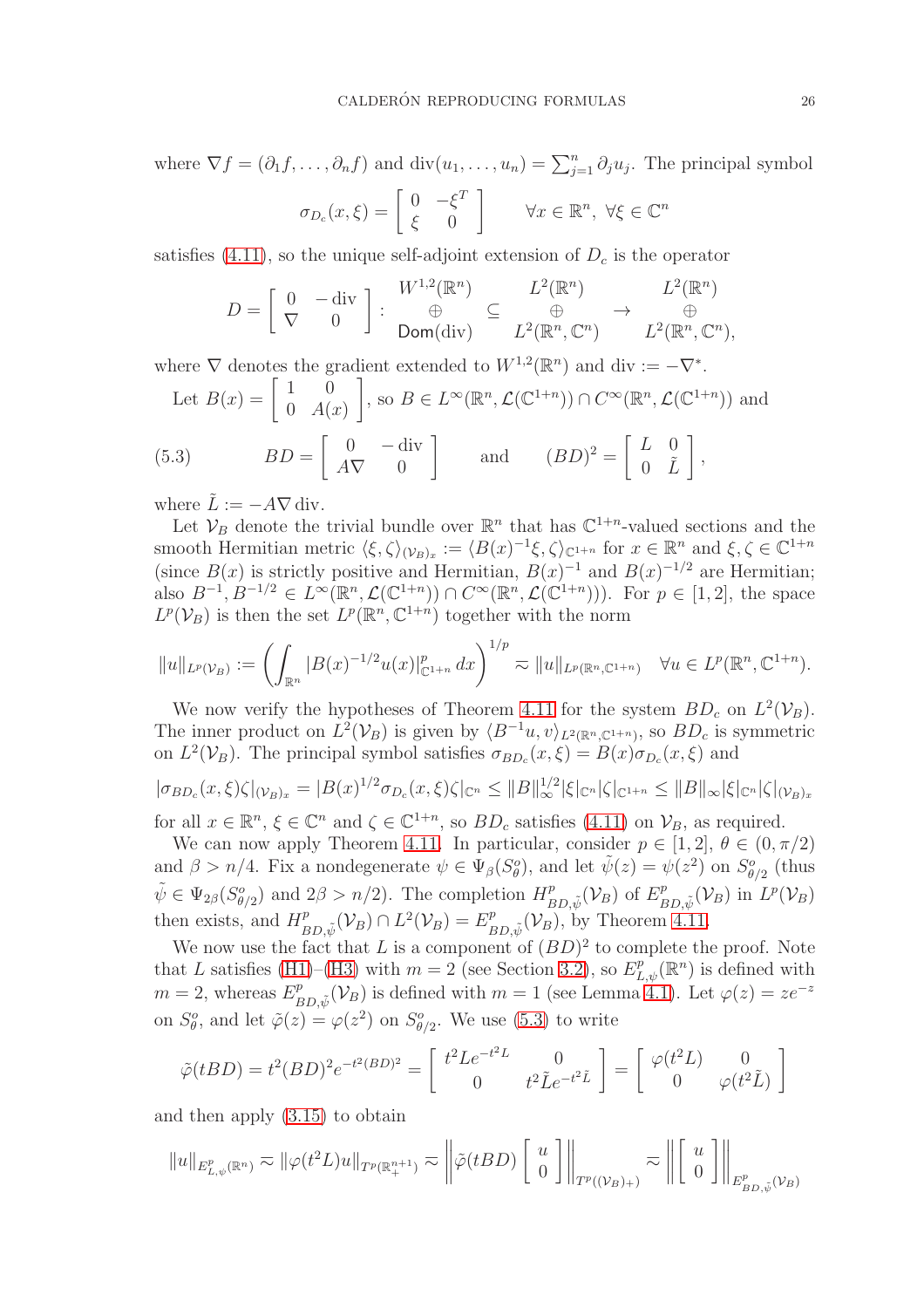where $\nabla f = (\partial_1 f, \dots, \partial_n f)$ and $\mathrm{div}(u_1, \dots, u_n) = \sum_{j=1}^n \partial_j u_j$. The principal symbol

$$\sigma_{D_c}(x, \xi) = \begin{bmatrix} 0 & -\xi^T \\ \xi & 0 \end{bmatrix} \qquad \forall x \in \mathbb{R}^n,\ \forall \xi \in \mathbb{C}^n$$

satisfies (4.11), so the unique self-adjoint extension of $D_c$ is the operator

$$D = \begin{bmatrix} 0 & -\mathrm{div} \\ \nabla & 0 \end{bmatrix} : \begin{matrix} W^{1,2}(\mathbb{R}^n) \\ \oplus \\ \mathsf{Dom}(\mathrm{div}) \end{matrix} \subseteq \begin{matrix} L^2(\mathbb{R}^n) \\ \oplus \\ L^2(\mathbb{R}^n, \mathbb{C}^n) \end{matrix} \to \begin{matrix} L^2(\mathbb{R}^n) \\ \oplus \\ L^2(\mathbb{R}^n, \mathbb{C}^n), \end{matrix}$$

where $\nabla$ denotes the gradient extended to $W^{1,2}(\mathbb{R}^n)$ and $\mathrm{div} := -\nabla^*$.

Let $B(x) = \begin{bmatrix} 1 & 0 \\ 0 & A(x) \end{bmatrix}$, so $B \in L^\infty(\mathbb{R}^n, \mathcal{L}(\mathbb{C}^{1+n})) \cap C^\infty(\mathbb{R}^n, \mathcal{L}(\mathbb{C}^{1+n}))$ and

$$(5.3) \qquad BD = \begin{bmatrix} 0 & -\mathrm{div} \\ A\nabla & 0 \end{bmatrix} \qquad \text{and} \qquad (BD)^2 = \begin{bmatrix} L & 0 \\ 0 & \tilde{L} \end{bmatrix},$$

where $\tilde{L} := -A\nabla\,\mathrm{div}$.

Let $\mathcal{V}_B$ denote the trivial bundle over $\mathbb{R}^n$ that has $\mathbb{C}^{1+n}$-valued sections and the smooth Hermitian metric $\langle \xi, \zeta \rangle_{(\mathcal{V}_B)_x} := \langle B(x)^{-1}\xi, \zeta \rangle_{\mathbb{C}^{1+n}}$ for $x \in \mathbb{R}^n$ and $\xi, \zeta \in \mathbb{C}^{1+n}$ (since $B(x)$ is strictly positive and Hermitian, $B(x)^{-1}$ and $B(x)^{-1/2}$ are Hermitian; also $B^{-1}, B^{-1/2} \in L^\infty(\mathbb{R}^n, \mathcal{L}(\mathbb{C}^{1+n})) \cap C^\infty(\mathbb{R}^n, \mathcal{L}(\mathbb{C}^{1+n}))$). For $p \in [1,2]$, the space $L^p(\mathcal{V}_B)$ is then the set $L^p(\mathbb{R}^n, \mathbb{C}^{1+n})$ together with the norm

$$\|u\|_{L^p(\mathcal{V}_B)} := \left( \int_{\mathbb{R}^n} |B(x)^{-1/2} u(x)|^p_{\mathbb{C}^{1+n}}\, dx \right)^{1/p} \eqsim \|u\|_{L^p(\mathbb{R}^n, \mathbb{C}^{1+n})} \quad \forall u \in L^p(\mathbb{R}^n, \mathbb{C}^{1+n}).$$

We now verify the hypotheses of Theorem 4.11 for the system $BD_c$ on $L^2(\mathcal{V}_B)$. The inner product on $L^2(\mathcal{V}_B)$ is given by $\langle B^{-1}u, v \rangle_{L^2(\mathbb{R}^n, \mathbb{C}^{1+n})}$, so $BD_c$ is symmetric on $L^2(\mathcal{V}_B)$. The principal symbol satisfies $\sigma_{BD_c}(x,\xi) = B(x)\sigma_{D_c}(x,\xi)$ and

$$|\sigma_{BD_c}(x,\xi)\zeta|_{(\mathcal{V}_B)_x} = |B(x)^{1/2}\sigma_{D_c}(x,\xi)\zeta|_{\mathbb{C}^n} \le \|B\|_\infty^{1/2} |\xi|_{\mathbb{C}^n} |\zeta|_{\mathbb{C}^{1+n}} \le \|B\|_\infty |\xi|_{\mathbb{C}^n} |\zeta|_{(\mathcal{V}_B)_x}$$

for all $x \in \mathbb{R}^n$, $\xi \in \mathbb{C}^n$ and $\zeta \in \mathbb{C}^{1+n}$, so $BD_c$ satisfies (4.11) on $\mathcal{V}_B$, as required.

We can now apply Theorem 4.11. In particular, consider $p \in [1,2]$, $\theta \in (0, \pi/2)$ and $\beta > n/4$. Fix a nondegenerate $\psi \in \Psi_\beta(S^o_\theta)$, and let $\tilde{\psi}(z) = \psi(z^2)$ on $S^o_{\theta/2}$ (thus $\tilde{\psi} \in \Psi_{2\beta}(S^o_{\theta/2})$ and $2\beta > n/2$). The completion $H^p_{BD,\tilde{\psi}}(\mathcal{V}_B)$ of $E^p_{BD,\tilde{\psi}}(\mathcal{V}_B)$ in $L^p(\mathcal{V}_B)$ then exists, and $H^p_{BD,\tilde{\psi}}(\mathcal{V}_B) \cap L^2(\mathcal{V}_B) = E^p_{BD,\tilde{\psi}}(\mathcal{V}_B)$, by Theorem 4.11.

We now use the fact that $L$ is a component of $(BD)^2$ to complete the proof. Note that $L$ satisfies (H1)–(H3) with $m = 2$ (see Section 3.2), so $E^p_{L,\psi}(\mathbb{R}^n)$ is defined with $m = 2$, whereas $E^p_{BD,\tilde{\psi}}(\mathcal{V}_B)$ is defined with $m = 1$ (see Lemma 4.1). Let $\varphi(z) = ze^{-z}$ on $S^o_\theta$, and let $\tilde{\varphi}(z) = \varphi(z^2)$ on $S^o_{\theta/2}$. We use (5.3) to write

$$\tilde{\varphi}(tBD) = t^2(BD)^2 e^{-t^2(BD)^2} = \begin{bmatrix} t^2 L e^{-t^2 L} & 0 \\ 0 & t^2 \tilde{L} e^{-t^2 \tilde{L}} \end{bmatrix} = \begin{bmatrix} \varphi(t^2 L) & 0 \\ 0 & \varphi(t^2 \tilde{L}) \end{bmatrix}$$

and then apply (3.15) to obtain

$$\|u\|_{E^p_{L,\psi}(\mathbb{R}^n)} \eqsim \|\varphi(t^2 L)u\|_{T^p(\mathbb{R}^{n+1}_+)} \eqsim \left\| \tilde{\varphi}(tBD) \begin{bmatrix} u \\ 0 \end{bmatrix} \right\|_{T^p((\mathcal{V}_B)_+)} \eqsim \left\| \begin{bmatrix} u \\ 0 \end{bmatrix} \right\|_{E^p_{BD,\tilde{\psi}}(\mathcal{V}_B)}$$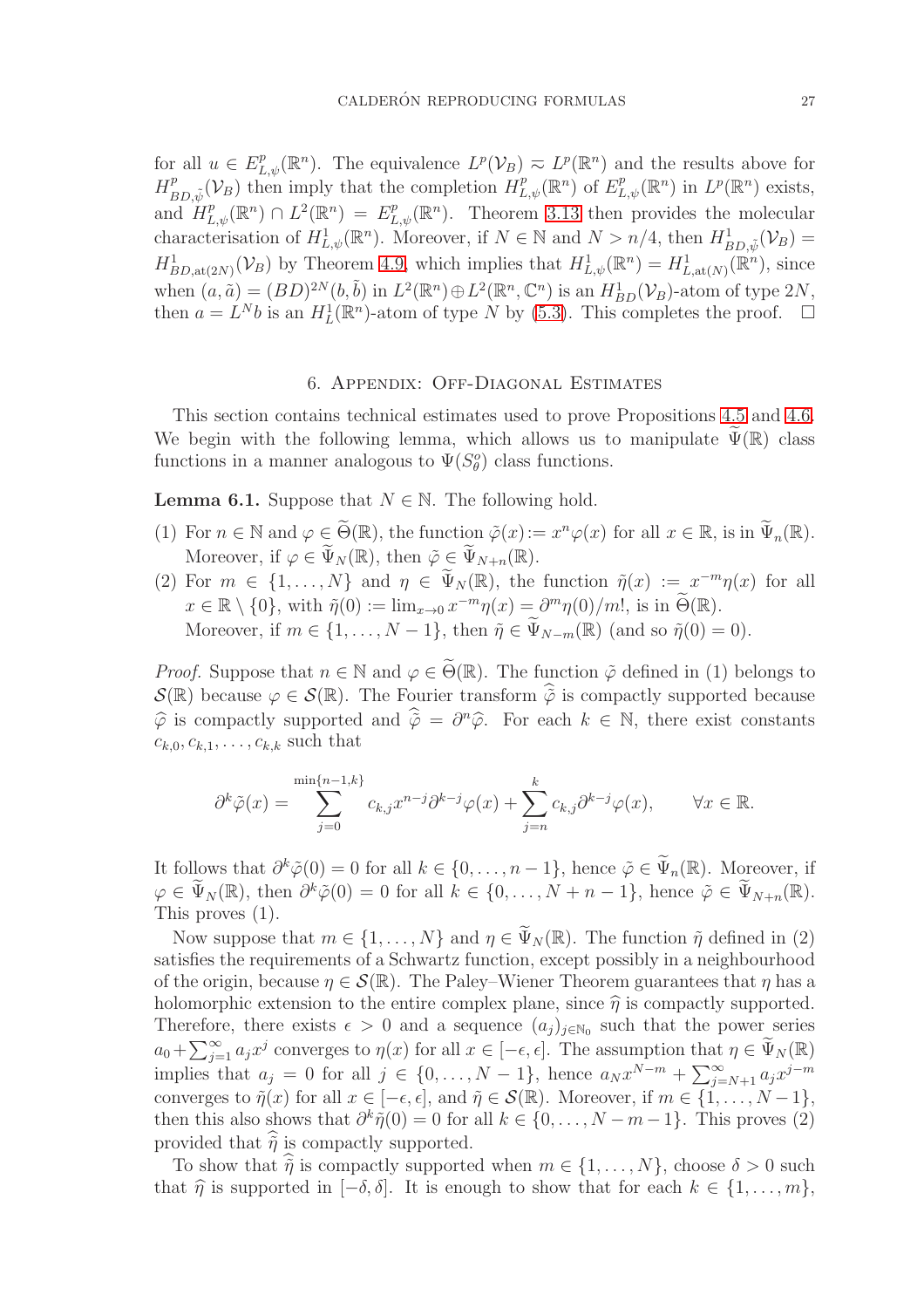for all $u \in E^p_{L,\psi}(\mathbb{R}^n)$. The equivalence $L^p(\mathcal{V}_B) \eqsim L^p(\mathbb{R}^n)$ and the results above for $H^p_{BD,\tilde{\psi}}(\mathcal{V}_B)$ then imply that the completion $H^p_{L,\psi}(\mathbb{R}^n)$ of $E^p_{L,\psi}(\mathbb{R}^n)$ in $L^p(\mathbb{R}^n)$ exists, and $H^p_{L,\psi}(\mathbb{R}^n) \cap L^2(\mathbb{R}^n) = E^p_{L,\psi}(\mathbb{R}^n)$. Theorem 3.13 then provides the molecular characterisation of $H^1_{L,\psi}(\mathbb{R}^n)$. Moreover, if $N \in \mathbb{N}$ and $N > n/4$, then $H^1_{BD,\tilde{\psi}}(\mathcal{V}_B) = H^1_{BD,\mathrm{at}(2N)}(\mathcal{V}_B)$ by Theorem 4.9, which implies that $H^1_{L,\psi}(\mathbb{R}^n) = H^1_{L,\mathrm{at}(N)}(\mathbb{R}^n)$, since when $(a, \tilde{a}) = (BD)^{2N}(b, \tilde{b})$ in $L^2(\mathbb{R}^n) \oplus L^2(\mathbb{R}^n, \mathbb{C}^n)$ is an $H^1_{BD}(\mathcal{V}_B)$-atom of type $2N$, then $a = L^N b$ is an $H^1_L(\mathbb{R}^n)$-atom of type $N$ by (5.3). This completes the proof. $\square$

## 6. Appendix: Off-Diagonal Estimates

This section contains technical estimates used to prove Propositions 4.5 and 4.6. We begin with the following lemma, which allows us to manipulate $\widetilde{\Psi}(\mathbb{R})$ class functions in a manner analogous to $\Psi(S^o_\theta)$ class functions.

**Lemma 6.1.** Suppose that $N \in \mathbb{N}$. The following hold.

1. For $n \in \mathbb{N}$ and $\varphi \in \widetilde{\Theta}(\mathbb{R})$, the function $\tilde{\varphi}(x) := x^n \varphi(x)$ for all $x \in \mathbb{R}$, is in $\widetilde{\Psi}_n(\mathbb{R})$. Moreover, if $\varphi \in \widetilde{\Psi}_N(\mathbb{R})$, then $\tilde{\varphi} \in \widetilde{\Psi}_{N+n}(\mathbb{R})$.
2. For $m \in \{1, \ldots, N\}$ and $\eta \in \widetilde{\Psi}_N(\mathbb{R})$, the function $\tilde{\eta}(x) := x^{-m}\eta(x)$ for all $x \in \mathbb{R} \setminus \{0\}$, with $\tilde{\eta}(0) := \lim_{x \to 0} x^{-m}\eta(x) = \partial^m \eta(0)/m!$, is in $\widetilde{\Theta}(\mathbb{R})$. Moreover, if $m \in \{1, \ldots, N-1\}$, then $\tilde{\eta} \in \widetilde{\Psi}_{N-m}(\mathbb{R})$ (and so $\tilde{\eta}(0) = 0$).

*Proof.* Suppose that $n \in \mathbb{N}$ and $\varphi \in \widetilde{\Theta}(\mathbb{R})$. The function $\tilde{\varphi}$ defined in (1) belongs to $\mathcal{S}(\mathbb{R})$ because $\varphi \in \mathcal{S}(\mathbb{R})$. The Fourier transform $\widehat{\tilde{\varphi}}$ is compactly supported because $\widehat{\varphi}$ is compactly supported and $\widehat{\tilde{\varphi}} = \partial^n \widehat{\varphi}$. For each $k \in \mathbb{N}$, there exist constants $c_{k,0}, c_{k,1}, \ldots, c_{k,k}$ such that

$$\partial^k \tilde{\varphi}(x) = \sum_{j=0}^{\min\{n-1,k\}} c_{k,j} x^{n-j} \partial^{k-j}\varphi(x) + \sum_{j=n}^{k} c_{k,j} \partial^{k-j}\varphi(x), \qquad \forall x \in \mathbb{R}.$$

It follows that $\partial^k \tilde{\varphi}(0) = 0$ for all $k \in \{0, \ldots, n-1\}$, hence $\tilde{\varphi} \in \widetilde{\Psi}_n(\mathbb{R})$. Moreover, if $\varphi \in \widetilde{\Psi}_N(\mathbb{R})$, then $\partial^k \tilde{\varphi}(0) = 0$ for all $k \in \{0, \ldots, N+n-1\}$, hence $\tilde{\varphi} \in \widetilde{\Psi}_{N+n}(\mathbb{R})$. This proves (1).

Now suppose that $m \in \{1, \ldots, N\}$ and $\eta \in \widetilde{\Psi}_N(\mathbb{R})$. The function $\tilde{\eta}$ defined in (2) satisfies the requirements of a Schwartz function, except possibly in a neighbourhood of the origin, because $\eta \in \mathcal{S}(\mathbb{R})$. The Paley–Wiener Theorem guarantees that $\eta$ has a holomorphic extension to the entire complex plane, since $\widehat{\eta}$ is compactly supported. Therefore, there exists $\epsilon > 0$ and a sequence $(a_j)_{j \in \mathbb{N}_0}$ such that the power series $a_0 + \sum_{j=1}^\infty a_j x^j$ converges to $\eta(x)$ for all $x \in [-\epsilon, \epsilon]$. The assumption that $\eta \in \widetilde{\Psi}_N(\mathbb{R})$ implies that $a_j = 0$ for all $j \in \{0, \ldots, N-1\}$, hence $a_N x^{N-m} + \sum_{j=N+1}^\infty a_j x^{j-m}$ converges to $\tilde{\eta}(x)$ for all $x \in [-\epsilon, \epsilon]$, and $\tilde{\eta} \in \mathcal{S}(\mathbb{R})$. Moreover, if $m \in \{1, \ldots, N-1\}$, then this also shows that $\partial^k \tilde{\eta}(0) = 0$ for all $k \in \{0, \ldots, N-m-1\}$. This proves (2) provided that $\widehat{\tilde{\eta}}$ is compactly supported.

To show that $\widehat{\tilde{\eta}}$ is compactly supported when $m \in \{1, \ldots, N\}$, choose $\delta > 0$ such that $\widehat{\eta}$ is supported in $[-\delta, \delta]$. It is enough to show that for each $k \in \{1, \ldots, m\}$,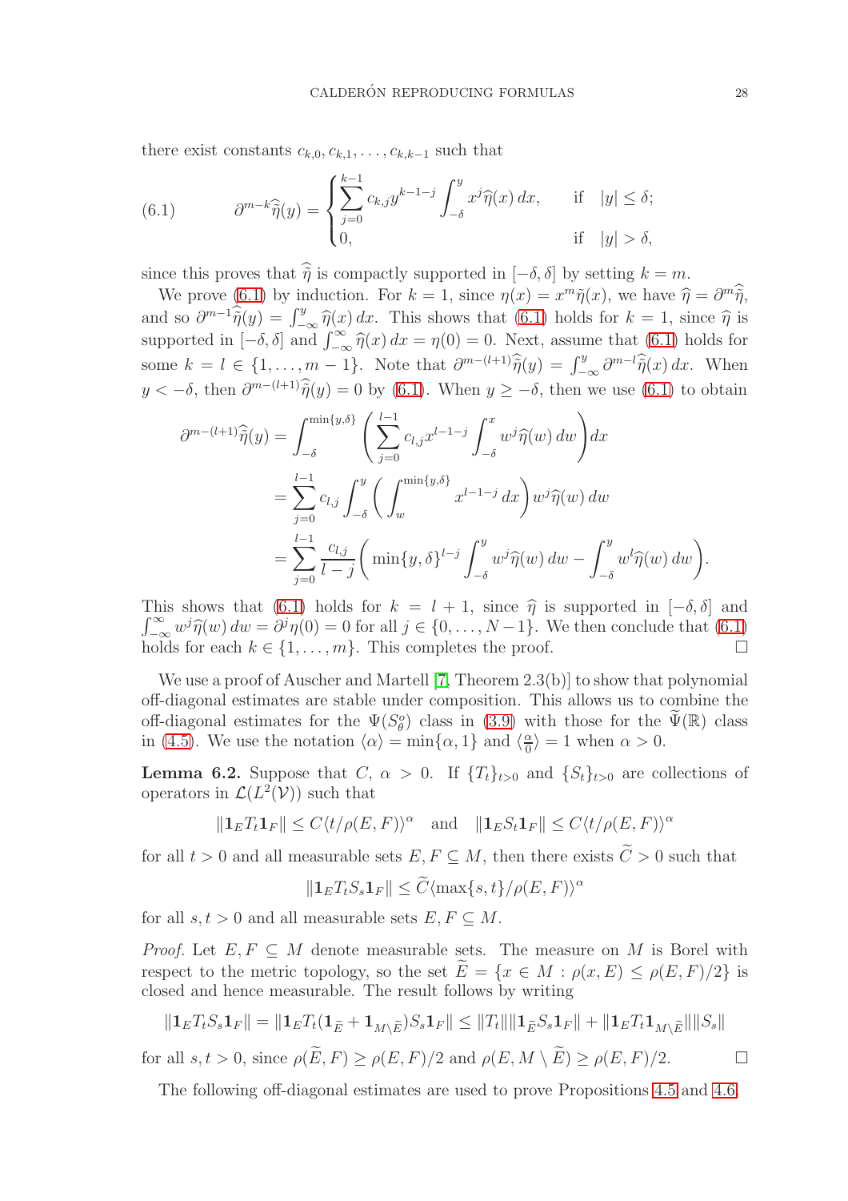there exist constants $c_{k,0}, c_{k,1}, \ldots, c_{k,k-1}$ such that

$$\partial^{m-k}\widehat{\tilde{\eta}}(y) = \begin{cases} \displaystyle\sum_{j=0}^{k-1} c_{k,j} y^{k-1-j} \int_{-\delta}^{y} x^j \widehat{\eta}(x)\, dx, & \text{if} \quad |y| \leq \delta; \\ 0, & \text{if} \quad |y| > \delta, \end{cases} \tag{6.1}$$

since this proves that $\widehat{\tilde{\eta}}$ is compactly supported in $[-\delta, \delta]$ by setting $k = m$.

We prove (6.1) by induction. For $k = 1$, since $\eta(x) = x^m \tilde{\eta}(x)$, we have $\widehat{\eta} = \partial^m \widehat{\tilde{\eta}}$, and so $\partial^{m-1}\widehat{\tilde{\eta}}(y) = \int_{-\infty}^{y} \widehat{\eta}(x)\, dx$. This shows that (6.1) holds for $k = 1$, since $\widehat{\eta}$ is supported in $[-\delta, \delta]$ and $\int_{-\infty}^{\infty} \widehat{\eta}(x)\, dx = \eta(0) = 0$. Next, assume that (6.1) holds for some $k = l \in \{1, \ldots, m-1\}$. Note that $\partial^{m-(l+1)}\widehat{\tilde{\eta}}(y) = \int_{-\infty}^{y} \partial^{m-l}\widehat{\tilde{\eta}}(x)\, dx$. When $y < -\delta$, then $\partial^{m-(l+1)}\widehat{\tilde{\eta}}(y) = 0$ by (6.1). When $y \geq -\delta$, then we use (6.1) to obtain

$$\begin{aligned} \partial^{m-(l+1)}\widehat{\tilde{\eta}}(y) &= \int_{-\delta}^{\min\{y,\delta\}} \left( \sum_{j=0}^{l-1} c_{l,j} x^{l-1-j} \int_{-\delta}^{x} w^j \widehat{\eta}(w)\, dw \right) dx \\ &= \sum_{j=0}^{l-1} c_{l,j} \int_{-\delta}^{y} \left( \int_{w}^{\min\{y,\delta\}} x^{l-1-j}\, dx \right) w^j \widehat{\eta}(w)\, dw \\ &= \sum_{j=0}^{l-1} \frac{c_{l,j}}{l-j} \left( \min\{y,\delta\}^{l-j} \int_{-\delta}^{y} w^j \widehat{\eta}(w)\, dw - \int_{-\delta}^{y} w^l \widehat{\eta}(w)\, dw \right). \end{aligned}$$

This shows that (6.1) holds for $k = l+1$, since $\widehat{\eta}$ is supported in $[-\delta, \delta]$ and $\int_{-\infty}^{\infty} w^j \widehat{\eta}(w)\, dw = \partial^j \eta(0) = 0$ for all $j \in \{0, \ldots, N-1\}$. We then conclude that (6.1) holds for each $k \in \{1, \ldots, m\}$. This completes the proof. $\square$

We use a proof of Auscher and Martell [7, Theorem 2.3(b)] to show that polynomial off-diagonal estimates are stable under composition. This allows us to combine the off-diagonal estimates for the $\Psi(S^o_\theta)$ class in (3.9) with those for the $\widetilde{\Psi}(\mathbb{R})$ class in (4.5). We use the notation $\langle \alpha \rangle = \min\{\alpha, 1\}$ and $\langle \frac{\alpha}{0} \rangle = 1$ when $\alpha > 0$.

**Lemma 6.2.** Suppose that $C$, $\alpha > 0$. If $\{T_t\}_{t>0}$ and $\{S_t\}_{t>0}$ are collections of operators in $\mathcal{L}(L^2(\mathcal{V}))$ such that

$$\|\mathbf{1}_E T_t \mathbf{1}_F\| \leq C\langle t/\rho(E,F)\rangle^\alpha \quad \text{and} \quad \|\mathbf{1}_E S_t \mathbf{1}_F\| \leq C\langle t/\rho(E,F)\rangle^\alpha$$

for all $t > 0$ and all measurable sets $E, F \subseteq M$, then there exists $\widetilde{C} > 0$ such that

$$\|\mathbf{1}_E T_t S_s \mathbf{1}_F\| \leq \widetilde{C}\langle \max\{s,t\}/\rho(E,F)\rangle^\alpha$$

for all $s, t > 0$ and all measurable sets $E, F \subseteq M$.

*Proof.* Let $E, F \subseteq M$ denote measurable sets. The measure on $M$ is Borel with respect to the metric topology, so the set $\widetilde{E} = \{x \in M : \rho(x, E) \leq \rho(E,F)/2\}$ is closed and hence measurable. The result follows by writing

$$\|\mathbf{1}_E T_t S_s \mathbf{1}_F\| = \|\mathbf{1}_E T_t (\mathbf{1}_{\widetilde{E}} + \mathbf{1}_{M\setminus\widetilde{E}}) S_s \mathbf{1}_F\| \leq \|T_t\| \|\mathbf{1}_{\widetilde{E}} S_s \mathbf{1}_F\| + \|\mathbf{1}_E T_t \mathbf{1}_{M\setminus\widetilde{E}}\| \|S_s\|$$

for all $s, t > 0$, since $\rho(\widetilde{E}, F) \geq \rho(E,F)/2$ and $\rho(E, M \setminus \widetilde{E}) \geq \rho(E,F)/2$. $\square$

The following off-diagonal estimates are used to prove Propositions 4.5 and 4.6.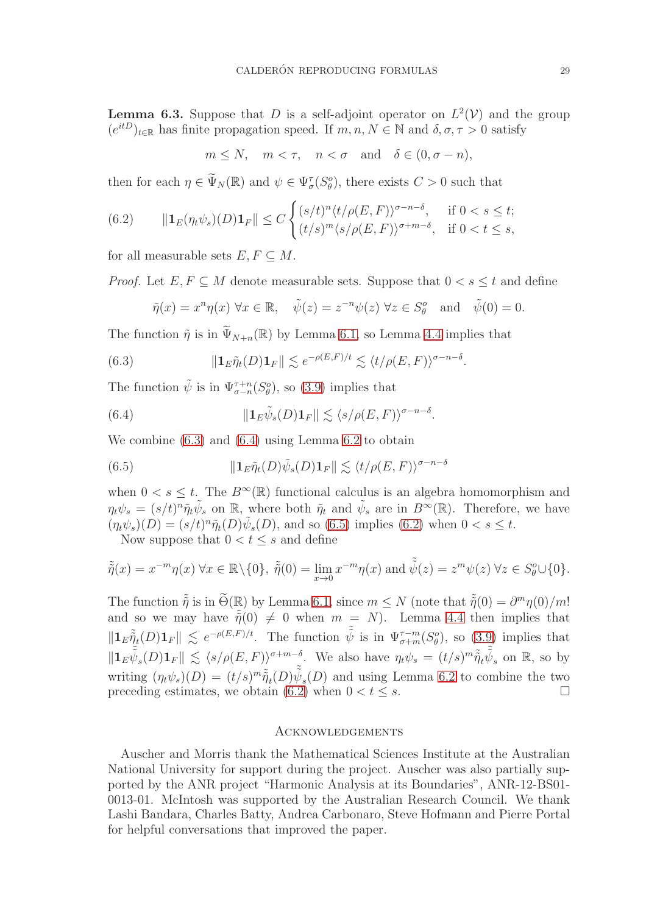**Lemma 6.3.** Suppose that $D$ is a self-adjoint operator on $L^2(\mathcal{V})$ and the group $(e^{itD})_{t\in\mathbb{R}}$ has finite propagation speed. If $m, n, N \in \mathbb{N}$ and $\delta, \sigma, \tau > 0$ satisfy

$$m \leq N, \quad m < \tau, \quad n < \sigma \quad \text{and} \quad \delta \in (0, \sigma - n),$$

then for each $\eta \in \widetilde{\Psi}_N(\mathbb{R})$ and $\psi \in \Psi^\tau_\sigma(S^o_\theta)$, there exists $C > 0$ such that

$$\|\mathbf{1}_E(\eta_t\psi_s)(D)\mathbf{1}_F\| \leq C \begin{cases} (s/t)^n \langle t/\rho(E,F)\rangle^{\sigma-n-\delta}, & \text{if } 0 < s \leq t; \\ (t/s)^m \langle s/\rho(E,F)\rangle^{\sigma+m-\delta}, & \text{if } 0 < t \leq s, \end{cases} \tag{6.2}$$

for all measurable sets $E, F \subseteq M$.

*Proof.* Let $E, F \subseteq M$ denote measurable sets. Suppose that $0 < s \leq t$ and define

$$\tilde{\eta}(x) = x^n\eta(x) \ \forall x \in \mathbb{R}, \quad \tilde{\psi}(z) = z^{-n}\psi(z) \ \forall z \in S^o_\theta \quad \text{and} \quad \tilde{\psi}(0) = 0.$$

The function $\tilde{\eta}$ is in $\widetilde{\Psi}_{N+n}(\mathbb{R})$ by Lemma 6.1, so Lemma 4.4 implies that

$$\|\mathbf{1}_E\tilde{\eta}_t(D)\mathbf{1}_F\| \lesssim e^{-\rho(E,F)/t} \lesssim \langle t/\rho(E,F)\rangle^{\sigma-n-\delta}. \tag{6.3}$$

The function $\tilde{\psi}$ is in $\Psi^{\tau+n}_{\sigma-n}(S^o_\theta)$, so (3.9) implies that

$$\|\mathbf{1}_E\tilde{\psi}_s(D)\mathbf{1}_F\| \lesssim \langle s/\rho(E,F)\rangle^{\sigma-n-\delta}. \tag{6.4}$$

We combine (6.3) and (6.4) using Lemma 6.2 to obtain

$$\|\mathbf{1}_E\tilde{\eta}_t(D)\tilde{\psi}_s(D)\mathbf{1}_F\| \lesssim \langle t/\rho(E,F)\rangle^{\sigma-n-\delta} \tag{6.5}$$

when $0 < s \leq t$. The $B^\infty(\mathbb{R})$ functional calculus is an algebra homomorphism and $\eta_t\psi_s = (s/t)^n\tilde{\eta}_t\tilde{\psi}_s$ on $\mathbb{R}$, where both $\tilde{\eta}_t$ and $\tilde{\psi}_s$ are in $B^\infty(\mathbb{R})$. Therefore, we have $(\eta_t\psi_s)(D) = (s/t)^n\tilde{\eta}_t(D)\tilde{\psi}_s(D)$, and so (6.5) implies (6.2) when $0 < s \leq t$.

Now suppose that $0 < t \leq s$ and define

$$\tilde{\tilde{\eta}}(x) = x^{-m}\eta(x) \ \forall x \in \mathbb{R}\setminus\{0\},\ \tilde{\tilde{\eta}}(0) = \lim_{x\to 0} x^{-m}\eta(x) \text{ and } \tilde{\tilde{\psi}}(z) = z^m\psi(z) \ \forall z \in S^o_\theta \cup \{0\}.$$

The function $\tilde{\tilde{\eta}}$ is in $\widetilde{\Theta}(\mathbb{R})$ by Lemma 6.1, since $m \leq N$ (note that $\tilde{\tilde{\eta}}(0) = \partial^m\eta(0)/m!$ and so we may have $\tilde{\tilde{\eta}}(0) \neq 0$ when $m = N$). Lemma 4.4 then implies that $\|\mathbf{1}_E\tilde{\tilde{\eta}}_t(D)\mathbf{1}_F\| \lesssim e^{-\rho(E,F)/t}$. The function $\tilde{\tilde{\psi}}$ is in $\Psi^{\tau-m}_{\sigma+m}(S^o_\theta)$, so (3.9) implies that $\|\mathbf{1}_E\tilde{\tilde{\psi}}_s(D)\mathbf{1}_F\| \lesssim \langle s/\rho(E,F)\rangle^{\sigma+m-\delta}$. We also have $\eta_t\psi_s = (t/s)^m\tilde{\tilde{\eta}}_t\tilde{\tilde{\psi}}_s$ on $\mathbb{R}$, so by writing $(\eta_t\psi_s)(D) = (t/s)^m\tilde{\tilde{\eta}}_t(D)\tilde{\tilde{\psi}}_s(D)$ and using Lemma 6.2 to combine the two preceding estimates, we obtain (6.2) when $0 < t \leq s$. $\square$

## Acknowledgements

Auscher and Morris thank the Mathematical Sciences Institute at the Australian National University for support during the project. Auscher was also partially supported by the ANR project "Harmonic Analysis at its Boundaries", ANR-12-BS01-0013-01. McIntosh was supported by the Australian Research Council. We thank Lashi Bandara, Charles Batty, Andrea Carbonaro, Steve Hofmann and Pierre Portal for helpful conversations that improved the paper.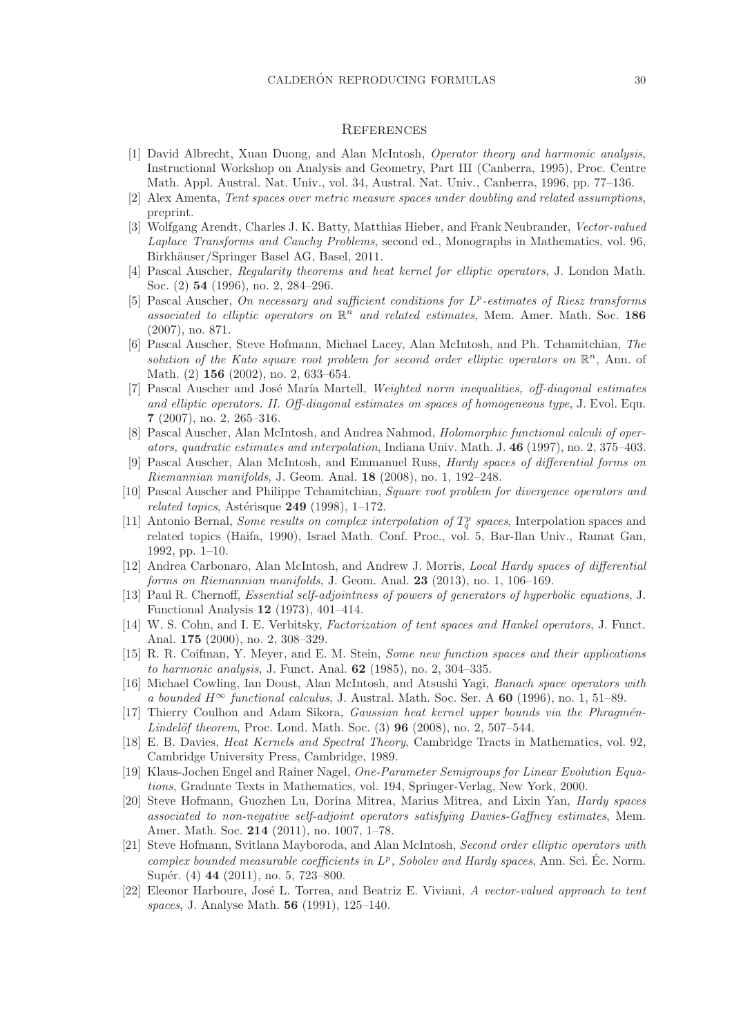## References

[1] David Albrecht, Xuan Duong, and Alan McIntosh, *Operator theory and harmonic analysis*, Instructional Workshop on Analysis and Geometry, Part III (Canberra, 1995), Proc. Centre Math. Appl. Austral. Nat. Univ., vol. 34, Austral. Nat. Univ., Canberra, 1996, pp. 77–136.

[2] Alex Amenta, *Tent spaces over metric measure spaces under doubling and related assumptions*, preprint.

[3] Wolfgang Arendt, Charles J. K. Batty, Matthias Hieber, and Frank Neubrander, *Vector-valued Laplace Transforms and Cauchy Problems*, second ed., Monographs in Mathematics, vol. 96, Birkhäuser/Springer Basel AG, Basel, 2011.

[4] Pascal Auscher, *Regularity theorems and heat kernel for elliptic operators*, J. London Math. Soc. (2) **54** (1996), no. 2, 284–296.

[5] Pascal Auscher, *On necessary and sufficient conditions for $L^p$-estimates of Riesz transforms associated to elliptic operators on $\mathbb{R}^n$ and related estimates*, Mem. Amer. Math. Soc. **186** (2007), no. 871.

[6] Pascal Auscher, Steve Hofmann, Michael Lacey, Alan McIntosh, and Ph. Tchamitchian, *The solution of the Kato square root problem for second order elliptic operators on $\mathbb{R}^n$*, Ann. of Math. (2) **156** (2002), no. 2, 633–654.

[7] Pascal Auscher and José María Martell, *Weighted norm inequalities, off-diagonal estimates and elliptic operators. II. Off-diagonal estimates on spaces of homogeneous type*, J. Evol. Equ. **7** (2007), no. 2, 265–316.

[8] Pascal Auscher, Alan McIntosh, and Andrea Nahmod, *Holomorphic functional calculi of operators, quadratic estimates and interpolation*, Indiana Univ. Math. J. **46** (1997), no. 2, 375–403.

[9] Pascal Auscher, Alan McIntosh, and Emmanuel Russ, *Hardy spaces of differential forms on Riemannian manifolds*, J. Geom. Anal. **18** (2008), no. 1, 192–248.

[10] Pascal Auscher and Philippe Tchamitchian, *Square root problem for divergence operators and related topics*, Astérisque **249** (1998), 1–172.

[11] Antonio Bernal, *Some results on complex interpolation of $T^p_q$ spaces*, Interpolation spaces and related topics (Haifa, 1990), Israel Math. Conf. Proc., vol. 5, Bar-Ilan Univ., Ramat Gan, 1992, pp. 1–10.

[12] Andrea Carbonaro, Alan McIntosh, and Andrew J. Morris, *Local Hardy spaces of differential forms on Riemannian manifolds*, J. Geom. Anal. **23** (2013), no. 1, 106–169.

[13] Paul R. Chernoff, *Essential self-adjointness of powers of generators of hyperbolic equations*, J. Functional Analysis **12** (1973), 401–414.

[14] W. S. Cohn, and I. E. Verbitsky, *Factorization of tent spaces and Hankel operators*, J. Funct. Anal. **175** (2000), no. 2, 308–329.

[15] R. R. Coifman, Y. Meyer, and E. M. Stein, *Some new function spaces and their applications to harmonic analysis*, J. Funct. Anal. **62** (1985), no. 2, 304–335.

[16] Michael Cowling, Ian Doust, Alan McIntosh, and Atsushi Yagi, *Banach space operators with a bounded $H^\infty$ functional calculus*, J. Austral. Math. Soc. Ser. A **60** (1996), no. 1, 51–89.

[17] Thierry Coulhon and Adam Sikora, *Gaussian heat kernel upper bounds via the Phragmén-Lindelöf theorem*, Proc. Lond. Math. Soc. (3) **96** (2008), no. 2, 507–544.

[18] E. B. Davies, *Heat Kernels and Spectral Theory*, Cambridge Tracts in Mathematics, vol. 92, Cambridge University Press, Cambridge, 1989.

[19] Klaus-Jochen Engel and Rainer Nagel, *One-Parameter Semigroups for Linear Evolution Equations*, Graduate Texts in Mathematics, vol. 194, Springer-Verlag, New York, 2000.

[20] Steve Hofmann, Guozhen Lu, Dorina Mitrea, Marius Mitrea, and Lixin Yan, *Hardy spaces associated to non-negative self-adjoint operators satisfying Davies-Gaffney estimates*, Mem. Amer. Math. Soc. **214** (2011), no. 1007, 1–78.

[21] Steve Hofmann, Svitlana Mayboroda, and Alan McIntosh, *Second order elliptic operators with complex bounded measurable coefficients in $L^p$, Sobolev and Hardy spaces*, Ann. Sci. Éc. Norm. Supér. (4) **44** (2011), no. 5, 723–800.

[22] Eleonor Harboure, José L. Torrea, and Beatriz E. Viviani, *A vector-valued approach to tent spaces*, J. Analyse Math. **56** (1991), 125–140.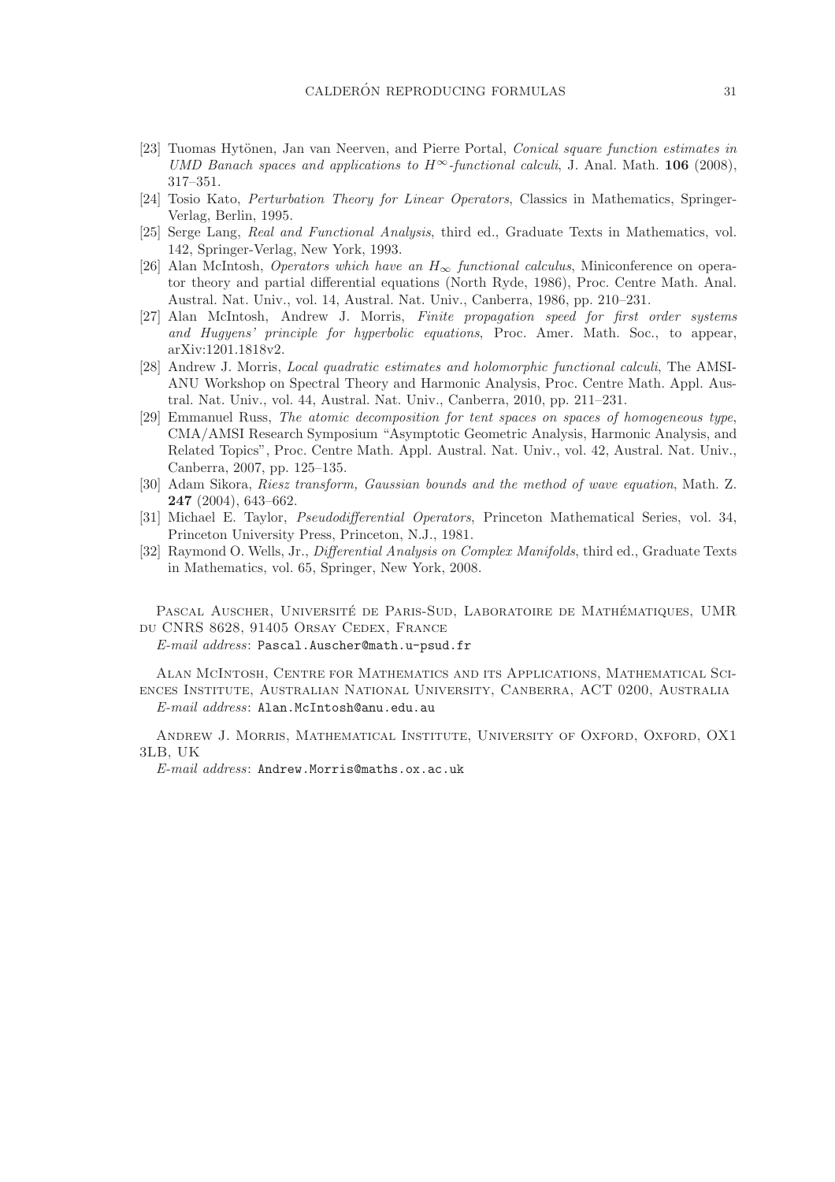[23] Tuomas Hytönen, Jan van Neerven, and Pierre Portal, *Conical square function estimates in UMD Banach spaces and applications to $H^\infty$-functional calculi*, J. Anal. Math. **106** (2008), 317–351.

[24] Tosio Kato, *Perturbation Theory for Linear Operators*, Classics in Mathematics, Springer-Verlag, Berlin, 1995.

[25] Serge Lang, *Real and Functional Analysis*, third ed., Graduate Texts in Mathematics, vol. 142, Springer-Verlag, New York, 1993.

[26] Alan McIntosh, *Operators which have an $H_\infty$ functional calculus*, Miniconference on operator theory and partial differential equations (North Ryde, 1986), Proc. Centre Math. Anal. Austral. Nat. Univ., vol. 14, Austral. Nat. Univ., Canberra, 1986, pp. 210–231.

[27] Alan McIntosh, Andrew J. Morris, *Finite propagation speed for first order systems and Huygens' principle for hyperbolic equations*, Proc. Amer. Math. Soc., to appear, arXiv:1201.1818v2.

[28] Andrew J. Morris, *Local quadratic estimates and holomorphic functional calculi*, The AMSI-ANU Workshop on Spectral Theory and Harmonic Analysis, Proc. Centre Math. Appl. Austral. Nat. Univ., vol. 44, Austral. Nat. Univ., Canberra, 2010, pp. 211–231.

[29] Emmanuel Russ, *The atomic decomposition for tent spaces on spaces of homogeneous type*, CMA/AMSI Research Symposium "Asymptotic Geometric Analysis, Harmonic Analysis, and Related Topics", Proc. Centre Math. Appl. Austral. Nat. Univ., vol. 42, Austral. Nat. Univ., Canberra, 2007, pp. 125–135.

[30] Adam Sikora, *Riesz transform, Gaussian bounds and the method of wave equation*, Math. Z. **247** (2004), 643–662.

[31] Michael E. Taylor, *Pseudodifferential Operators*, Princeton Mathematical Series, vol. 34, Princeton University Press, Princeton, N.J., 1981.

[32] Raymond O. Wells, Jr., *Differential Analysis on Complex Manifolds*, third ed., Graduate Texts in Mathematics, vol. 65, Springer, New York, 2008.

Pascal Auscher, Université de Paris-Sud, Laboratoire de Mathématiques, UMR du CNRS 8628, 91405 Orsay Cedex, France

*E-mail address*: Pascal.Auscher@math.u-psud.fr

Alan McIntosh, Centre for Mathematics and its Applications, Mathematical Sciences Institute, Australian National University, Canberra, ACT 0200, Australia

*E-mail address*: Alan.McIntosh@anu.edu.au

Andrew J. Morris, Mathematical Institute, University of Oxford, Oxford, OX1 3LB, UK

*E-mail address*: Andrew.Morris@maths.ox.ac.uk